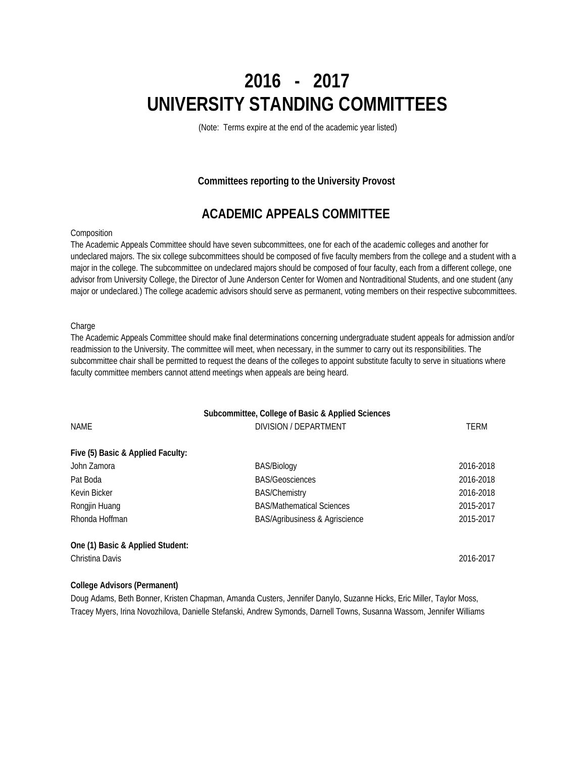# 2016 - 2017
# UNIVERSITY STANDING COMMITTEES

(Note: Terms expire at the end of the academic year listed)

**Committees reporting to the University Provost**

## ACADEMIC APPEALS COMMITTEE

Composition

The Academic Appeals Committee should have seven subcommittees, one for each of the academic colleges and another for undeclared majors. The six college subcommittees should be composed of five faculty members from the college and a student with a major in the college. The subcommittee on undeclared majors should be composed of four faculty, each from a different college, one advisor from University College, the Director of June Anderson Center for Women and Nontraditional Students, and one student (any major or undeclared.) The college academic advisors should serve as permanent, voting members on their respective subcommittees.

Charge

The Academic Appeals Committee should make final determinations concerning undergraduate student appeals for admission and/or readmission to the University. The committee will meet, when necessary, in the summer to carry out its responsibilities. The subcommittee chair shall be permitted to request the deans of the colleges to appoint substitute faculty to serve in situations where faculty committee members cannot attend meetings when appeals are being heard.

**Subcommittee, College of Basic & Applied Sciences**

| NAME | DIVISION / DEPARTMENT | TERM |
|---|---|---|
| **Five (5) Basic & Applied Faculty:** | | |
| John Zamora | BAS/Biology | 2016-2018 |
| Pat Boda | BAS/Geosciences | 2016-2018 |
| Kevin Bicker | BAS/Chemistry | 2016-2018 |
| Rongjin Huang | BAS/Mathematical Sciences | 2015-2017 |
| Rhonda Hoffman | BAS/Agribusiness & Agriscience | 2015-2017 |
| **One (1) Basic & Applied Student:** | | |
| Christina Davis | | 2016-2017 |

**College Advisors (Permanent)**

Doug Adams, Beth Bonner, Kristen Chapman, Amanda Custers, Jennifer Danylo, Suzanne Hicks, Eric Miller, Taylor Moss, Tracey Myers, Irina Novozhilova, Danielle Stefanski, Andrew Symonds, Darnell Towns, Susanna Wassom, Jennifer Williams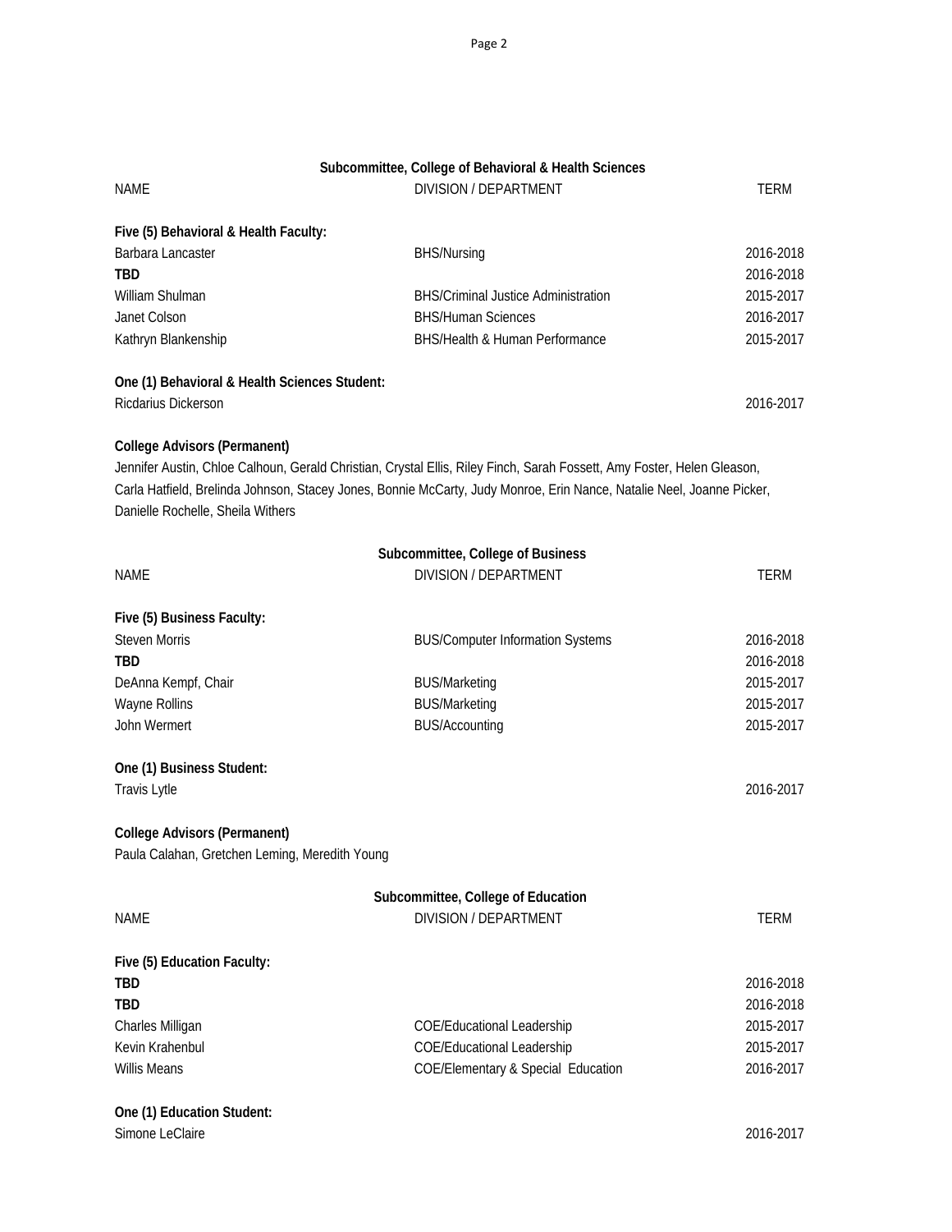## Subcommittee, College of Behavioral & Health Sciences

| NAME | DIVISION / DEPARTMENT | TERM |
|---|---|---|
| **Five (5) Behavioral & Health Faculty:** | | |
| Barbara Lancaster | BHS/Nursing | 2016-2018 |
| **TBD** | | 2016-2018 |
| William Shulman | BHS/Criminal Justice Administration | 2015-2017 |
| Janet Colson | BHS/Human Sciences | 2016-2017 |
| Kathryn Blankenship | BHS/Health & Human Performance | 2015-2017 |
| **One (1) Behavioral & Health Sciences Student:** | | |
| Ricdarius Dickerson | | 2016-2017 |

**College Advisors (Permanent)**

Jennifer Austin, Chloe Calhoun, Gerald Christian, Crystal Ellis, Riley Finch, Sarah Fossett, Amy Foster, Helen Gleason, Carla Hatfield, Brelinda Johnson, Stacey Jones, Bonnie McCarty, Judy Monroe, Erin Nance, Natalie Neel, Joanne Picker, Danielle Rochelle, Sheila Withers

## Subcommittee, College of Business

| NAME | DIVISION / DEPARTMENT | TERM |
|---|---|---|
| **Five (5) Business Faculty:** | | |
| Steven Morris | BUS/Computer Information Systems | 2016-2018 |
| **TBD** | | 2016-2018 |
| DeAnna Kempf, Chair | BUS/Marketing | 2015-2017 |
| Wayne Rollins | BUS/Marketing | 2015-2017 |
| John Wermert | BUS/Accounting | 2015-2017 |
| **One (1) Business Student:** | | |
| Travis Lytle | | 2016-2017 |

**College Advisors (Permanent)**

Paula Calahan, Gretchen Leming, Meredith Young

## Subcommittee, College of Education

| NAME | DIVISION / DEPARTMENT | TERM |
|---|---|---|
| **Five (5) Education Faculty:** | | |
| **TBD** | | 2016-2018 |
| **TBD** | | 2016-2018 |
| Charles Milligan | COE/Educational Leadership | 2015-2017 |
| Kevin Krahenbul | COE/Educational Leadership | 2015-2017 |
| Willis Means | COE/Elementary & Special Education | 2016-2017 |
| **One (1) Education Student:** | | |
| Simone LeClaire | | 2016-2017 |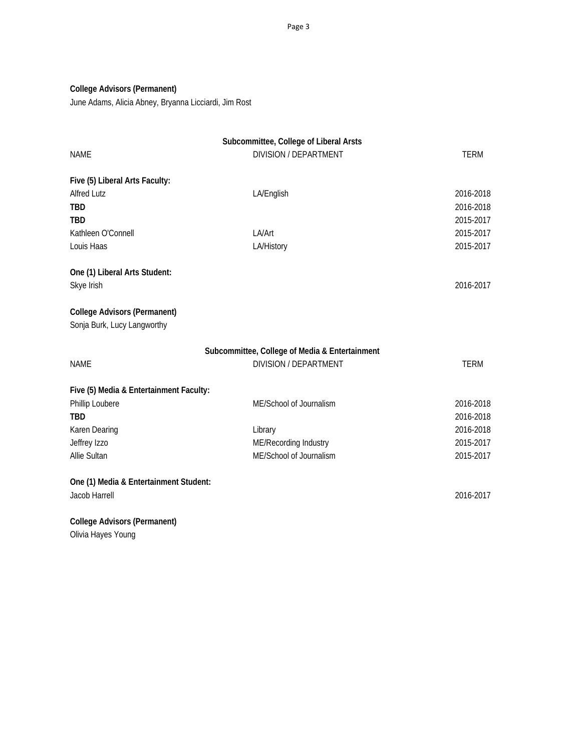**College Advisors (Permanent)**
June Adams, Alicia Abney, Bryanna Licciardi, Jim Rost

### Subcommittee, College of Liberal Arsts

| NAME | DIVISION / DEPARTMENT | TERM |
|---|---|---|
| **Five (5) Liberal Arts Faculty:** | | |
| Alfred Lutz | LA/English | 2016-2018 |
| **TBD** | | 2016-2018 |
| **TBD** | | 2015-2017 |
| Kathleen O'Connell | LA/Art | 2015-2017 |
| Louis Haas | LA/History | 2015-2017 |
| **One (1) Liberal Arts Student:** | | |
| Skye Irish | | 2016-2017 |

**College Advisors (Permanent)**
Sonja Burk, Lucy Langworthy

### Subcommittee, College of Media & Entertainment

| NAME | DIVISION / DEPARTMENT | TERM |
|---|---|---|
| **Five (5) Media & Entertainment Faculty:** | | |
| Phillip Loubere | ME/School of Journalism | 2016-2018 |
| **TBD** | | 2016-2018 |
| Karen Dearing | Library | 2016-2018 |
| Jeffrey Izzo | ME/Recording Industry | 2015-2017 |
| Allie Sultan | ME/School of Journalism | 2015-2017 |
| **One (1) Media & Entertainment Student:** | | |
| Jacob Harrell | | 2016-2017 |

**College Advisors (Permanent)**
Olivia Hayes Young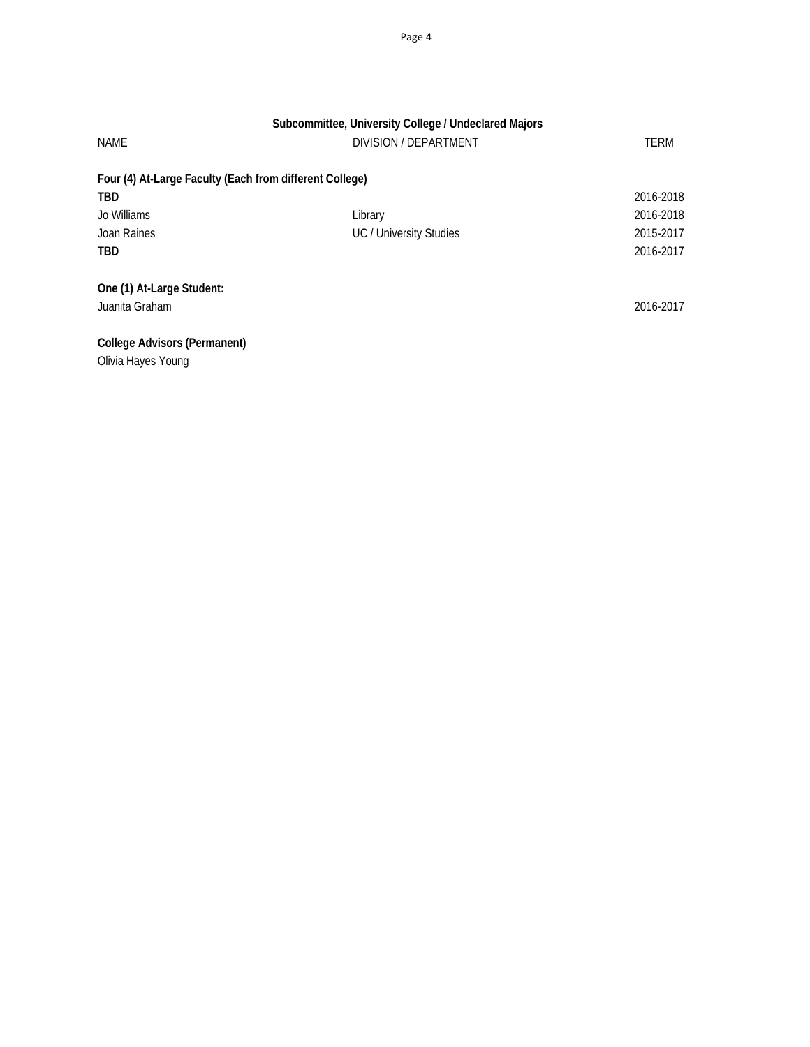## Subcommittee, University College / Undeclared Majors

| NAME | DIVISION / DEPARTMENT | TERM |
|---|---|---|
| **Four (4) At-Large Faculty (Each from different College)** | | |
| **TBD** | | 2016-2018 |
| Jo Williams | Library | 2016-2018 |
| Joan Raines | UC / University Studies | 2015-2017 |
| **TBD** | | 2016-2017 |
| | | |
| **One (1) At-Large Student:** | | |
| Juanita Graham | | 2016-2017 |
| | | |
| **College Advisors (Permanent)** | | |
| Olivia Hayes Young | | |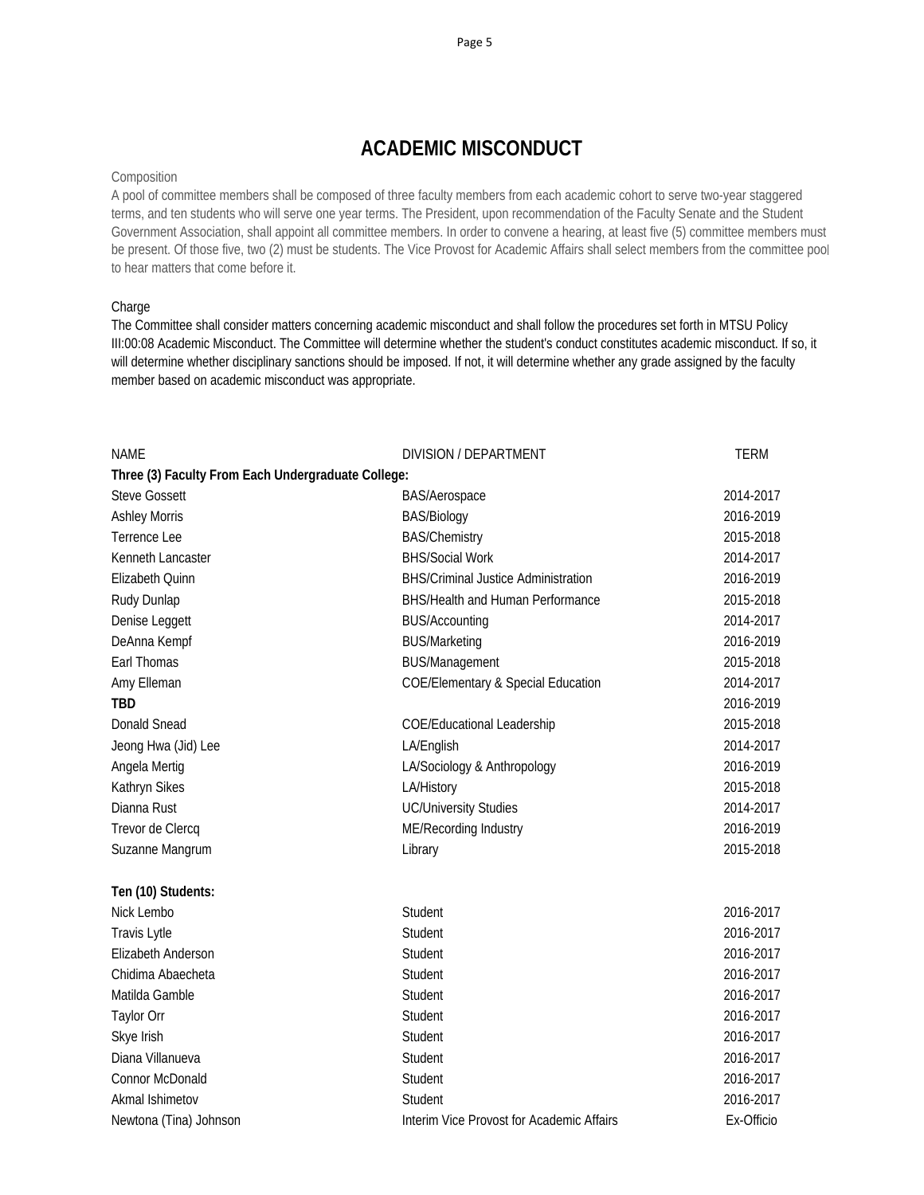# ACADEMIC MISCONDUCT

Composition

A pool of committee members shall be composed of three faculty members from each academic cohort to serve two-year staggered terms, and ten students who will serve one year terms. The President, upon recommendation of the Faculty Senate and the Student Government Association, shall appoint all committee members. In order to convene a hearing, at least five (5) committee members must be present. Of those five, two (2) must be students. The Vice Provost for Academic Affairs shall select members from the committee pool to hear matters that come before it.

Charge

The Committee shall consider matters concerning academic misconduct and shall follow the procedures set forth in MTSU Policy III:00:08 Academic Misconduct. The Committee will determine whether the student's conduct constitutes academic misconduct. If so, it will determine whether disciplinary sanctions should be imposed. If not, it will determine whether any grade assigned by the faculty member based on academic misconduct was appropriate.

| NAME | DIVISION / DEPARTMENT | TERM |
|---|---|---|
| **Three (3) Faculty From Each Undergraduate College:** | | |
| Steve Gossett | BAS/Aerospace | 2014-2017 |
| Ashley Morris | BAS/Biology | 2016-2019 |
| Terrence Lee | BAS/Chemistry | 2015-2018 |
| Kenneth Lancaster | BHS/Social Work | 2014-2017 |
| Elizabeth Quinn | BHS/Criminal Justice Administration | 2016-2019 |
| Rudy Dunlap | BHS/Health and Human Performance | 2015-2018 |
| Denise Leggett | BUS/Accounting | 2014-2017 |
| DeAnna Kempf | BUS/Marketing | 2016-2019 |
| Earl Thomas | BUS/Management | 2015-2018 |
| Amy Elleman | COE/Elementary & Special Education | 2014-2017 |
| **TBD** | | 2016-2019 |
| Donald Snead | COE/Educational Leadership | 2015-2018 |
| Jeong Hwa (Jid) Lee | LA/English | 2014-2017 |
| Angela Mertig | LA/Sociology & Anthropology | 2016-2019 |
| Kathryn Sikes | LA/History | 2015-2018 |
| Dianna Rust | UC/University Studies | 2014-2017 |
| Trevor de Clercq | ME/Recording Industry | 2016-2019 |
| Suzanne Mangrum | Library | 2015-2018 |
| **Ten (10) Students:** | | |
| Nick Lembo | Student | 2016-2017 |
| Travis Lytle | Student | 2016-2017 |
| Elizabeth Anderson | Student | 2016-2017 |
| Chidima Abaecheta | Student | 2016-2017 |
| Matilda Gamble | Student | 2016-2017 |
| Taylor Orr | Student | 2016-2017 |
| Skye Irish | Student | 2016-2017 |
| Diana Villanueva | Student | 2016-2017 |
| Connor McDonald | Student | 2016-2017 |
| Akmal Ishimetov | Student | 2016-2017 |
| Newtona (Tina) Johnson | Interim Vice Provost for Academic Affairs | Ex-Officio |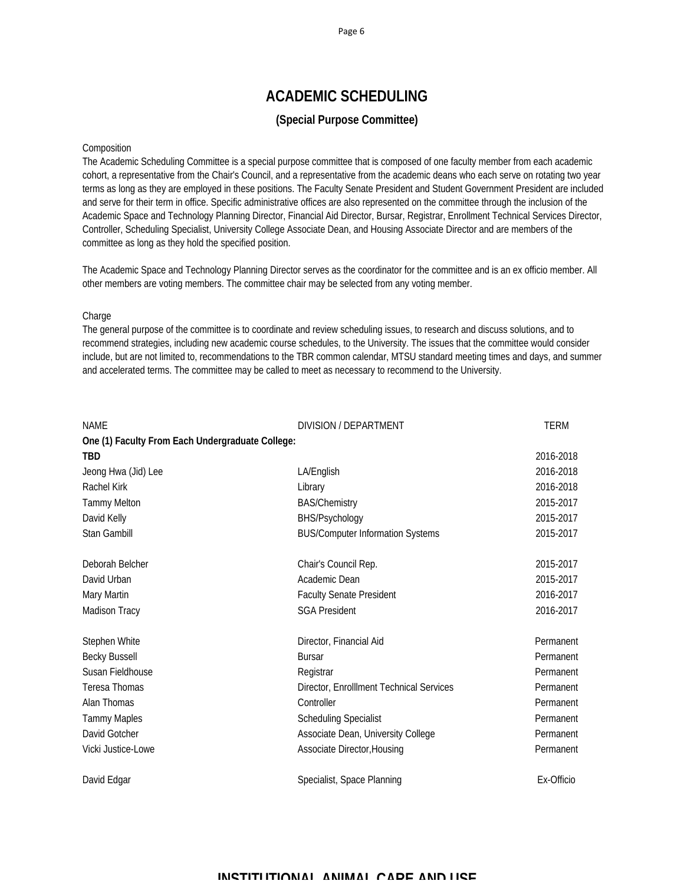# ACADEMIC SCHEDULING

### (Special Purpose Committee)

Composition

The Academic Scheduling Committee is a special purpose committee that is composed of one faculty member from each academic cohort, a representative from the Chair's Council, and a representative from the academic deans who each serve on rotating two year terms as long as they are employed in these positions. The Faculty Senate President and Student Government President are included and serve for their term in office. Specific administrative offices are also represented on the committee through the inclusion of the Academic Space and Technology Planning Director, Financial Aid Director, Bursar, Registrar, Enrollment Technical Services Director, Controller, Scheduling Specialist, University College Associate Dean, and Housing Associate Director and are members of the committee as long as they hold the specified position.

The Academic Space and Technology Planning Director serves as the coordinator for the committee and is an ex officio member. All other members are voting members. The committee chair may be selected from any voting member.

Charge

The general purpose of the committee is to coordinate and review scheduling issues, to research and discuss solutions, and to recommend strategies, including new academic course schedules, to the University. The issues that the committee would consider include, but are not limited to, recommendations to the TBR common calendar, MTSU standard meeting times and days, and summer and accelerated terms. The committee may be called to meet as necessary to recommend to the University.

| NAME | DIVISION / DEPARTMENT | TERM |
|---|---|---|
| **One (1) Faculty From Each Undergraduate College:** | | |
| **TBD** | | 2016-2018 |
| Jeong Hwa (Jid) Lee | LA/English | 2016-2018 |
| Rachel Kirk | Library | 2016-2018 |
| Tammy Melton | BAS/Chemistry | 2015-2017 |
| David Kelly | BHS/Psychology | 2015-2017 |
| Stan Gambill | BUS/Computer Information Systems | 2015-2017 |
| | | |
| Deborah Belcher | Chair's Council Rep. | 2015-2017 |
| David Urban | Academic Dean | 2015-2017 |
| Mary Martin | Faculty Senate President | 2016-2017 |
| Madison Tracy | SGA President | 2016-2017 |
| | | |
| Stephen White | Director, Financial Aid | Permanent |
| Becky Bussell | Bursar | Permanent |
| Susan Fieldhouse | Registrar | Permanent |
| Teresa Thomas | Director, Enrolllment Technical Services | Permanent |
| Alan Thomas | Controller | Permanent |
| Tammy Maples | Scheduling Specialist | Permanent |
| David Gotcher | Associate Dean, University College | Permanent |
| Vicki Justice-Lowe | Associate Director,Housing | Permanent |
| | | |
| David Edgar | Specialist, Space Planning | Ex-Officio |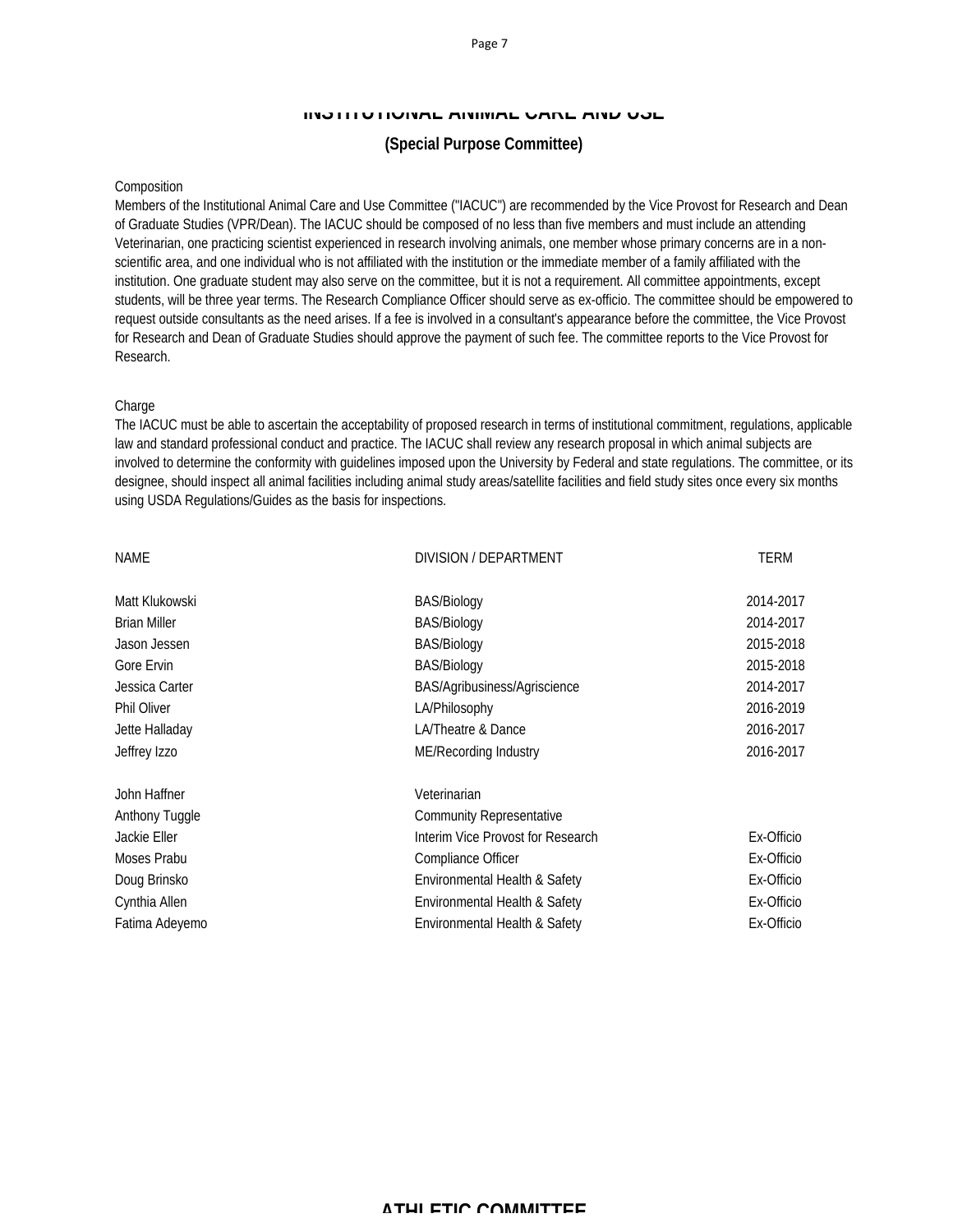## INSTITUTIONAL ANIMAL CARE AND USE

**(Special Purpose Committee)**

Composition

Members of the Institutional Animal Care and Use Committee ("IACUC") are recommended by the Vice Provost for Research and Dean of Graduate Studies (VPR/Dean). The IACUC should be composed of no less than five members and must include an attending Veterinarian, one practicing scientist experienced in research involving animals, one member whose primary concerns are in a non-scientific area, and one individual who is not affiliated with the institution or the immediate member of a family affiliated with the institution. One graduate student may also serve on the committee, but it is not a requirement. All committee appointments, except students, will be three year terms. The Research Compliance Officer should serve as ex-officio. The committee should be empowered to request outside consultants as the need arises. If a fee is involved in a consultant's appearance before the committee, the Vice Provost for Research and Dean of Graduate Studies should approve the payment of such fee. The committee reports to the Vice Provost for Research.

Charge

The IACUC must be able to ascertain the acceptability of proposed research in terms of institutional commitment, regulations, applicable law and standard professional conduct and practice. The IACUC shall review any research proposal in which animal subjects are involved to determine the conformity with guidelines imposed upon the University by Federal and state regulations. The committee, or its designee, should inspect all animal facilities including animal study areas/satellite facilities and field study sites once every six months using USDA Regulations/Guides as the basis for inspections.

| NAME | DIVISION / DEPARTMENT | TERM |
|---|---|---|
| Matt Klukowski | BAS/Biology | 2014-2017 |
| Brian Miller | BAS/Biology | 2014-2017 |
| Jason Jessen | BAS/Biology | 2015-2018 |
| Gore Ervin | BAS/Biology | 2015-2018 |
| Jessica Carter | BAS/Agribusiness/Agriscience | 2014-2017 |
| Phil Oliver | LA/Philosophy | 2016-2019 |
| Jette Halladay | LA/Theatre & Dance | 2016-2017 |
| Jeffrey Izzo | ME/Recording Industry | 2016-2017 |
| John Haffner | Veterinarian | |
| Anthony Tuggle | Community Representative | |
| Jackie Eller | Interim Vice Provost for Research | Ex-Officio |
| Moses Prabu | Compliance Officer | Ex-Officio |
| Doug Brinsko | Environmental Health & Safety | Ex-Officio |
| Cynthia Allen | Environmental Health & Safety | Ex-Officio |
| Fatima Adeyemo | Environmental Health & Safety | Ex-Officio |

## ATHLETIC COMMITTEE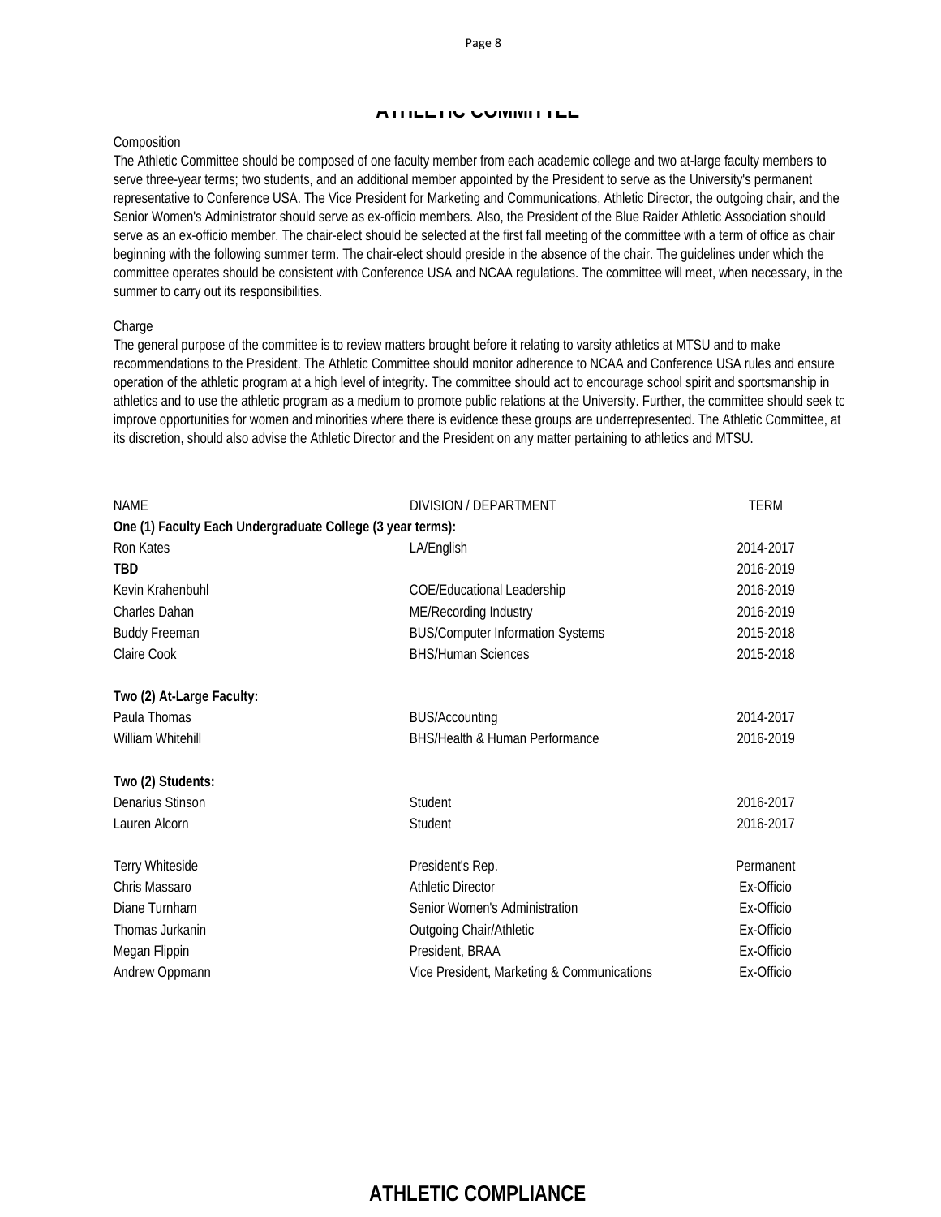## ATHLETIC COMMITTEE

Composition

The Athletic Committee should be composed of one faculty member from each academic college and two at-large faculty members to serve three-year terms; two students, and an additional member appointed by the President to serve as the University's permanent representative to Conference USA. The Vice President for Marketing and Communications, Athletic Director, the outgoing chair, and the Senior Women's Administrator should serve as ex-officio members. Also, the President of the Blue Raider Athletic Association should serve as an ex-officio member. The chair-elect should be selected at the first fall meeting of the committee with a term of office as chair beginning with the following summer term. The chair-elect should preside in the absence of the chair. The guidelines under which the committee operates should be consistent with Conference USA and NCAA regulations. The committee will meet, when necessary, in the summer to carry out its responsibilities.

Charge

The general purpose of the committee is to review matters brought before it relating to varsity athletics at MTSU and to make recommendations to the President. The Athletic Committee should monitor adherence to NCAA and Conference USA rules and ensure operation of the athletic program at a high level of integrity. The committee should act to encourage school spirit and sportsmanship in athletics and to use the athletic program as a medium to promote public relations at the University. Further, the committee should seek to improve opportunities for women and minorities where there is evidence these groups are underrepresented. The Athletic Committee, at its discretion, should also advise the Athletic Director and the President on any matter pertaining to athletics and MTSU.

| NAME | DIVISION / DEPARTMENT | TERM |
|---|---|---|
| **One (1) Faculty Each Undergraduate College (3 year terms):** | | |
| Ron Kates | LA/English | 2014-2017 |
| **TBD** | | 2016-2019 |
| Kevin Krahenbuhl | COE/Educational Leadership | 2016-2019 |
| Charles Dahan | ME/Recording Industry | 2016-2019 |
| Buddy Freeman | BUS/Computer Information Systems | 2015-2018 |
| Claire Cook | BHS/Human Sciences | 2015-2018 |
| **Two (2) At-Large Faculty:** | | |
| Paula Thomas | BUS/Accounting | 2014-2017 |
| William Whitehill | BHS/Health & Human Performance | 2016-2019 |
| **Two (2) Students:** | | |
| Denarius Stinson | Student | 2016-2017 |
| Lauren Alcorn | Student | 2016-2017 |
| Terry Whiteside | President's Rep. | Permanent |
| Chris Massaro | Athletic Director | Ex-Officio |
| Diane Turnham | Senior Women's Administration | Ex-Officio |
| Thomas Jurkanin | Outgoing Chair/Athletic | Ex-Officio |
| Megan Flippin | President, BRAA | Ex-Officio |
| Andrew Oppmann | Vice President, Marketing & Communications | Ex-Officio |

## ATHLETIC COMPLIANCE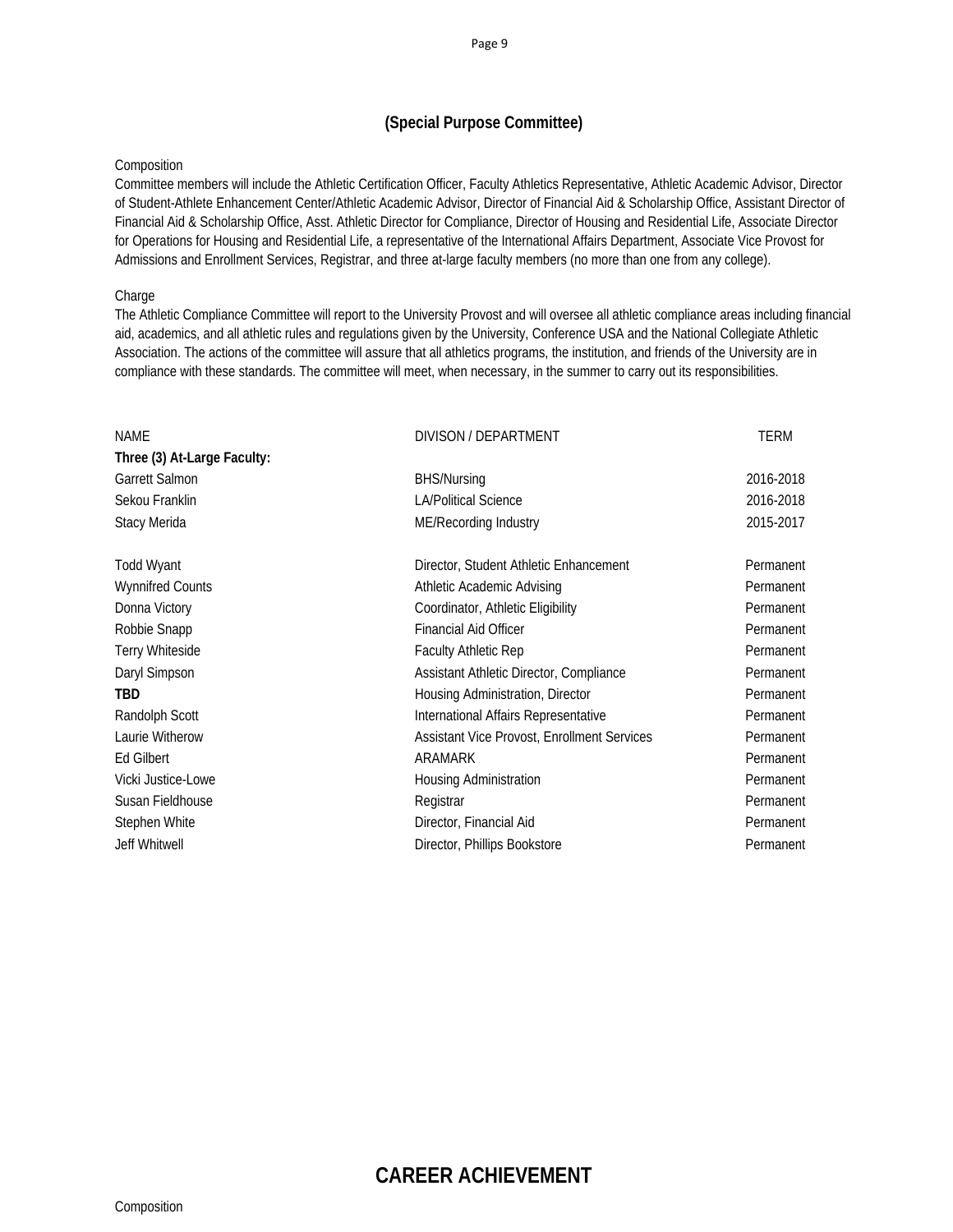### (Special Purpose Committee)

Composition

Committee members will include the Athletic Certification Officer, Faculty Athletics Representative, Athletic Academic Advisor, Director of Student-Athlete Enhancement Center/Athletic Academic Advisor, Director of Financial Aid & Scholarship Office, Assistant Director of Financial Aid & Scholarship Office, Asst. Athletic Director for Compliance, Director of Housing and Residential Life, Associate Director for Operations for Housing and Residential Life, a representative of the International Affairs Department, Associate Vice Provost for Admissions and Enrollment Services, Registrar, and three at-large faculty members (no more than one from any college).

Charge

The Athletic Compliance Committee will report to the University Provost and will oversee all athletic compliance areas including financial aid, academics, and all athletic rules and regulations given by the University, Conference USA and the National Collegiate Athletic Association. The actions of the committee will assure that all athletics programs, the institution, and friends of the University are in compliance with these standards. The committee will meet, when necessary, in the summer to carry out its responsibilities.

| NAME | DIVISON / DEPARTMENT | TERM |
|---|---|---|
| **Three (3) At-Large Faculty:** | | |
| Garrett Salmon | BHS/Nursing | 2016-2018 |
| Sekou Franklin | LA/Political Science | 2016-2018 |
| Stacy Merida | ME/Recording Industry | 2015-2017 |
| | | |
| Todd Wyant | Director, Student Athletic Enhancement | Permanent |
| Wynnifred Counts | Athletic Academic Advising | Permanent |
| Donna Victory | Coordinator, Athletic Eligibility | Permanent |
| Robbie Snapp | Financial Aid Officer | Permanent |
| Terry Whiteside | Faculty Athletic Rep | Permanent |
| Daryl Simpson | Assistant Athletic Director, Compliance | Permanent |
| **TBD** | Housing Administration, Director | Permanent |
| Randolph Scott | International Affairs Representative | Permanent |
| Laurie Witherow | Assistant Vice Provost, Enrollment Services | Permanent |
| Ed Gilbert | ARAMARK | Permanent |
| Vicki Justice-Lowe | Housing Administration | Permanent |
| Susan Fieldhouse | Registrar | Permanent |
| Stephen White | Director, Financial Aid | Permanent |
| Jeff Whitwell | Director, Phillips Bookstore | Permanent |

## CAREER ACHIEVEMENT

Composition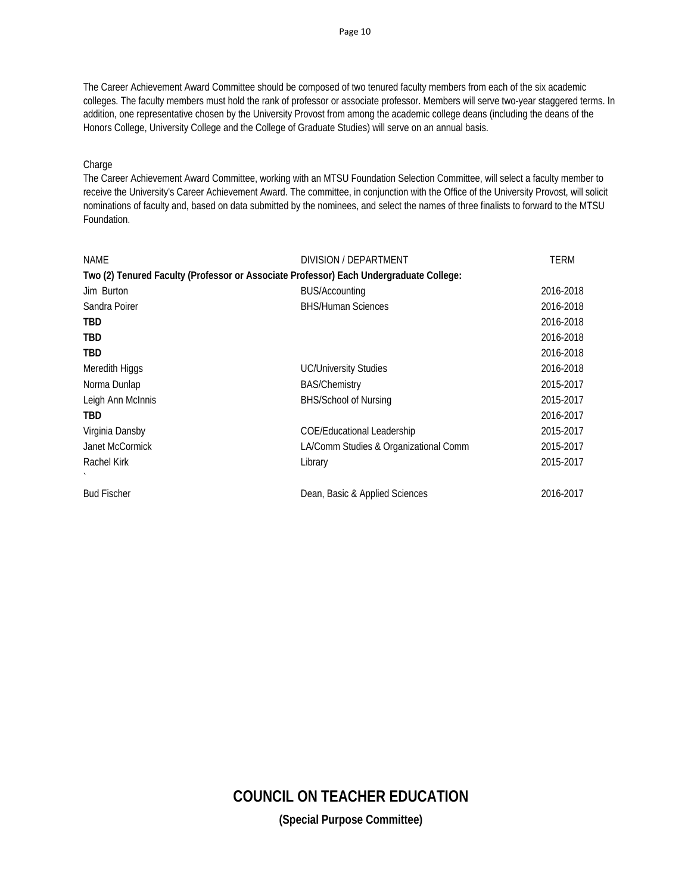The Career Achievement Award Committee should be composed of two tenured faculty members from each of the six academic colleges. The faculty members must hold the rank of professor or associate professor. Members will serve two-year staggered terms. In addition, one representative chosen by the University Provost from among the academic college deans (including the deans of the Honors College, University College and the College of Graduate Studies) will serve on an annual basis.

Charge

The Career Achievement Award Committee, working with an MTSU Foundation Selection Committee, will select a faculty member to receive the University's Career Achievement Award. The committee, in conjunction with the Office of the University Provost, will solicit nominations of faculty and, based on data submitted by the nominees, and select the names of three finalists to forward to the MTSU Foundation.

| NAME | DIVISION / DEPARTMENT | TERM |
|---|---|---|
| **Two (2) Tenured Faculty (Professor or Associate Professor) Each Undergraduate College:** | | |
| Jim Burton | BUS/Accounting | 2016-2018 |
| Sandra Poirer | BHS/Human Sciences | 2016-2018 |
| **TBD** | | 2016-2018 |
| **TBD** | | 2016-2018 |
| **TBD** | | 2016-2018 |
| Meredith Higgs | UC/University Studies | 2016-2018 |
| Norma Dunlap | BAS/Chemistry | 2015-2017 |
| Leigh Ann McInnis | BHS/School of Nursing | 2015-2017 |
| **TBD** | | 2016-2017 |
| Virginia Dansby | COE/Educational Leadership | 2015-2017 |
| Janet McCormick | LA/Comm Studies & Organizational Comm | 2015-2017 |
| Rachel Kirk | Library | 2015-2017 |
| ` | | |
| Bud Fischer | Dean, Basic & Applied Sciences | 2016-2017 |

## COUNCIL ON TEACHER EDUCATION

**(Special Purpose Committee)**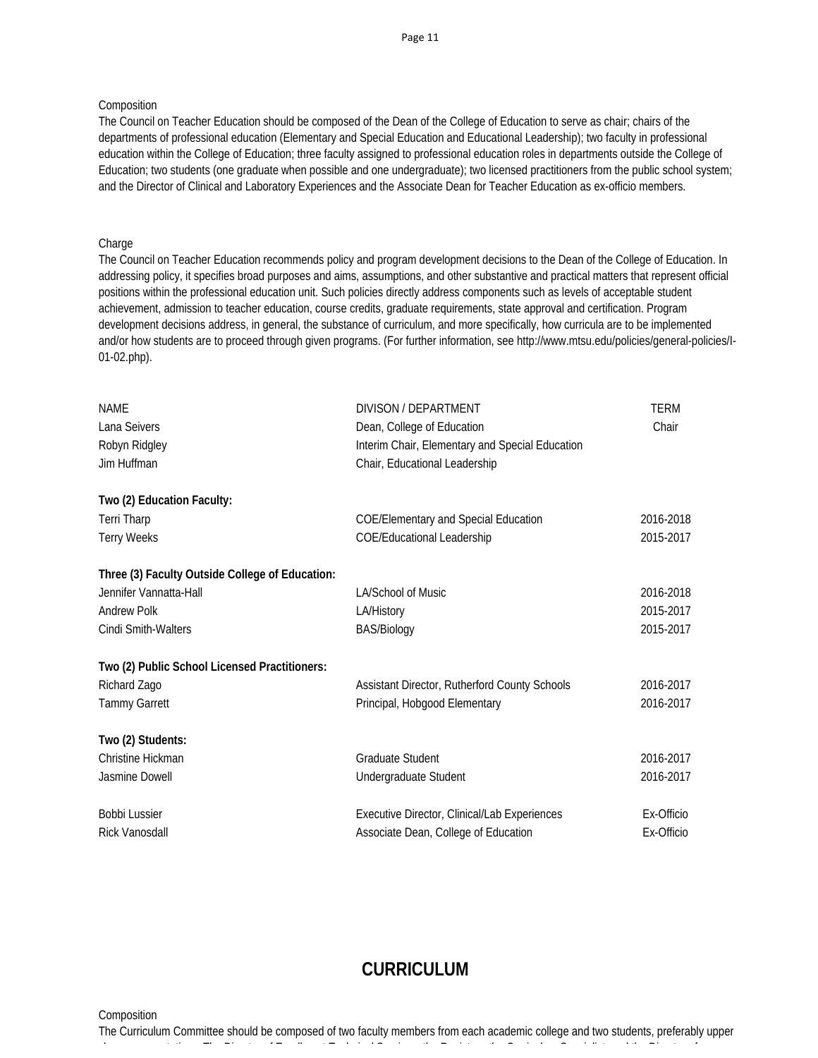Composition

The Council on Teacher Education should be composed of the Dean of the College of Education to serve as chair; chairs of the departments of professional education (Elementary and Special Education and Educational Leadership); two faculty in professional education within the College of Education; three faculty assigned to professional education roles in departments outside the College of Education; two students (one graduate when possible and one undergraduate); two licensed practitioners from the public school system; and the Director of Clinical and Laboratory Experiences and the Associate Dean for Teacher Education as ex-officio members.

Charge

The Council on Teacher Education recommends policy and program development decisions to the Dean of the College of Education. In addressing policy, it specifies broad purposes and aims, assumptions, and other substantive and practical matters that represent official positions within the professional education unit. Such policies directly address components such as levels of acceptable student achievement, admission to teacher education, course credits, graduate requirements, state approval and certification. Program development decisions address, in general, the substance of curriculum, and more specifically, how curricula are to be implemented and/or how students are to proceed through given programs. (For further information, see http://www.mtsu.edu/policies/general-policies/I-01-02.php).

| NAME | DIVISON / DEPARTMENT | TERM |
|---|---|---|
| Lana Seivers | Dean, College of Education | Chair |
| Robyn Ridgley | Interim Chair, Elementary and Special Education | |
| Jim Huffman | Chair, Educational Leadership | |
| **Two (2) Education Faculty:** | | |
| Terri Tharp | COE/Elementary and Special Education | 2016-2018 |
| Terry Weeks | COE/Educational Leadership | 2015-2017 |
| **Three (3) Faculty Outside College of Education:** | | |
| Jennifer Vannatta-Hall | LA/School of Music | 2016-2018 |
| Andrew Polk | LA/History | 2015-2017 |
| Cindi Smith-Walters | BAS/Biology | 2015-2017 |
| **Two (2) Public School Licensed Practitioners:** | | |
| Richard Zago | Assistant Director, Rutherford County Schools | 2016-2017 |
| Tammy Garrett | Principal, Hobgood Elementary | 2016-2017 |
| **Two (2) Students:** | | |
| Christine Hickman | Graduate Student | 2016-2017 |
| Jasmine Dowell | Undergraduate Student | 2016-2017 |
| Bobbi Lussier | Executive Director, Clinical/Lab Experiences | Ex-Officio |
| Rick Vanosdall | Associate Dean, College of Education | Ex-Officio |

# CURRICULUM

Composition

The Curriculum Committee should be composed of two faculty members from each academic college and two students, preferably upper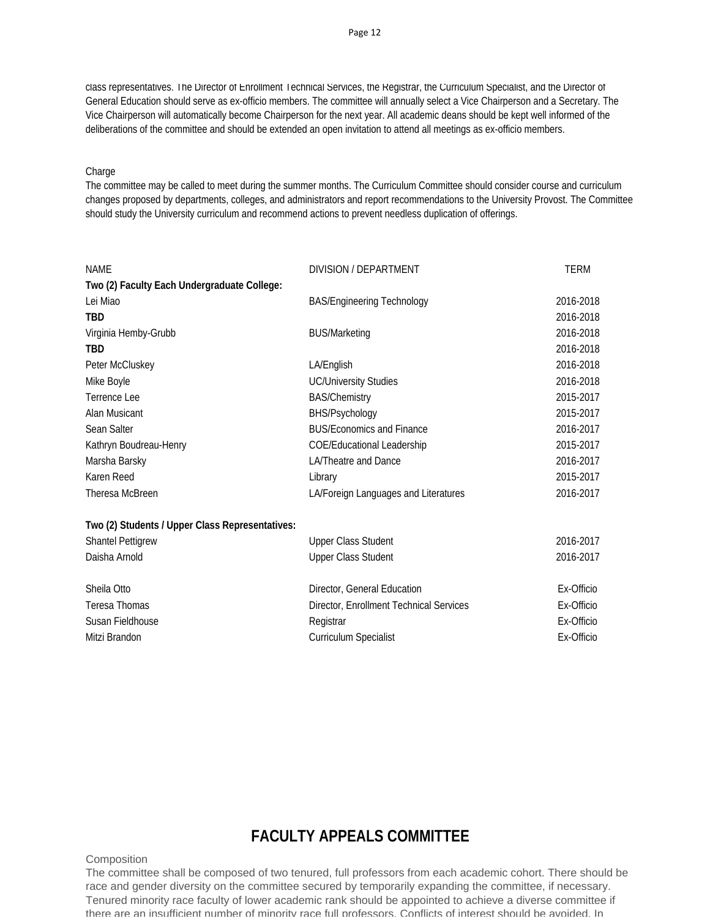class representatives. The Director of Enrollment Technical Services, the Registrar, the Curriculum Specialist, and the Director of General Education should serve as ex-officio members. The committee will annually select a Vice Chairperson and a Secretary. The Vice Chairperson will automatically become Chairperson for the next year. All academic deans should be kept well informed of the deliberations of the committee and should be extended an open invitation to attend all meetings as ex-officio members.

Charge

The committee may be called to meet during the summer months. The Curriculum Committee should consider course and curriculum changes proposed by departments, colleges, and administrators and report recommendations to the University Provost. The Committee should study the University curriculum and recommend actions to prevent needless duplication of offerings.

| NAME | DIVISION / DEPARTMENT | TERM |
|---|---|---|
| **Two (2) Faculty Each Undergraduate College:** | | |
| Lei Miao | BAS/Engineering Technology | 2016-2018 |
| **TBD** | | 2016-2018 |
| Virginia Hemby-Grubb | BUS/Marketing | 2016-2018 |
| **TBD** | | 2016-2018 |
| Peter McCluskey | LA/English | 2016-2018 |
| Mike Boyle | UC/University Studies | 2016-2018 |
| Terrence Lee | BAS/Chemistry | 2015-2017 |
| Alan Musicant | BHS/Psychology | 2015-2017 |
| Sean Salter | BUS/Economics and Finance | 2016-2017 |
| Kathryn Boudreau-Henry | COE/Educational Leadership | 2015-2017 |
| Marsha Barsky | LA/Theatre and Dance | 2016-2017 |
| Karen Reed | Library | 2015-2017 |
| Theresa McBreen | LA/Foreign Languages and Literatures | 2016-2017 |
| | | |
| **Two (2) Students / Upper Class Representatives:** | | |
| Shantel Pettigrew | Upper Class Student | 2016-2017 |
| Daisha Arnold | Upper Class Student | 2016-2017 |
| | | |
| Sheila Otto | Director, General Education | Ex-Officio |
| Teresa Thomas | Director, Enrollment Technical Services | Ex-Officio |
| Susan Fieldhouse | Registrar | Ex-Officio |
| Mitzi Brandon | Curriculum Specialist | Ex-Officio |

# FACULTY APPEALS COMMITTEE

Composition

The committee shall be composed of two tenured, full professors from each academic cohort. There should be race and gender diversity on the committee secured by temporarily expanding the committee, if necessary. Tenured minority race faculty of lower academic rank should be appointed to achieve a diverse committee if there are an insufficient number of minority race full professors. Conflicts of interest should be avoided. In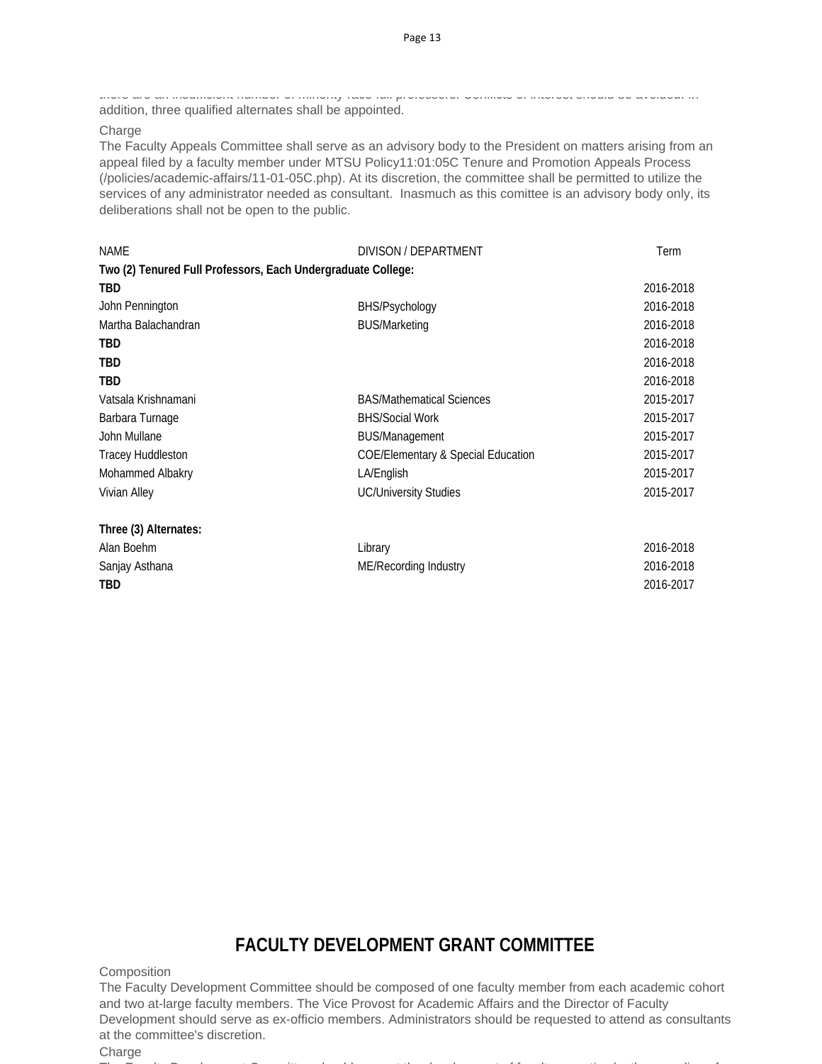there are an insufficient number of minority race full professors. Conflicts of interest should be avoided. In addition, three qualified alternates shall be appointed.

Charge

The Faculty Appeals Committee shall serve as an advisory body to the President on matters arising from an appeal filed by a faculty member under MTSU Policy11:01:05C Tenure and Promotion Appeals Process (/policies/academic-affairs/11-01-05C.php). At its discretion, the committee shall be permitted to utilize the services of any administrator needed as consultant. Inasmuch as this comittee is an advisory body only, its deliberations shall not be open to the public.

| NAME | DIVISON / DEPARTMENT | Term |
|---|---|---|
| **Two (2) Tenured Full Professors, Each Undergraduate College:** | | |
| **TBD** | | 2016-2018 |
| John Pennington | BHS/Psychology | 2016-2018 |
| Martha Balachandran | BUS/Marketing | 2016-2018 |
| **TBD** | | 2016-2018 |
| **TBD** | | 2016-2018 |
| **TBD** | | 2016-2018 |
| Vatsala Krishnamani | BAS/Mathematical Sciences | 2015-2017 |
| Barbara Turnage | BHS/Social Work | 2015-2017 |
| John Mullane | BUS/Management | 2015-2017 |
| Tracey Huddleston | COE/Elementary & Special Education | 2015-2017 |
| Mohammed Albakry | LA/English | 2015-2017 |
| Vivian Alley | UC/University Studies | 2015-2017 |
| | | |
| **Three (3) Alternates:** | | |
| Alan Boehm | Library | 2016-2018 |
| Sanjay Asthana | ME/Recording Industry | 2016-2018 |
| **TBD** | | 2016-2017 |

## FACULTY DEVELOPMENT GRANT COMMITTEE

Composition

The Faculty Development Committee should be composed of one faculty member from each academic cohort and two at-large faculty members. The Vice Provost for Academic Affairs and the Director of Faculty Development should serve as ex-officio members. Administrators should be requested to attend as consultants at the committee's discretion.

Charge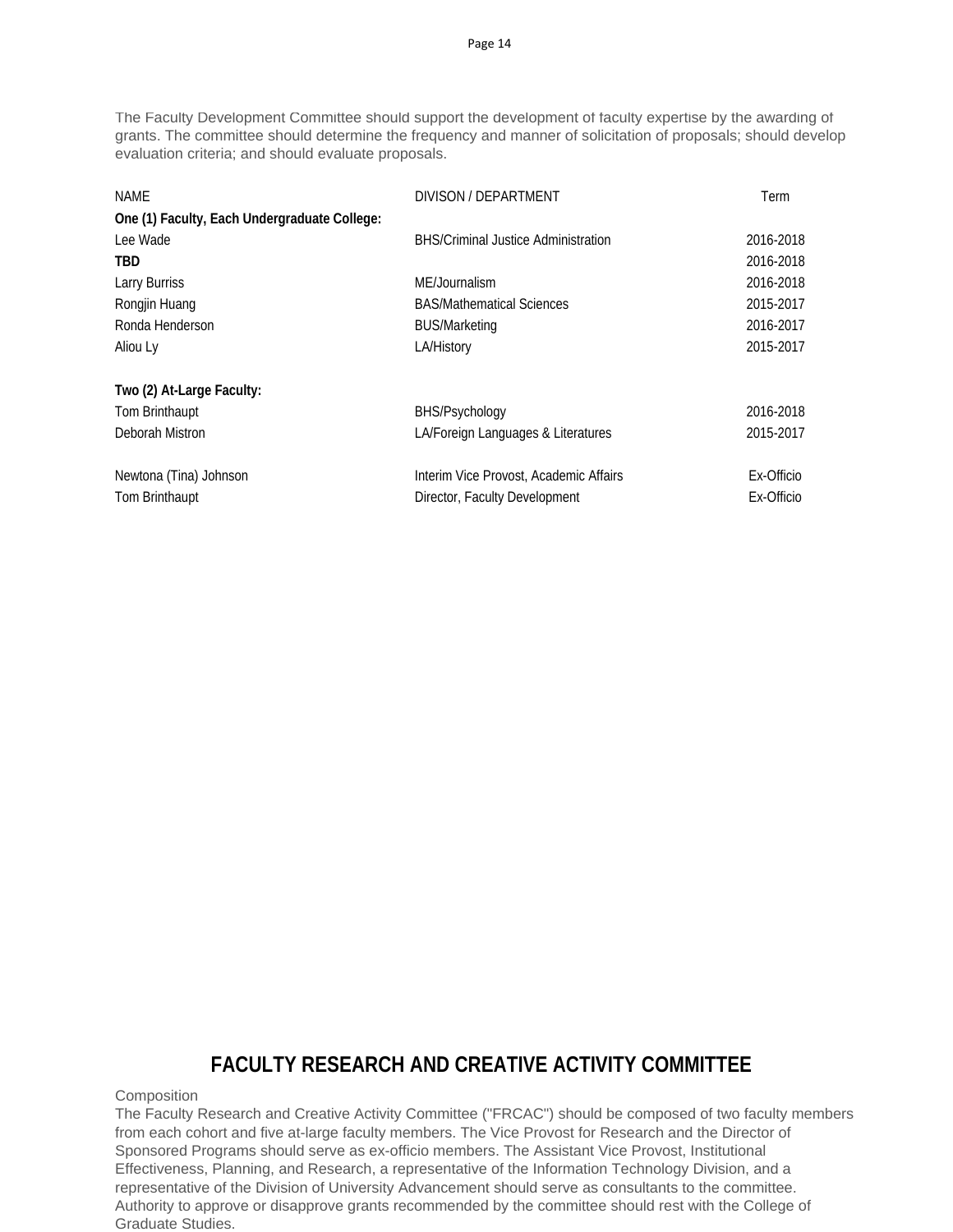The Faculty Development Committee should support the development of faculty expertise by the awarding of grants. The committee should determine the frequency and manner of solicitation of proposals; should develop evaluation criteria; and should evaluate proposals.

| NAME | DIVISON / DEPARTMENT | Term |
|---|---|---|
| **One (1) Faculty, Each Undergraduate College:** | | |
| Lee Wade | BHS/Criminal Justice Administration | 2016-2018 |
| **TBD** | | 2016-2018 |
| Larry Burriss | ME/Journalism | 2016-2018 |
| Rongjin Huang | BAS/Mathematical Sciences | 2015-2017 |
| Ronda Henderson | BUS/Marketing | 2016-2017 |
| Aliou Ly | LA/History | 2015-2017 |
| | | |
| **Two (2) At-Large Faculty:** | | |
| Tom Brinthaupt | BHS/Psychology | 2016-2018 |
| Deborah Mistron | LA/Foreign Languages & Literatures | 2015-2017 |
| | | |
| Newtona (Tina) Johnson | Interim Vice Provost, Academic Affairs | Ex-Officio |
| Tom Brinthaupt | Director, Faculty Development | Ex-Officio |

## FACULTY RESEARCH AND CREATIVE ACTIVITY COMMITTEE

Composition

The Faculty Research and Creative Activity Committee ("FRCAC") should be composed of two faculty members from each cohort and five at-large faculty members. The Vice Provost for Research and the Director of Sponsored Programs should serve as ex-officio members. The Assistant Vice Provost, Institutional Effectiveness, Planning, and Research, a representative of the Information Technology Division, and a representative of the Division of University Advancement should serve as consultants to the committee. Authority to approve or disapprove grants recommended by the committee should rest with the College of Graduate Studies.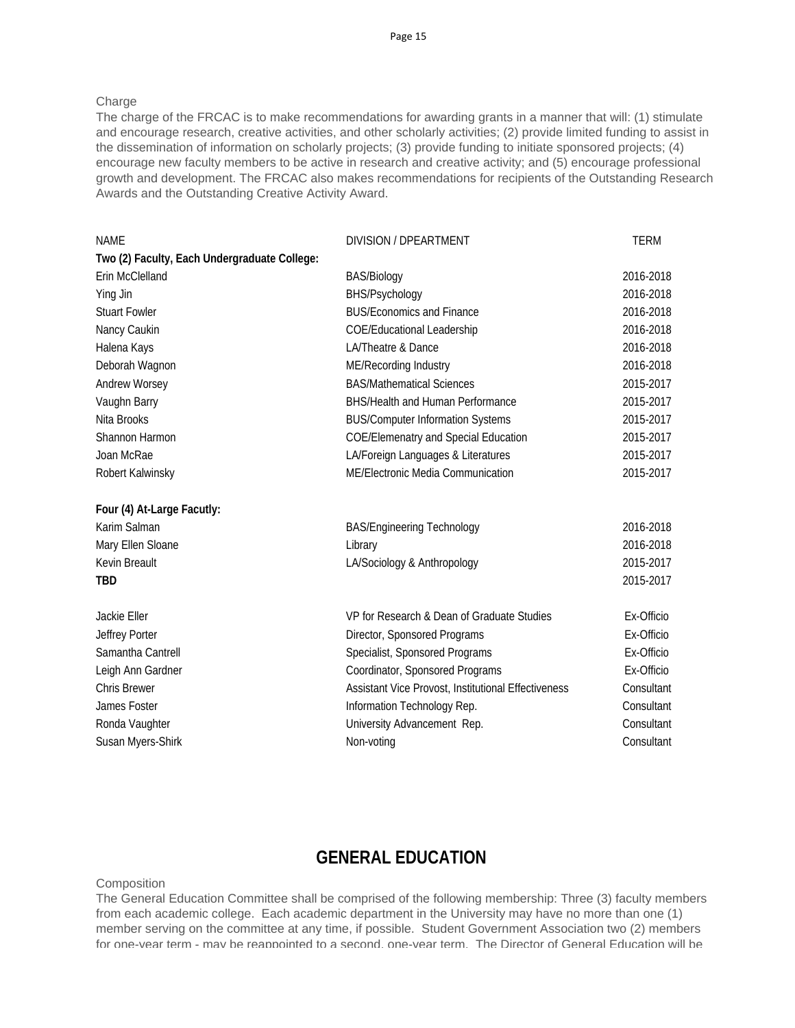Charge

The charge of the FRCAC is to make recommendations for awarding grants in a manner that will: (1) stimulate and encourage research, creative activities, and other scholarly activities; (2) provide limited funding to assist in the dissemination of information on scholarly projects; (3) provide funding to initiate sponsored projects; (4) encourage new faculty members to be active in research and creative activity; and (5) encourage professional growth and development. The FRCAC also makes recommendations for recipients of the Outstanding Research Awards and the Outstanding Creative Activity Award.

| NAME | DIVISION / DPEARTMENT | TERM |
|---|---|---|
| **Two (2) Faculty, Each Undergraduate College:** | | |
| Erin McClelland | BAS/Biology | 2016-2018 |
| Ying Jin | BHS/Psychology | 2016-2018 |
| Stuart Fowler | BUS/Economics and Finance | 2016-2018 |
| Nancy Caukin | COE/Educational Leadership | 2016-2018 |
| Halena Kays | LA/Theatre & Dance | 2016-2018 |
| Deborah Wagnon | ME/Recording Industry | 2016-2018 |
| Andrew Worsey | BAS/Mathematical Sciences | 2015-2017 |
| Vaughn Barry | BHS/Health and Human Performance | 2015-2017 |
| Nita Brooks | BUS/Computer Information Systems | 2015-2017 |
| Shannon Harmon | COE/Elemenatry and Special Education | 2015-2017 |
| Joan McRae | LA/Foreign Languages & Literatures | 2015-2017 |
| Robert Kalwinsky | ME/Electronic Media Communication | 2015-2017 |
| | | |
| **Four (4) At-Large Facutly:** | | |
| Karim Salman | BAS/Engineering Technology | 2016-2018 |
| Mary Ellen Sloane | Library | 2016-2018 |
| Kevin Breault | LA/Sociology & Anthropology | 2015-2017 |
| **TBD** | | 2015-2017 |
| | | |
| Jackie Eller | VP for Research & Dean of Graduate Studies | Ex-Officio |
| Jeffrey Porter | Director, Sponsored Programs | Ex-Officio |
| Samantha Cantrell | Specialist, Sponsored Programs | Ex-Officio |
| Leigh Ann Gardner | Coordinator, Sponsored Programs | Ex-Officio |
| Chris Brewer | Assistant Vice Provost, Institutional Effectiveness | Consultant |
| James Foster | Information Technology Rep. | Consultant |
| Ronda Vaughter | University Advancement Rep. | Consultant |
| Susan Myers-Shirk | Non-voting | Consultant |

# GENERAL EDUCATION

Composition

The General Education Committee shall be comprised of the following membership: Three (3) faculty members from each academic college. Each academic department in the University may have no more than one (1) member serving on the committee at any time, if possible. Student Government Association two (2) members for one-year term - may be reappointed to a second, one-year term. The Director of General Education will be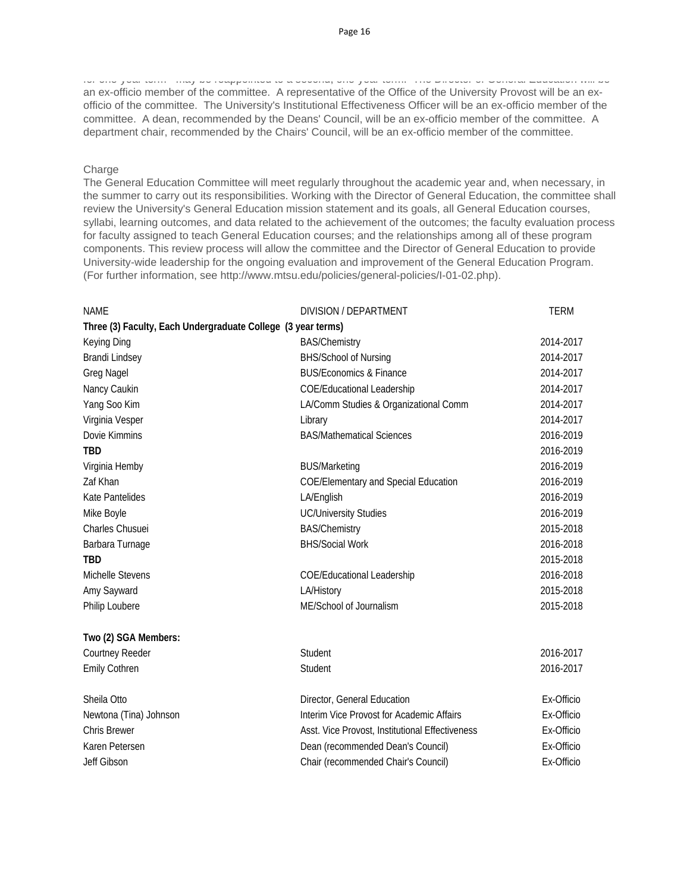for one-year term - may be reappointed to a second, one-year term. The Director of General Education will be an ex-officio member of the committee. A representative of the Office of the University Provost will be an ex-officio of the committee. The University's Institutional Effectiveness Officer will be an ex-officio member of the committee. A dean, recommended by the Deans' Council, will be an ex-officio member of the committee. A department chair, recommended by the Chairs' Council, will be an ex-officio member of the committee.

Charge

The General Education Committee will meet regularly throughout the academic year and, when necessary, in the summer to carry out its responsibilities. Working with the Director of General Education, the committee shall review the University's General Education mission statement and its goals, all General Education courses, syllabi, learning outcomes, and data related to the achievement of the outcomes; the faculty evaluation process for faculty assigned to teach General Education courses; and the relationships among all of these program components. This review process will allow the committee and the Director of General Education to provide University-wide leadership for the ongoing evaluation and improvement of the General Education Program. (For further information, see http://www.mtsu.edu/policies/general-policies/I-01-02.php).

| NAME | DIVISION / DEPARTMENT | TERM |
|---|---|---|
| **Three (3) Faculty, Each Undergraduate College (3 year terms)** | | |
| Keying Ding | BAS/Chemistry | 2014-2017 |
| Brandi Lindsey | BHS/School of Nursing | 2014-2017 |
| Greg Nagel | BUS/Economics & Finance | 2014-2017 |
| Nancy Caukin | COE/Educational Leadership | 2014-2017 |
| Yang Soo Kim | LA/Comm Studies & Organizational Comm | 2014-2017 |
| Virginia Vesper | Library | 2014-2017 |
| Dovie Kimmins | BAS/Mathematical Sciences | 2016-2019 |
| **TBD** | | 2016-2019 |
| Virginia Hemby | BUS/Marketing | 2016-2019 |
| Zaf Khan | COE/Elementary and Special Education | 2016-2019 |
| Kate Pantelides | LA/English | 2016-2019 |
| Mike Boyle | UC/University Studies | 2016-2019 |
| Charles Chusuei | BAS/Chemistry | 2015-2018 |
| Barbara Turnage | BHS/Social Work | 2016-2018 |
| **TBD** | | 2015-2018 |
| Michelle Stevens | COE/Educational Leadership | 2016-2018 |
| Amy Sayward | LA/History | 2015-2018 |
| Philip Loubere | ME/School of Journalism | 2015-2018 |
| | | |
| **Two (2) SGA Members:** | | |
| Courtney Reeder | Student | 2016-2017 |
| Emily Cothren | Student | 2016-2017 |
| | | |
| Sheila Otto | Director, General Education | Ex-Officio |
| Newtona (Tina) Johnson | Interim Vice Provost for Academic Affairs | Ex-Officio |
| Chris Brewer | Asst. Vice Provost, Institutional Effectiveness | Ex-Officio |
| Karen Petersen | Dean (recommended Dean's Council) | Ex-Officio |
| Jeff Gibson | Chair (recommended Chair's Council) | Ex-Officio |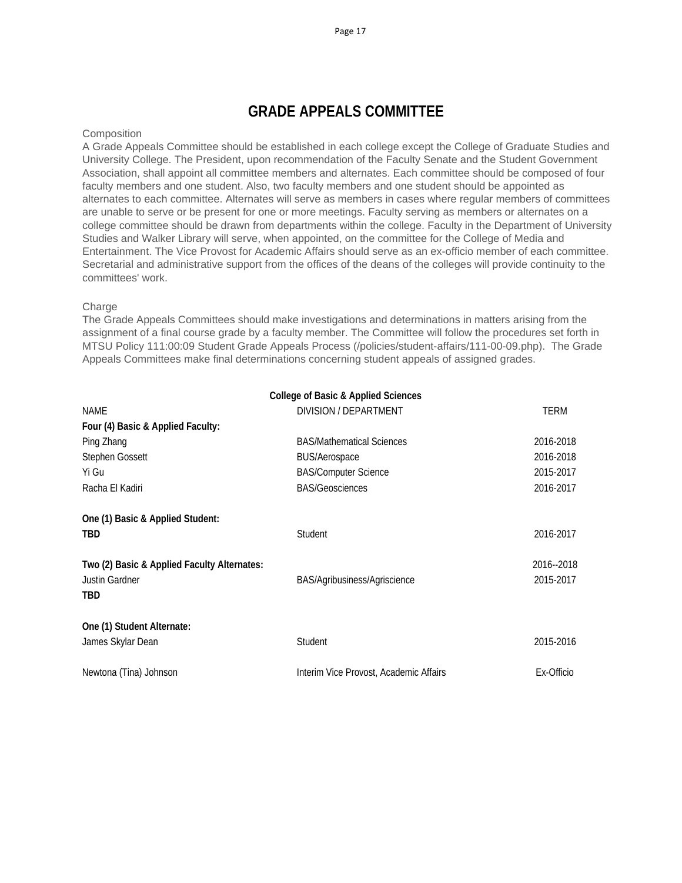# GRADE APPEALS COMMITTEE

Composition

A Grade Appeals Committee should be established in each college except the College of Graduate Studies and University College. The President, upon recommendation of the Faculty Senate and the Student Government Association, shall appoint all committee members and alternates. Each committee should be composed of four faculty members and one student. Also, two faculty members and one student should be appointed as alternates to each committee. Alternates will serve as members in cases where regular members of committees are unable to serve or be present for one or more meetings. Faculty serving as members or alternates on a college committee should be drawn from departments within the college. Faculty in the Department of University Studies and Walker Library will serve, when appointed, on the committee for the College of Media and Entertainment. The Vice Provost for Academic Affairs should serve as an ex-officio member of each committee. Secretarial and administrative support from the offices of the deans of the colleges will provide continuity to the committees' work.

Charge

The Grade Appeals Committees should make investigations and determinations in matters arising from the assignment of a final course grade by a faculty member. The Committee will follow the procedures set forth in MTSU Policy 111:00:09 Student Grade Appeals Process (/policies/student-affairs/111-00-09.php). The Grade Appeals Committees make final determinations concerning student appeals of assigned grades.

**College of Basic & Applied Sciences**

| NAME | DIVISION / DEPARTMENT | TERM |
|---|---|---|
| **Four (4) Basic & Applied Faculty:** | | |
| Ping Zhang | BAS/Mathematical Sciences | 2016-2018 |
| Stephen Gossett | BUS/Aerospace | 2016-2018 |
| Yi Gu | BAS/Computer Science | 2015-2017 |
| Racha El Kadiri | BAS/Geosciences | 2016-2017 |
| **One (1) Basic & Applied Student:** | | |
| **TBD** | Student | 2016-2017 |
| **Two (2) Basic & Applied Faculty Alternates:** | | 2016--2018 |
| Justin Gardner | BAS/Agribusiness/Agriscience | 2015-2017 |
| **TBD** | | |
| **One (1) Student Alternate:** | | |
| James Skylar Dean | Student | 2015-2016 |
| Newtona (Tina) Johnson | Interim Vice Provost, Academic Affairs | Ex-Officio |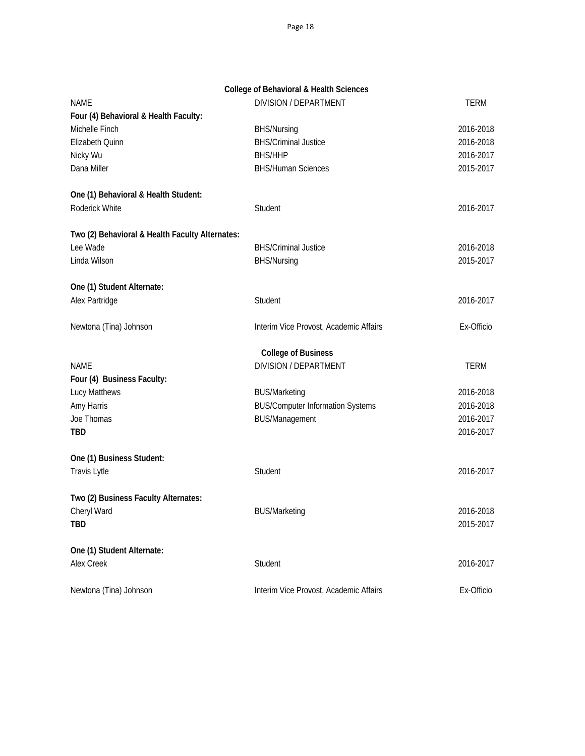## College of Behavioral & Health Sciences

| NAME | DIVISION / DEPARTMENT | TERM |
|---|---|---|
| **Four (4) Behavioral & Health Faculty:** | | |
| Michelle Finch | BHS/Nursing | 2016-2018 |
| Elizabeth Quinn | BHS/Criminal Justice | 2016-2018 |
| Nicky Wu | BHS/HHP | 2016-2017 |
| Dana Miller | BHS/Human Sciences | 2015-2017 |
| **One (1) Behavioral & Health Student:** | | |
| Roderick White | Student | 2016-2017 |
| **Two (2) Behavioral & Health Faculty Alternates:** | | |
| Lee Wade | BHS/Criminal Justice | 2016-2018 |
| Linda Wilson | BHS/Nursing | 2015-2017 |
| **One (1) Student Alternate:** | | |
| Alex Partridge | Student | 2016-2017 |
| Newtona (Tina) Johnson | Interim Vice Provost, Academic Affairs | Ex-Officio |

## College of Business

| NAME | DIVISION / DEPARTMENT | TERM |
|---|---|---|
| **Four (4) Business Faculty:** | | |
| Lucy Matthews | BUS/Marketing | 2016-2018 |
| Amy Harris | BUS/Computer Information Systems | 2016-2018 |
| Joe Thomas | BUS/Management | 2016-2017 |
| **TBD** | | 2016-2017 |
| **One (1) Business Student:** | | |
| Travis Lytle | Student | 2016-2017 |
| **Two (2) Business Faculty Alternates:** | | |
| Cheryl Ward | BUS/Marketing | 2016-2018 |
| **TBD** | | 2015-2017 |
| **One (1) Student Alternate:** | | |
| Alex Creek | Student | 2016-2017 |
| Newtona (Tina) Johnson | Interim Vice Provost, Academic Affairs | Ex-Officio |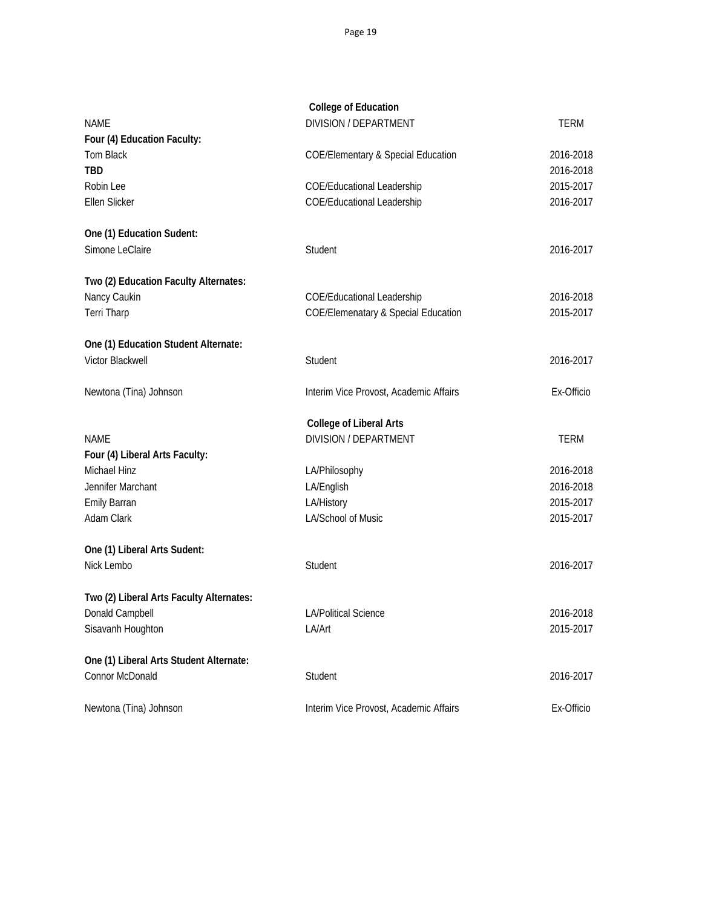## College of Education

| NAME | DIVISION / DEPARTMENT | TERM |
|---|---|---|
| **Four (4) Education Faculty:** | | |
| Tom Black | COE/Elementary & Special Education | 2016-2018 |
| **TBD** | | 2016-2018 |
| Robin Lee | COE/Educational Leadership | 2015-2017 |
| Ellen Slicker | COE/Educational Leadership | 2016-2017 |
| | | |
| **One (1) Education Sudent:** | | |
| Simone LeClaire | Student | 2016-2017 |
| | | |
| **Two (2) Education Faculty Alternates:** | | |
| Nancy Caukin | COE/Educational Leadership | 2016-2018 |
| Terri Tharp | COE/Elemenatary & Special Education | 2015-2017 |
| | | |
| **One (1) Education Student Alternate:** | | |
| Victor Blackwell | Student | 2016-2017 |
| | | |
| Newtona (Tina) Johnson | Interim Vice Provost, Academic Affairs | Ex-Officio |

## College of Liberal Arts

| NAME | DIVISION / DEPARTMENT | TERM |
|---|---|---|
| **Four (4) Liberal Arts Faculty:** | | |
| Michael Hinz | LA/Philosophy | 2016-2018 |
| Jennifer Marchant | LA/English | 2016-2018 |
| Emily Barran | LA/History | 2015-2017 |
| Adam Clark | LA/School of Music | 2015-2017 |
| | | |
| **One (1) Liberal Arts Sudent:** | | |
| Nick Lembo | Student | 2016-2017 |
| | | |
| **Two (2) Liberal Arts Faculty Alternates:** | | |
| Donald Campbell | LA/Political Science | 2016-2018 |
| Sisavanh Houghton | LA/Art | 2015-2017 |
| | | |
| **One (1) Liberal Arts Student Alternate:** | | |
| Connor McDonald | Student | 2016-2017 |
| | | |
| Newtona (Tina) Johnson | Interim Vice Provost, Academic Affairs | Ex-Officio |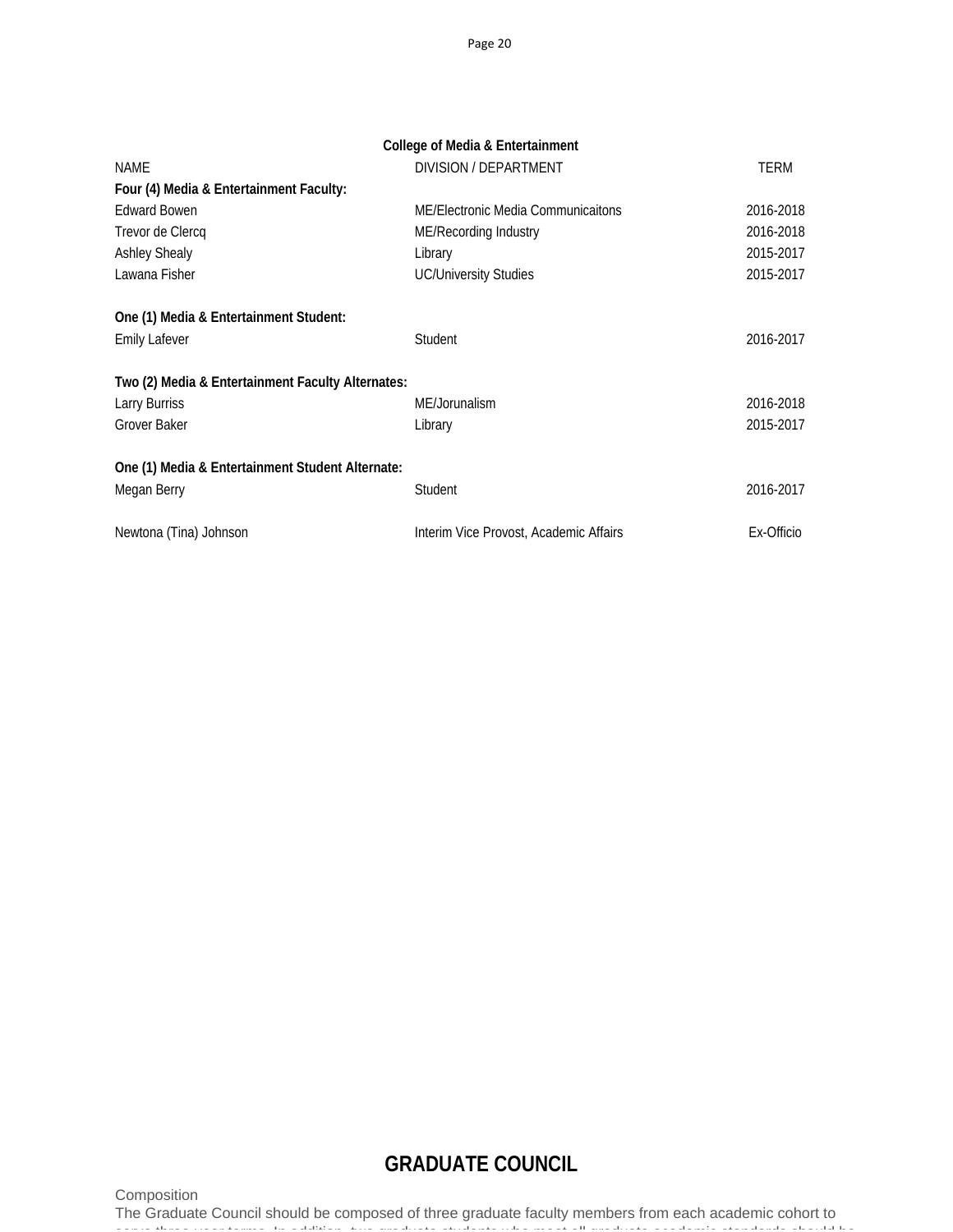**College of Media & Entertainment**

| NAME | DIVISION / DEPARTMENT | TERM |
|---|---|---|
| **Four (4) Media & Entertainment Faculty:** | | |
| Edward Bowen | ME/Electronic Media Communicaitons | 2016-2018 |
| Trevor de Clercq | ME/Recording Industry | 2016-2018 |
| Ashley Shealy | Library | 2015-2017 |
| Lawana Fisher | UC/University Studies | 2015-2017 |
| | | |
| **One (1) Media & Entertainment Student:** | | |
| Emily Lafever | Student | 2016-2017 |
| | | |
| **Two (2) Media & Entertainment Faculty Alternates:** | | |
| Larry Burriss | ME/Jorunalism | 2016-2018 |
| Grover Baker | Library | 2015-2017 |
| | | |
| **One (1) Media & Entertainment Student Alternate:** | | |
| Megan Berry | Student | 2016-2017 |
| | | |
| Newtona (Tina) Johnson | Interim Vice Provost, Academic Affairs | Ex-Officio |

## GRADUATE COUNCIL

Composition

The Graduate Council should be composed of three graduate faculty members from each academic cohort to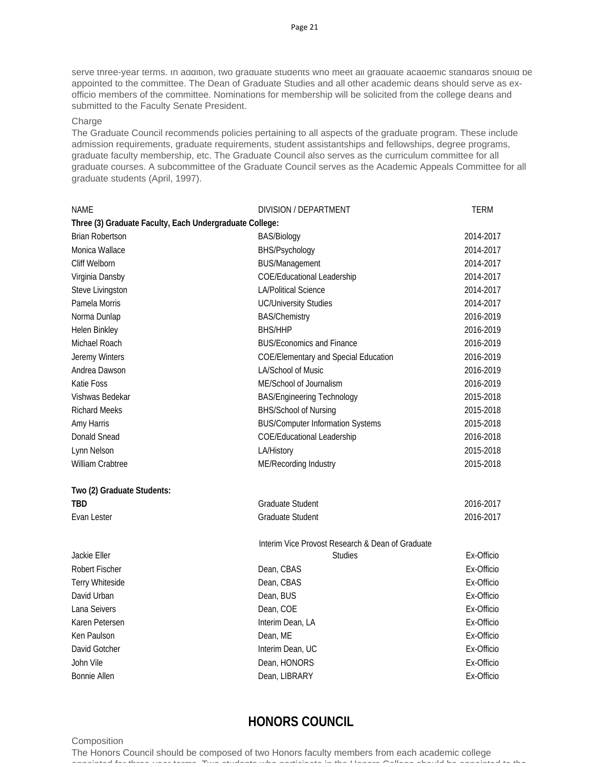serve three-year terms. In addition, two graduate students who meet all graduate academic standards should be appointed to the committee. The Dean of Graduate Studies and all other academic deans should serve as ex-officio members of the committee. Nominations for membership will be solicited from the college deans and submitted to the Faculty Senate President.

Charge

The Graduate Council recommends policies pertaining to all aspects of the graduate program. These include admission requirements, graduate requirements, student assistantships and fellowships, degree programs, graduate faculty membership, etc. The Graduate Council also serves as the curriculum committee for all graduate courses. A subcommittee of the Graduate Council serves as the Academic Appeals Committee for all graduate students (April, 1997).

| NAME | DIVISION / DEPARTMENT | TERM |
|---|---|---|
| **Three (3) Graduate Faculty, Each Undergraduate College:** | | |
| Brian Robertson | BAS/Biology | 2014-2017 |
| Monica Wallace | BHS/Psychology | 2014-2017 |
| Cliff Welborn | BUS/Management | 2014-2017 |
| Virginia Dansby | COE/Educational Leadership | 2014-2017 |
| Steve Livingston | LA/Political Science | 2014-2017 |
| Pamela Morris | UC/University Studies | 2014-2017 |
| Norma Dunlap | BAS/Chemistry | 2016-2019 |
| Helen Binkley | BHS/HHP | 2016-2019 |
| Michael Roach | BUS/Economics and Finance | 2016-2019 |
| Jeremy Winters | COE/Elementary and Special Education | 2016-2019 |
| Andrea Dawson | LA/School of Music | 2016-2019 |
| Katie Foss | ME/School of Journalism | 2016-2019 |
| Vishwas Bedekar | BAS/Engineering Technology | 2015-2018 |
| Richard Meeks | BHS/School of Nursing | 2015-2018 |
| Amy Harris | BUS/Computer Information Systems | 2015-2018 |
| Donald Snead | COE/Educational Leadership | 2016-2018 |
| Lynn Nelson | LA/History | 2015-2018 |
| William Crabtree | ME/Recording Industry | 2015-2018 |
| | | |
| **Two (2) Graduate Students:** | | |
| **TBD** | Graduate Student | 2016-2017 |
| Evan Lester | Graduate Student | 2016-2017 |
| | | |
| Jackie Eller | Interim Vice Provost Research & Dean of Graduate Studies | Ex-Officio |
| Robert Fischer | Dean, CBAS | Ex-Officio |
| Terry Whiteside | Dean, CBAS | Ex-Officio |
| David Urban | Dean, BUS | Ex-Officio |
| Lana Seivers | Dean, COE | Ex-Officio |
| Karen Petersen | Interim Dean, LA | Ex-Officio |
| Ken Paulson | Dean, ME | Ex-Officio |
| David Gotcher | Interim Dean, UC | Ex-Officio |
| John Vile | Dean, HONORS | Ex-Officio |
| Bonnie Allen | Dean, LIBRARY | Ex-Officio |

## HONORS COUNCIL

Composition

The Honors Council should be composed of two Honors faculty members from each academic college appointed for three-year terms. Two students who participate in the Honors College should be appointed to the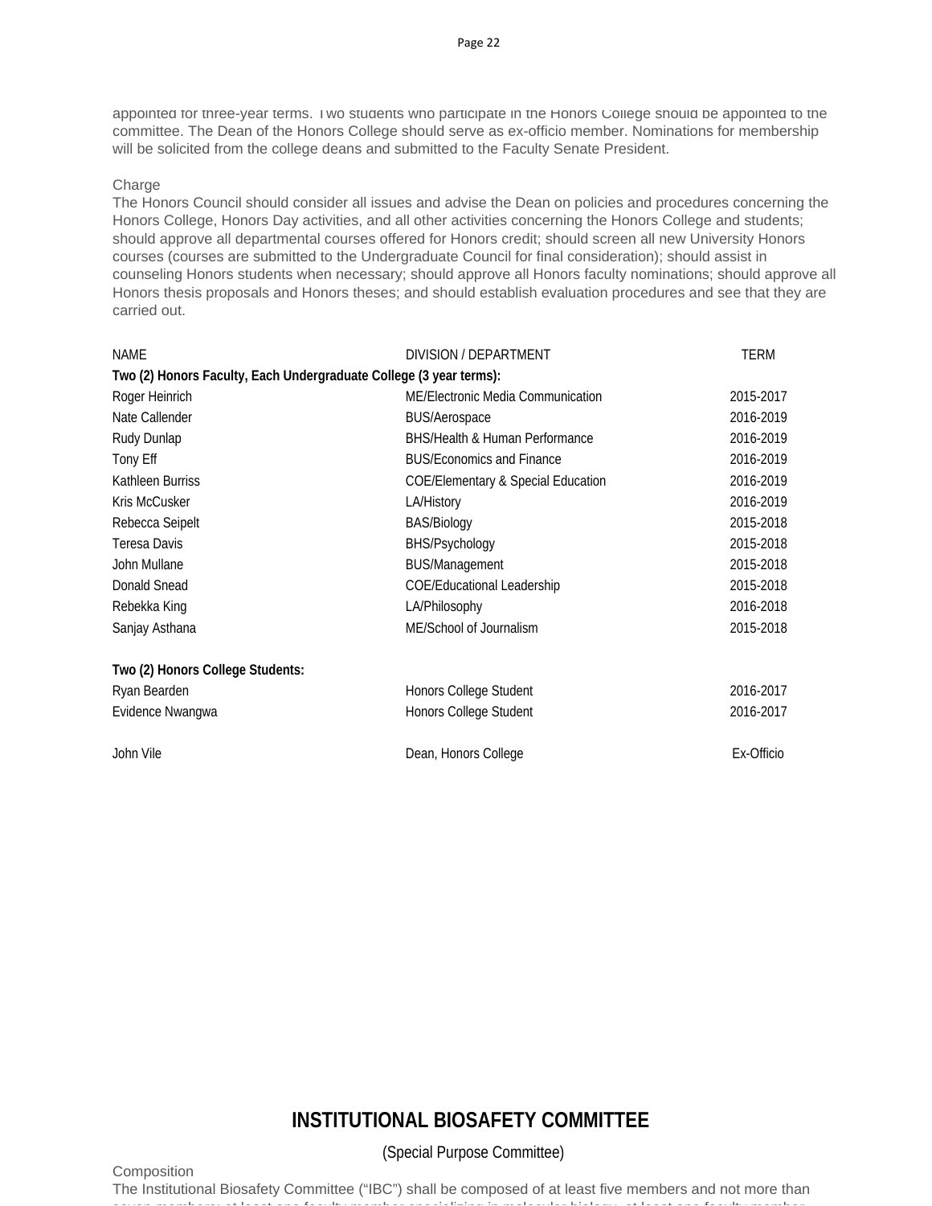appointed for three-year terms. Two students who participate in the Honors College should be appointed to the committee. The Dean of the Honors College should serve as ex-officio member. Nominations for membership will be solicited from the college deans and submitted to the Faculty Senate President.

Charge

The Honors Council should consider all issues and advise the Dean on policies and procedures concerning the Honors College, Honors Day activities, and all other activities concerning the Honors College and students; should approve all departmental courses offered for Honors credit; should screen all new University Honors courses (courses are submitted to the Undergraduate Council for final consideration); should assist in counseling Honors students when necessary; should approve all Honors faculty nominations; should approve all Honors thesis proposals and Honors theses; and should establish evaluation procedures and see that they are carried out.

| NAME | DIVISION / DEPARTMENT | TERM |
|---|---|---|
| **Two (2) Honors Faculty, Each Undergraduate College (3 year terms):** | | |
| Roger Heinrich | ME/Electronic Media Communication | 2015-2017 |
| Nate Callender | BUS/Aerospace | 2016-2019 |
| Rudy Dunlap | BHS/Health & Human Performance | 2016-2019 |
| Tony Eff | BUS/Economics and Finance | 2016-2019 |
| Kathleen Burriss | COE/Elementary & Special Education | 2016-2019 |
| Kris McCusker | LA/History | 2016-2019 |
| Rebecca Seipelt | BAS/Biology | 2015-2018 |
| Teresa Davis | BHS/Psychology | 2015-2018 |
| John Mullane | BUS/Management | 2015-2018 |
| Donald Snead | COE/Educational Leadership | 2015-2018 |
| Rebekka King | LA/Philosophy | 2016-2018 |
| Sanjay Asthana | ME/School of Journalism | 2015-2018 |
| **Two (2) Honors College Students:** | | |
| Ryan Bearden | Honors College Student | 2016-2017 |
| Evidence Nwangwa | Honors College Student | 2016-2017 |
| John Vile | Dean, Honors College | Ex-Officio |

# INSTITUTIONAL BIOSAFETY COMMITTEE

(Special Purpose Committee)

Composition

The Institutional Biosafety Committee ("IBC") shall be composed of at least five members and not more than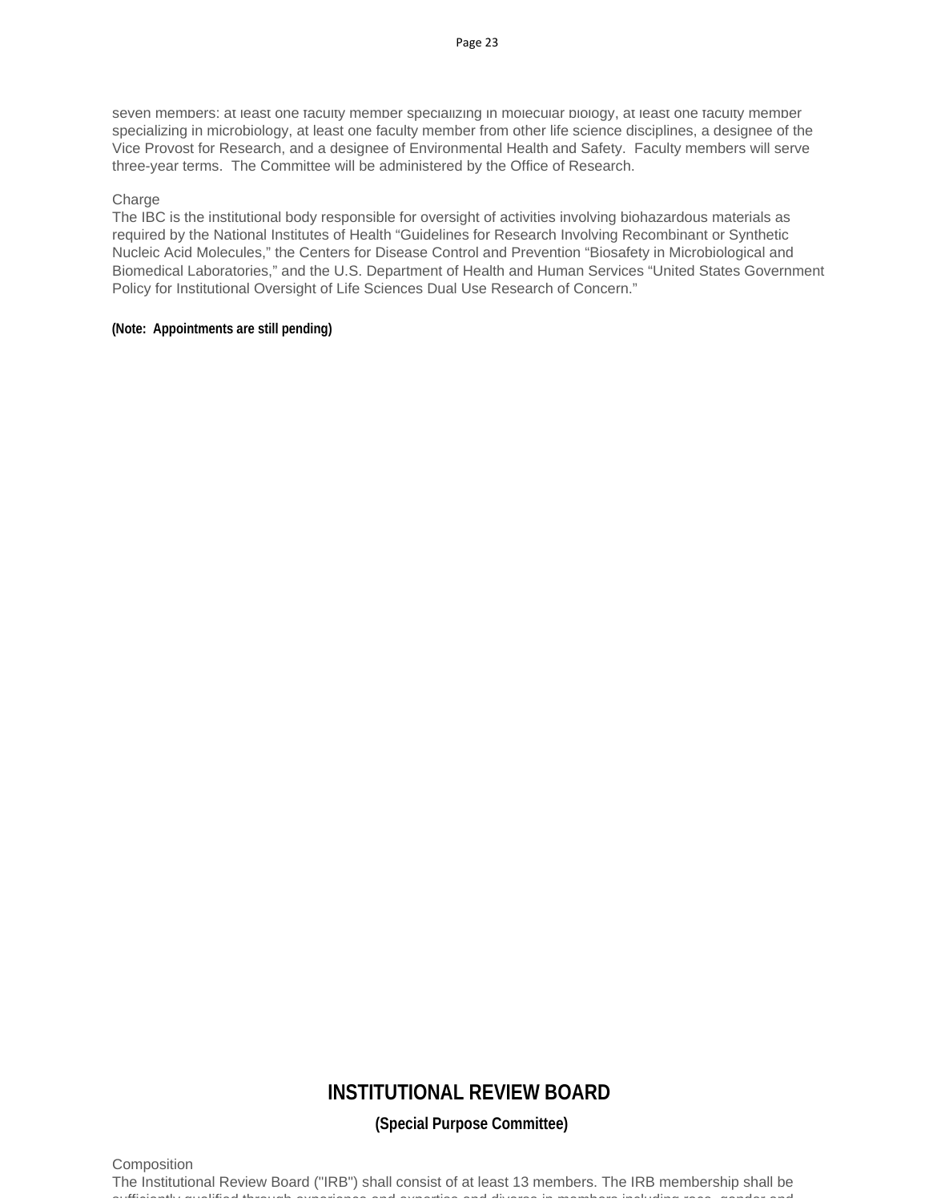seven members: at least one faculty member specializing in molecular biology, at least one faculty member specializing in microbiology, at least one faculty member from other life science disciplines, a designee of the Vice Provost for Research, and a designee of Environmental Health and Safety. Faculty members will serve three-year terms. The Committee will be administered by the Office of Research.

Charge
The IBC is the institutional body responsible for oversight of activities involving biohazardous materials as required by the National Institutes of Health "Guidelines for Research Involving Recombinant or Synthetic Nucleic Acid Molecules," the Centers for Disease Control and Prevention "Biosafety in Microbiological and Biomedical Laboratories," and the U.S. Department of Health and Human Services "United States Government Policy for Institutional Oversight of Life Sciences Dual Use Research of Concern."

**(Note: Appointments are still pending)**

# INSTITUTIONAL REVIEW BOARD

**(Special Purpose Committee)**

Composition
The Institutional Review Board ("IRB") shall consist of at least 13 members. The IRB membership shall be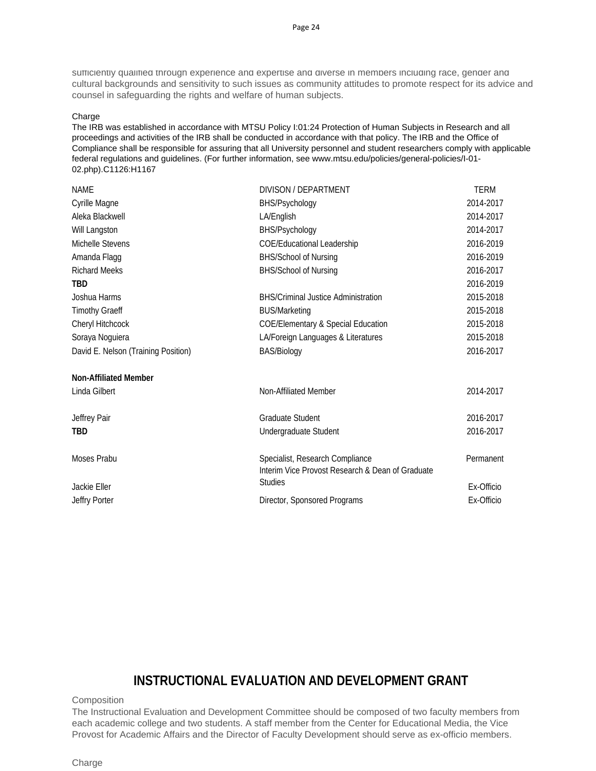sufficiently qualified through experience and expertise and diverse in members including race, gender and cultural backgrounds and sensitivity to such issues as community attitudes to promote respect for its advice and counsel in safeguarding the rights and welfare of human subjects.

Charge

The IRB was established in accordance with MTSU Policy I:01:24 Protection of Human Subjects in Research and all proceedings and activities of the IRB shall be conducted in accordance with that policy. The IRB and the Office of Compliance shall be responsible for assuring that all University personnel and student researchers comply with applicable federal regulations and guidelines. (For further information, see www.mtsu.edu/policies/general-policies/I-01-02.php).C1126:H1167

| NAME | DIVISON / DEPARTMENT | TERM |
|---|---|---|
| Cyrille Magne | BHS/Psychology | 2014-2017 |
| Aleka Blackwell | LA/English | 2014-2017 |
| Will Langston | BHS/Psychology | 2014-2017 |
| Michelle Stevens | COE/Educational Leadership | 2016-2019 |
| Amanda Flagg | BHS/School of Nursing | 2016-2019 |
| Richard Meeks | BHS/School of Nursing | 2016-2017 |
| **TBD** | | 2016-2019 |
| Joshua Harms | BHS/Criminal Justice Administration | 2015-2018 |
| Timothy Graeff | BUS/Marketing | 2015-2018 |
| Cheryl Hitchcock | COE/Elementary & Special Education | 2015-2018 |
| Soraya Noguiera | LA/Foreign Languages & Literatures | 2015-2018 |
| David E. Nelson (Training Position) | BAS/Biology | 2016-2017 |
| **Non-Affiliated Member** | | |
| Linda Gilbert | Non-Affiliated Member | 2014-2017 |
| Jeffrey Pair | Graduate Student | 2016-2017 |
| **TBD** | Undergraduate Student | 2016-2017 |
| Moses Prabu | Specialist, Research Compliance | Permanent |
| Jackie Eller | Interim Vice Provost Research & Dean of Graduate Studies | Ex-Officio |
| Jeffry Porter | Director, Sponsored Programs | Ex-Officio |

## INSTRUCTIONAL EVALUATION AND DEVELOPMENT GRANT

Composition

The Instructional Evaluation and Development Committee should be composed of two faculty members from each academic college and two students. A staff member from the Center for Educational Media, the Vice Provost for Academic Affairs and the Director of Faculty Development should serve as ex-officio members.

Charge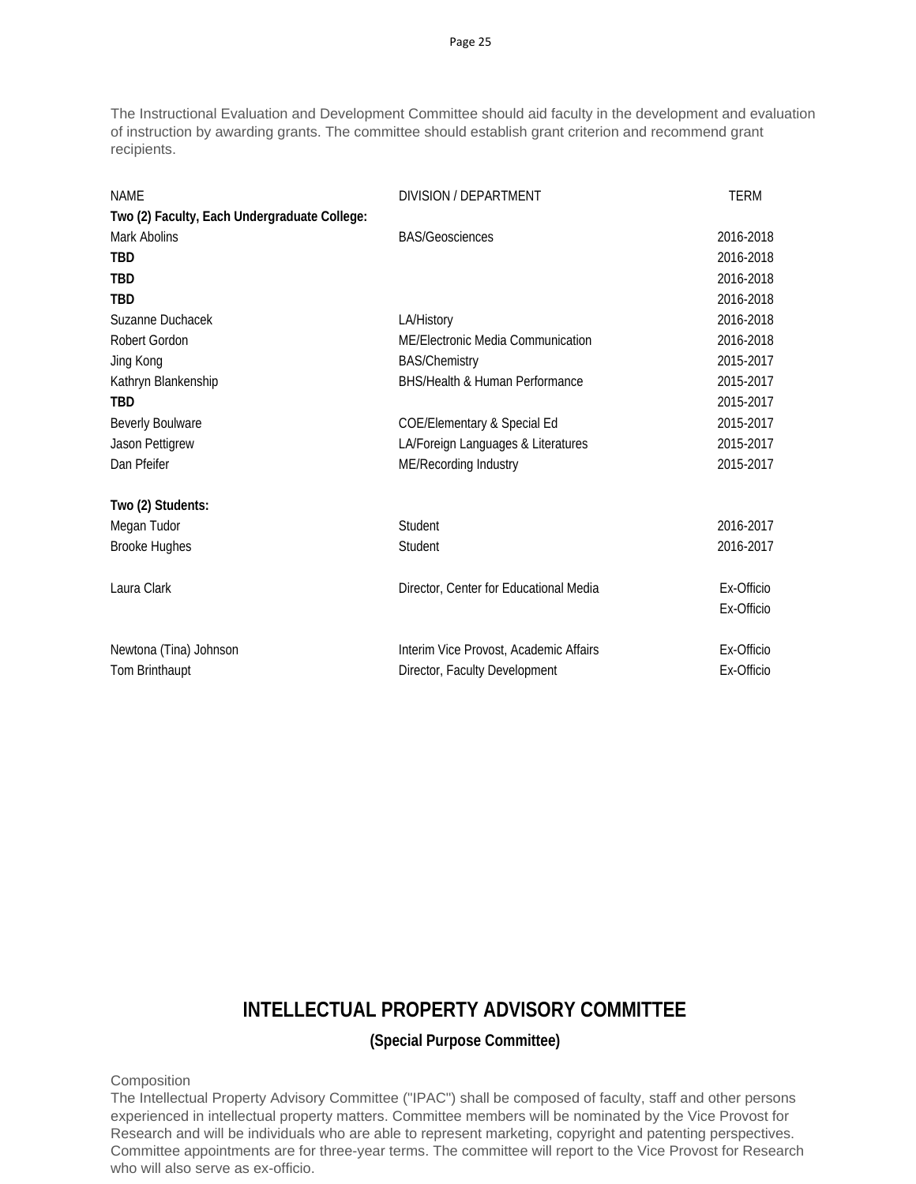The Instructional Evaluation and Development Committee should aid faculty in the development and evaluation of instruction by awarding grants. The committee should establish grant criterion and recommend grant recipients.

| NAME | DIVISION / DEPARTMENT | TERM |
|---|---|---|
| **Two (2) Faculty, Each Undergraduate College:** | | |
| Mark Abolins | BAS/Geosciences | 2016-2018 |
| **TBD** | | 2016-2018 |
| **TBD** | | 2016-2018 |
| **TBD** | | 2016-2018 |
| Suzanne Duchacek | LA/History | 2016-2018 |
| Robert Gordon | ME/Electronic Media Communication | 2016-2018 |
| Jing Kong | BAS/Chemistry | 2015-2017 |
| Kathryn Blankenship | BHS/Health & Human Performance | 2015-2017 |
| **TBD** | | 2015-2017 |
| Beverly Boulware | COE/Elementary & Special Ed | 2015-2017 |
| Jason Pettigrew | LA/Foreign Languages & Literatures | 2015-2017 |
| Dan Pfeifer | ME/Recording Industry | 2015-2017 |
| | | |
| **Two (2) Students:** | | |
| Megan Tudor | Student | 2016-2017 |
| Brooke Hughes | Student | 2016-2017 |
| | | |
| Laura Clark | Director, Center for Educational Media | Ex-Officio |
| | | Ex-Officio |
| | | |
| Newtona (Tina) Johnson | Interim Vice Provost, Academic Affairs | Ex-Officio |
| Tom Brinthaupt | Director, Faculty Development | Ex-Officio |

# INTELLECTUAL PROPERTY ADVISORY COMMITTEE

**(Special Purpose Committee)**

Composition

The Intellectual Property Advisory Committee ("IPAC") shall be composed of faculty, staff and other persons experienced in intellectual property matters. Committee members will be nominated by the Vice Provost for Research and will be individuals who are able to represent marketing, copyright and patenting perspectives. Committee appointments are for three-year terms. The committee will report to the Vice Provost for Research who will also serve as ex-officio.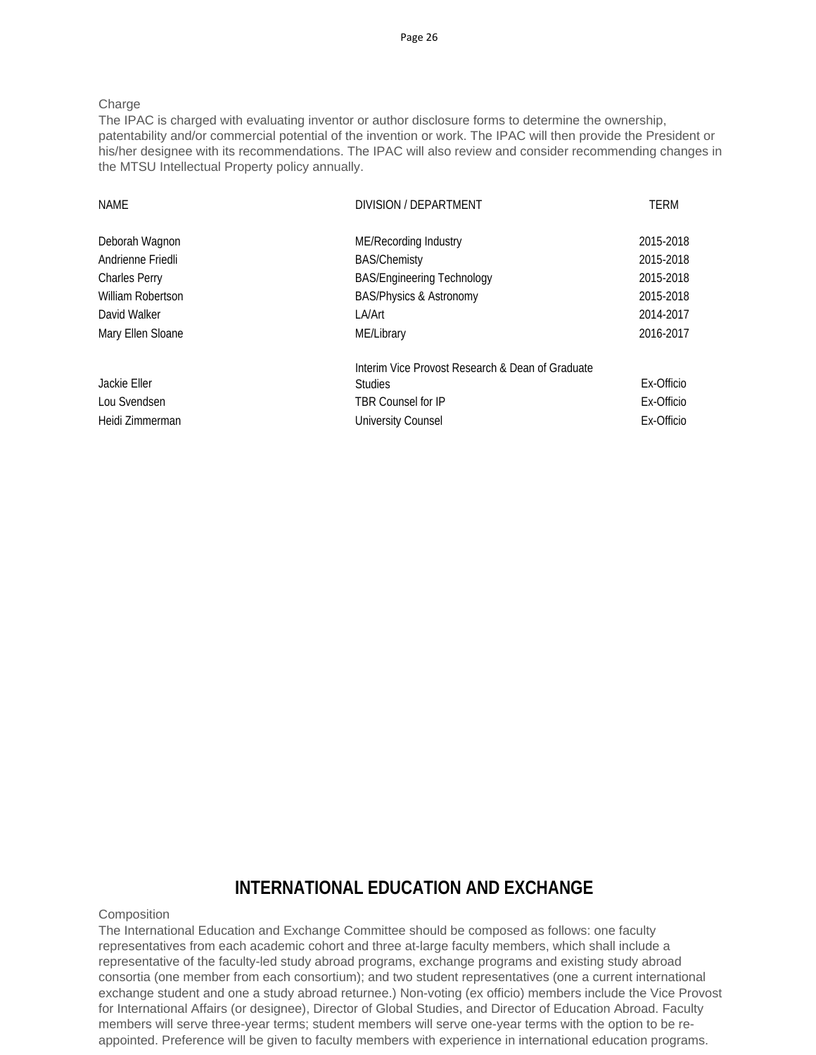Charge

The IPAC is charged with evaluating inventor or author disclosure forms to determine the ownership, patentability and/or commercial potential of the invention or work. The IPAC will then provide the President or his/her designee with its recommendations. The IPAC will also review and consider recommending changes in the MTSU Intellectual Property policy annually.

| NAME | DIVISION / DEPARTMENT | TERM |
|---|---|---|
| Deborah Wagnon | ME/Recording Industry | 2015-2018 |
| Andrienne Friedli | BAS/Chemisty | 2015-2018 |
| Charles Perry | BAS/Engineering Technology | 2015-2018 |
| William Robertson | BAS/Physics & Astronomy | 2015-2018 |
| David Walker | LA/Art | 2014-2017 |
| Mary Ellen Sloane | ME/Library | 2016-2017 |
| Jackie Eller | Interim Vice Provost Research & Dean of Graduate Studies | Ex-Officio |
| Lou Svendsen | TBR Counsel for IP | Ex-Officio |
| Heidi Zimmerman | University Counsel | Ex-Officio |

# INTERNATIONAL EDUCATION AND EXCHANGE

Composition

The International Education and Exchange Committee should be composed as follows: one faculty representatives from each academic cohort and three at-large faculty members, which shall include a representative of the faculty-led study abroad programs, exchange programs and existing study abroad consortia (one member from each consortium); and two student representatives (one a current international exchange student and one a study abroad returnee.) Non-voting (ex officio) members include the Vice Provost for International Affairs (or designee), Director of Global Studies, and Director of Education Abroad. Faculty members will serve three-year terms; student members will serve one-year terms with the option to be re-appointed. Preference will be given to faculty members with experience in international education programs.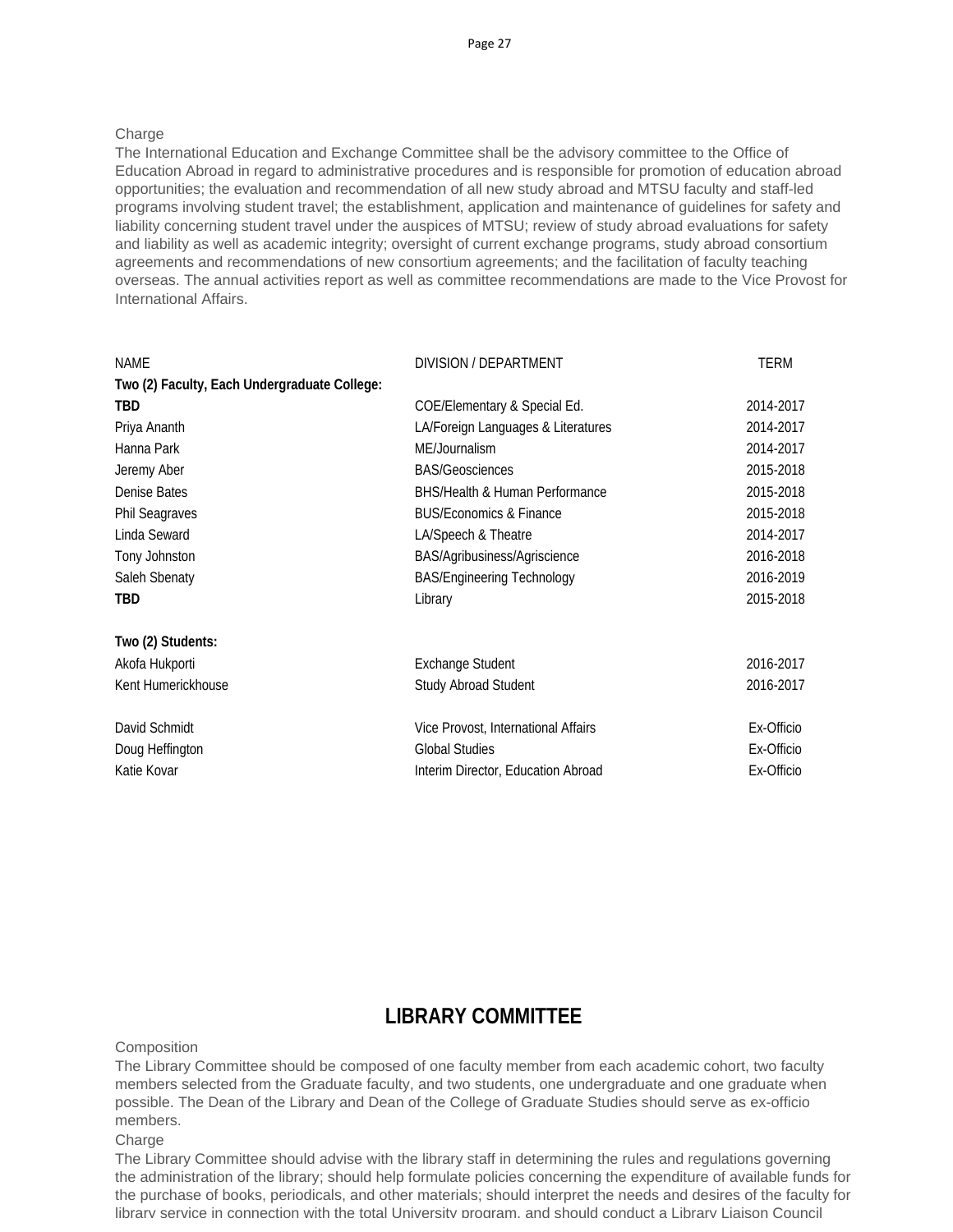Charge

The International Education and Exchange Committee shall be the advisory committee to the Office of Education Abroad in regard to administrative procedures and is responsible for promotion of education abroad opportunities; the evaluation and recommendation of all new study abroad and MTSU faculty and staff-led programs involving student travel; the establishment, application and maintenance of guidelines for safety and liability concerning student travel under the auspices of MTSU; review of study abroad evaluations for safety and liability as well as academic integrity; oversight of current exchange programs, study abroad consortium agreements and recommendations of new consortium agreements; and the facilitation of faculty teaching overseas. The annual activities report as well as committee recommendations are made to the Vice Provost for International Affairs.

| NAME | DIVISION / DEPARTMENT | TERM |
|---|---|---|
| **Two (2) Faculty, Each Undergraduate College:** | | |
| **TBD** | COE/Elementary & Special Ed. | 2014-2017 |
| Priya Ananth | LA/Foreign Languages & Literatures | 2014-2017 |
| Hanna Park | ME/Journalism | 2014-2017 |
| Jeremy Aber | BAS/Geosciences | 2015-2018 |
| Denise Bates | BHS/Health & Human Performance | 2015-2018 |
| Phil Seagraves | BUS/Economics & Finance | 2015-2018 |
| Linda Seward | LA/Speech & Theatre | 2014-2017 |
| Tony Johnston | BAS/Agribusiness/Agriscience | 2016-2018 |
| Saleh Sbenaty | BAS/Engineering Technology | 2016-2019 |
| **TBD** | Library | 2015-2018 |
| | | |
| **Two (2) Students:** | | |
| Akofa Hukporti | Exchange Student | 2016-2017 |
| Kent Humerickhouse | Study Abroad Student | 2016-2017 |
| | | |
| David Schmidt | Vice Provost, International Affairs | Ex-Officio |
| Doug Heffington | Global Studies | Ex-Officio |
| Katie Kovar | Interim Director, Education Abroad | Ex-Officio |

## LIBRARY COMMITTEE

Composition

The Library Committee should be composed of one faculty member from each academic cohort, two faculty members selected from the Graduate faculty, and two students, one undergraduate and one graduate when possible. The Dean of the Library and Dean of the College of Graduate Studies should serve as ex-officio members.

Charge

The Library Committee should advise with the library staff in determining the rules and regulations governing the administration of the library; should help formulate policies concerning the expenditure of available funds for the purchase of books, periodicals, and other materials; should interpret the needs and desires of the faculty for library service in connection with the total University program, and should conduct a Library Liaison Council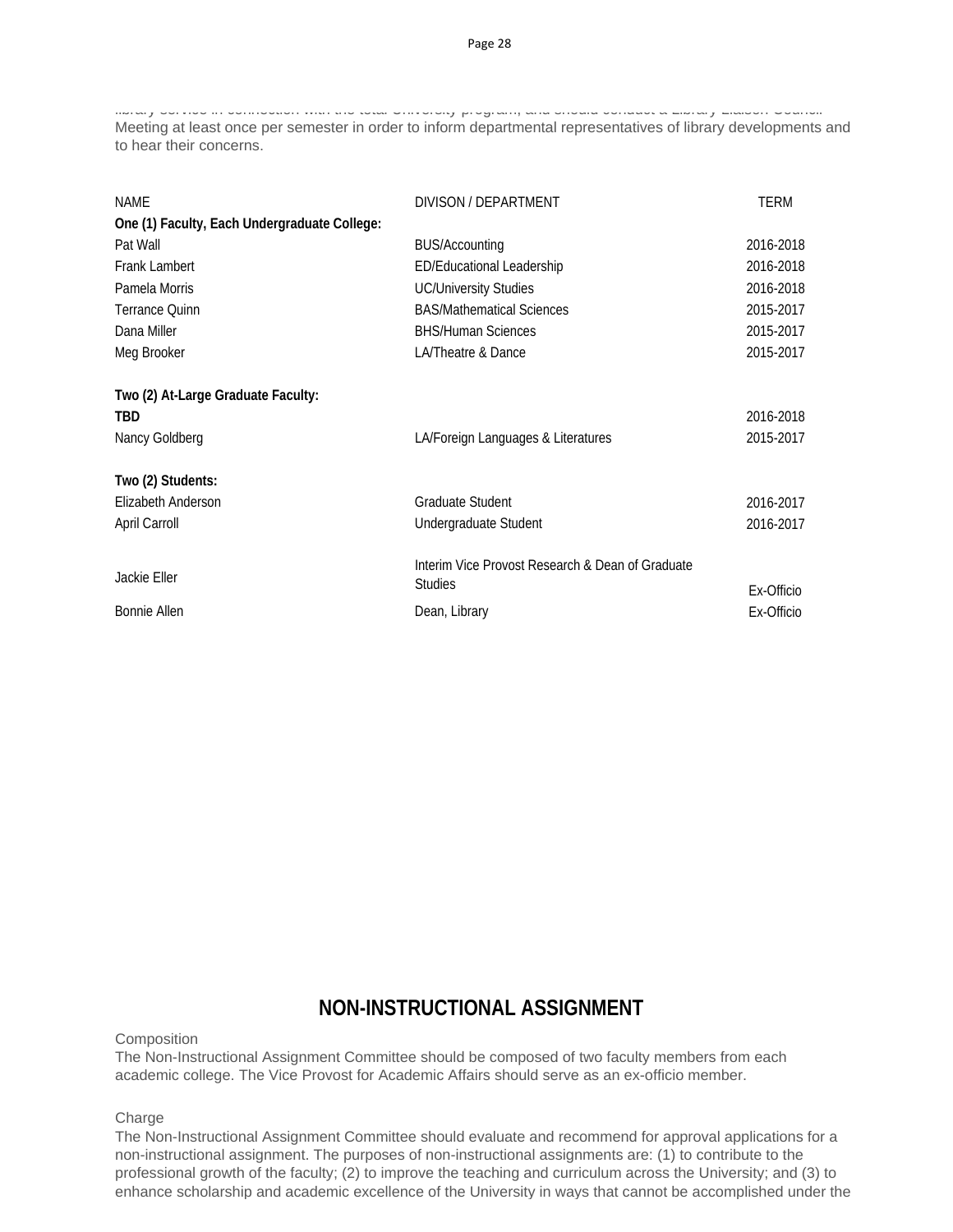library service in connection with the total University program, and should conduct a Library Liaison Council. Meeting at least once per semester in order to inform departmental representatives of library developments and to hear their concerns.

| NAME | DIVISON / DEPARTMENT | TERM |
|---|---|---|
| **One (1) Faculty, Each Undergraduate College:** | | |
| Pat Wall | BUS/Accounting | 2016-2018 |
| Frank Lambert | ED/Educational Leadership | 2016-2018 |
| Pamela Morris | UC/University Studies | 2016-2018 |
| Terrance Quinn | BAS/Mathematical Sciences | 2015-2017 |
| Dana Miller | BHS/Human Sciences | 2015-2017 |
| Meg Brooker | LA/Theatre & Dance | 2015-2017 |
| | | |
| **Two (2) At-Large Graduate Faculty:** | | |
| **TBD** | | 2016-2018 |
| Nancy Goldberg | LA/Foreign Languages & Literatures | 2015-2017 |
| | | |
| **Two (2) Students:** | | |
| Elizabeth Anderson | Graduate Student | 2016-2017 |
| April Carroll | Undergraduate Student | 2016-2017 |
| | | |
| Jackie Eller | Interim Vice Provost Research & Dean of Graduate Studies | Ex-Officio |
| Bonnie Allen | Dean, Library | Ex-Officio |

## NON-INSTRUCTIONAL ASSIGNMENT

Composition

The Non-Instructional Assignment Committee should be composed of two faculty members from each academic college. The Vice Provost for Academic Affairs should serve as an ex-officio member.

Charge

The Non-Instructional Assignment Committee should evaluate and recommend for approval applications for a non-instructional assignment. The purposes of non-instructional assignments are: (1) to contribute to the professional growth of the faculty; (2) to improve the teaching and curriculum across the University; and (3) to enhance scholarship and academic excellence of the University in ways that cannot be accomplished under the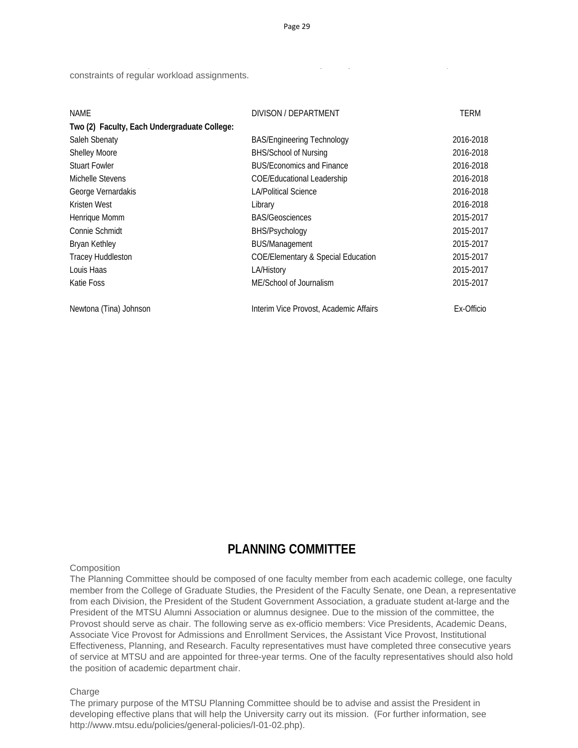constraints of regular workload assignments.

| NAME | DIVISON / DEPARTMENT | TERM |
| --- | --- | --- |
| **Two (2) Faculty, Each Undergraduate College:** | | |
| Saleh Sbenaty | BAS/Engineering Technology | 2016-2018 |
| Shelley Moore | BHS/School of Nursing | 2016-2018 |
| Stuart Fowler | BUS/Economics and Finance | 2016-2018 |
| Michelle Stevens | COE/Educational Leadership | 2016-2018 |
| George Vernardakis | LA/Political Science | 2016-2018 |
| Kristen West | Library | 2016-2018 |
| Henrique Momm | BAS/Geosciences | 2015-2017 |
| Connie Schmidt | BHS/Psychology | 2015-2017 |
| Bryan Kethley | BUS/Management | 2015-2017 |
| Tracey Huddleston | COE/Elementary & Special Education | 2015-2017 |
| Louis Haas | LA/History | 2015-2017 |
| Katie Foss | ME/School of Journalism | 2015-2017 |
| | | |
| Newtona (Tina) Johnson | Interim Vice Provost, Academic Affairs | Ex-Officio |

## PLANNING COMMITTEE

Composition

The Planning Committee should be composed of one faculty member from each academic college, one faculty member from the College of Graduate Studies, the President of the Faculty Senate, one Dean, a representative from each Division, the President of the Student Government Association, a graduate student at-large and the President of the MTSU Alumni Association or alumnus designee. Due to the mission of the committee, the Provost should serve as chair. The following serve as ex-officio members: Vice Presidents, Academic Deans, Associate Vice Provost for Admissions and Enrollment Services, the Assistant Vice Provost, Institutional Effectiveness, Planning, and Research. Faculty representatives must have completed three consecutive years of service at MTSU and are appointed for three-year terms. One of the faculty representatives should also hold the position of academic department chair.

Charge

The primary purpose of the MTSU Planning Committee should be to advise and assist the President in developing effective plans that will help the University carry out its mission. (For further information, see http://www.mtsu.edu/policies/general-policies/I-01-02.php).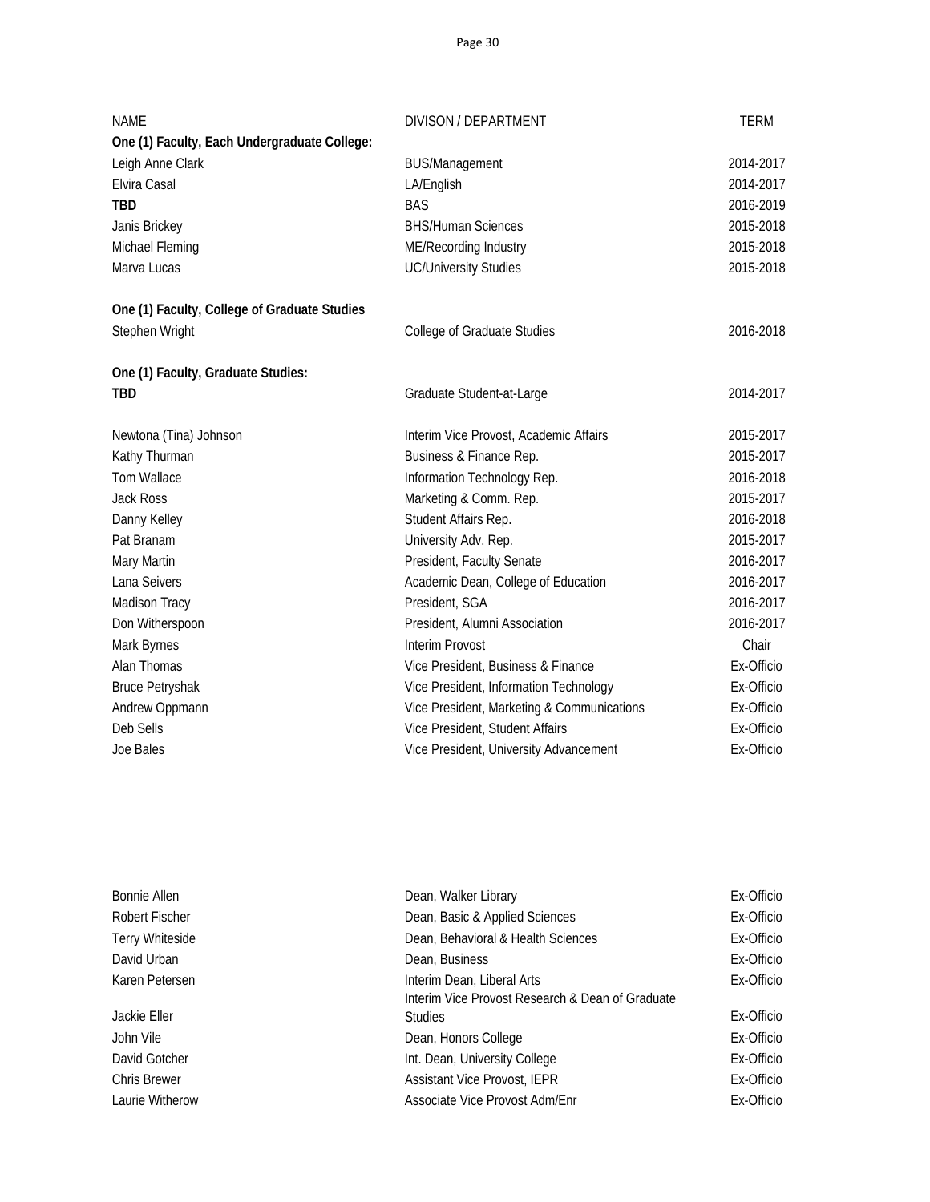| NAME | DIVISON / DEPARTMENT | TERM |
|---|---|---|
| **One (1) Faculty, Each Undergraduate College:** | | |
| Leigh Anne Clark | BUS/Management | 2014-2017 |
| Elvira Casal | LA/English | 2014-2017 |
| **TBD** | BAS | 2016-2019 |
| Janis Brickey | BHS/Human Sciences | 2015-2018 |
| Michael Fleming | ME/Recording Industry | 2015-2018 |
| Marva Lucas | UC/University Studies | 2015-2018 |
| **One (1) Faculty, College of Graduate Studies** | | |
| Stephen Wright | College of Graduate Studies | 2016-2018 |
| **One (1) Faculty, Graduate Studies:** | | |
| **TBD** | Graduate Student-at-Large | 2014-2017 |
| Newtona (Tina) Johnson | Interim Vice Provost, Academic Affairs | 2015-2017 |
| Kathy Thurman | Business & Finance Rep. | 2015-2017 |
| Tom Wallace | Information Technology Rep. | 2016-2018 |
| Jack Ross | Marketing & Comm. Rep. | 2015-2017 |
| Danny Kelley | Student Affairs Rep. | 2016-2018 |
| Pat Branam | University Adv. Rep. | 2015-2017 |
| Mary Martin | President, Faculty Senate | 2016-2017 |
| Lana Seivers | Academic Dean, College of Education | 2016-2017 |
| Madison Tracy | President, SGA | 2016-2017 |
| Don Witherspoon | President, Alumni Association | 2016-2017 |
| Mark Byrnes | Interim Provost | Chair |
| Alan Thomas | Vice President, Business & Finance | Ex-Officio |
| Bruce Petryshak | Vice President, Information Technology | Ex-Officio |
| Andrew Oppmann | Vice President, Marketing & Communications | Ex-Officio |
| Deb Sells | Vice President, Student Affairs | Ex-Officio |
| Joe Bales | Vice President, University Advancement | Ex-Officio |
| Bonnie Allen | Dean, Walker Library | Ex-Officio |
| Robert Fischer | Dean, Basic & Applied Sciences | Ex-Officio |
| Terry Whiteside | Dean, Behavioral & Health Sciences | Ex-Officio |
| David Urban | Dean, Business | Ex-Officio |
| Karen Petersen | Interim Dean, Liberal Arts | Ex-Officio |
| Jackie Eller | Interim Vice Provost Research & Dean of Graduate Studies | Ex-Officio |
| John Vile | Dean, Honors College | Ex-Officio |
| David Gotcher | Int. Dean, University College | Ex-Officio |
| Chris Brewer | Assistant Vice Provost, IEPR | Ex-Officio |
| Laurie Witherow | Associate Vice Provost Adm/Enr | Ex-Officio |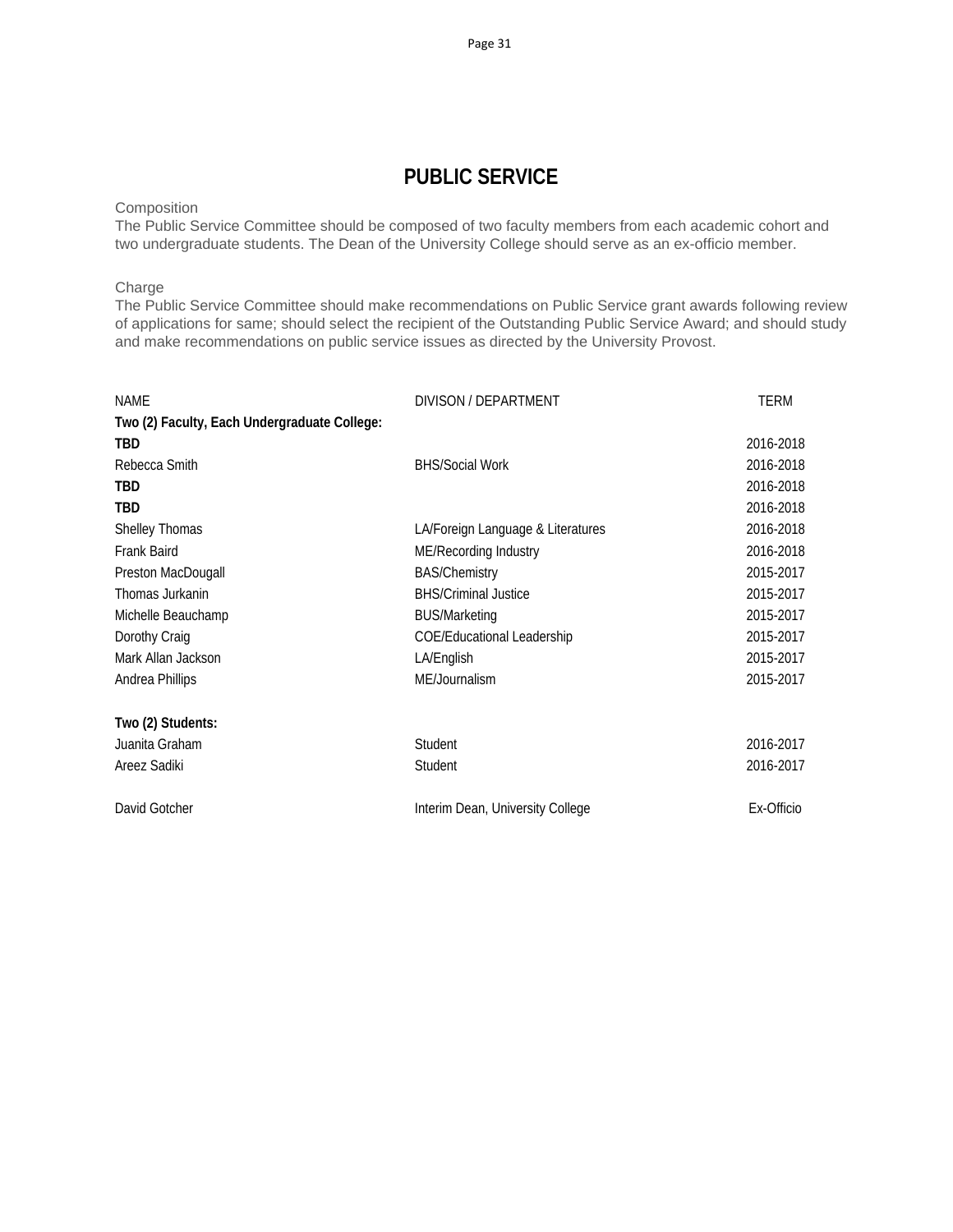# PUBLIC SERVICE

Composition

The Public Service Committee should be composed of two faculty members from each academic cohort and two undergraduate students. The Dean of the University College should serve as an ex-officio member.

Charge

The Public Service Committee should make recommendations on Public Service grant awards following review of applications for same; should select the recipient of the Outstanding Public Service Award; and should study and make recommendations on public service issues as directed by the University Provost.

| NAME | DIVISON / DEPARTMENT | TERM |
|---|---|---|
| **Two (2) Faculty, Each Undergraduate College:** | | |
| **TBD** | | 2016-2018 |
| Rebecca Smith | BHS/Social Work | 2016-2018 |
| **TBD** | | 2016-2018 |
| **TBD** | | 2016-2018 |
| Shelley Thomas | LA/Foreign Language & Literatures | 2016-2018 |
| Frank Baird | ME/Recording Industry | 2016-2018 |
| Preston MacDougall | BAS/Chemistry | 2015-2017 |
| Thomas Jurkanin | BHS/Criminal Justice | 2015-2017 |
| Michelle Beauchamp | BUS/Marketing | 2015-2017 |
| Dorothy Craig | COE/Educational Leadership | 2015-2017 |
| Mark Allan Jackson | LA/English | 2015-2017 |
| Andrea Phillips | ME/Journalism | 2015-2017 |
| | | |
| **Two (2) Students:** | | |
| Juanita Graham | Student | 2016-2017 |
| Areez Sadiki | Student | 2016-2017 |
| | | |
| David Gotcher | Interim Dean, University College | Ex-Officio |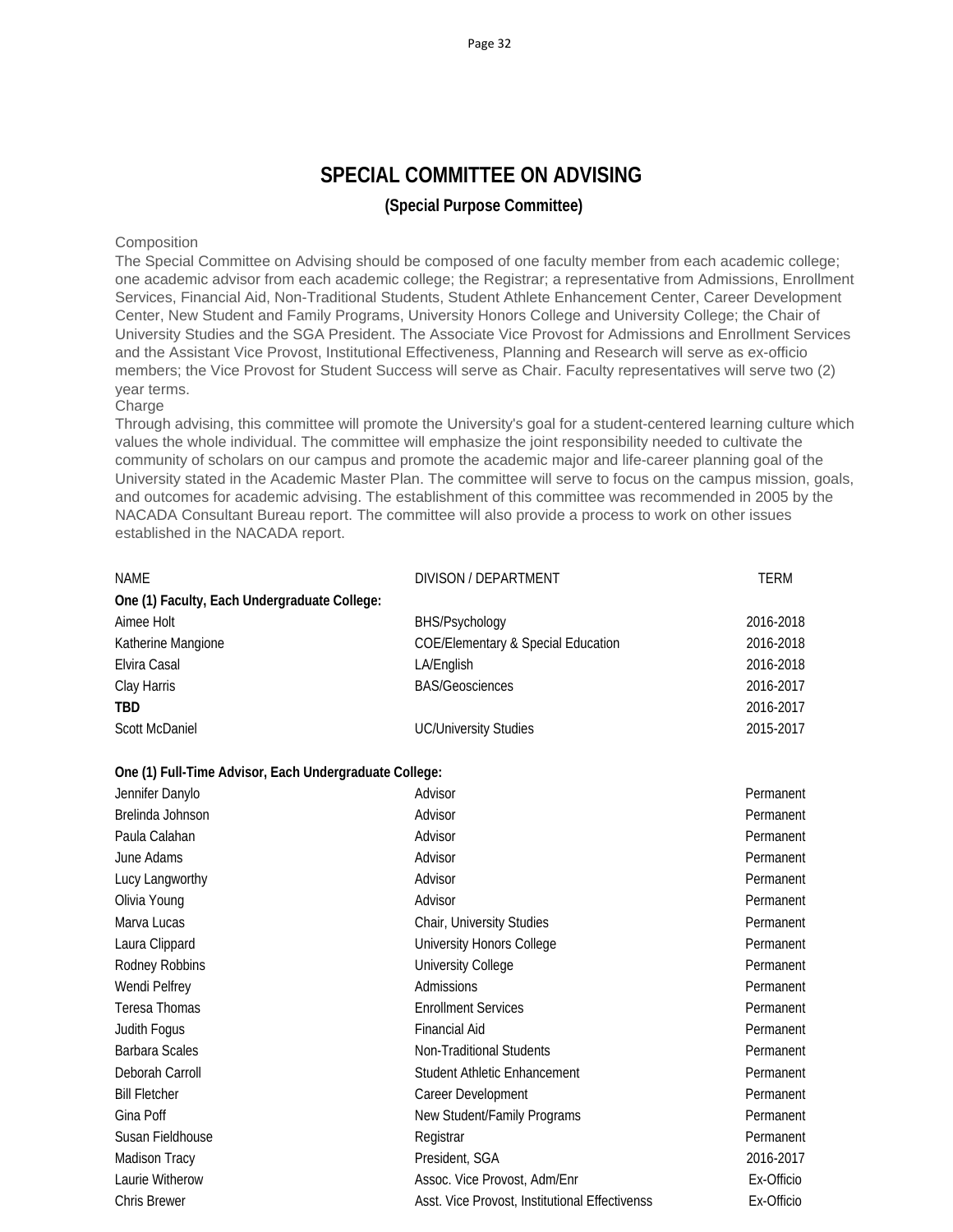# SPECIAL COMMITTEE ON ADVISING

## (Special Purpose Committee)

Composition

The Special Committee on Advising should be composed of one faculty member from each academic college; one academic advisor from each academic college; the Registrar; a representative from Admissions, Enrollment Services, Financial Aid, Non-Traditional Students, Student Athlete Enhancement Center, Career Development Center, New Student and Family Programs, University Honors College and University College; the Chair of University Studies and the SGA President. The Associate Vice Provost for Admissions and Enrollment Services and the Assistant Vice Provost, Institutional Effectiveness, Planning and Research will serve as ex-officio members; the Vice Provost for Student Success will serve as Chair. Faculty representatives will serve two (2) year terms.

Charge

Through advising, this committee will promote the University's goal for a student-centered learning culture which values the whole individual. The committee will emphasize the joint responsibility needed to cultivate the community of scholars on our campus and promote the academic major and life-career planning goal of the University stated in the Academic Master Plan. The committee will serve to focus on the campus mission, goals, and outcomes for academic advising. The establishment of this committee was recommended in 2005 by the NACADA Consultant Bureau report. The committee will also provide a process to work on other issues established in the NACADA report.

| NAME | DIVISON / DEPARTMENT | TERM |
|---|---|---|
| **One (1) Faculty, Each Undergraduate College:** | | |
| Aimee Holt | BHS/Psychology | 2016-2018 |
| Katherine Mangione | COE/Elementary & Special Education | 2016-2018 |
| Elvira Casal | LA/English | 2016-2018 |
| Clay Harris | BAS/Geosciences | 2016-2017 |
| **TBD** | | 2016-2017 |
| Scott McDaniel | UC/University Studies | 2015-2017 |
| | | |
| **One (1) Full-Time Advisor, Each Undergraduate College:** | | |
| Jennifer Danylo | Advisor | Permanent |
| Brelinda Johnson | Advisor | Permanent |
| Paula Calahan | Advisor | Permanent |
| June Adams | Advisor | Permanent |
| Lucy Langworthy | Advisor | Permanent |
| Olivia Young | Advisor | Permanent |
| Marva Lucas | Chair, University Studies | Permanent |
| Laura Clippard | University Honors College | Permanent |
| Rodney Robbins | University College | Permanent |
| Wendi Pelfrey | Admissions | Permanent |
| Teresa Thomas | Enrollment Services | Permanent |
| Judith Fogus | Financial Aid | Permanent |
| Barbara Scales | Non-Traditional Students | Permanent |
| Deborah Carroll | Student Athletic Enhancement | Permanent |
| Bill Fletcher | Career Development | Permanent |
| Gina Poff | New Student/Family Programs | Permanent |
| Susan Fieldhouse | Registrar | Permanent |
| Madison Tracy | President, SGA | 2016-2017 |
| Laurie Witherow | Assoc. Vice Provost, Adm/Enr | Ex-Officio |
| Chris Brewer | Asst. Vice Provost, Institutional Effectivenss | Ex-Officio |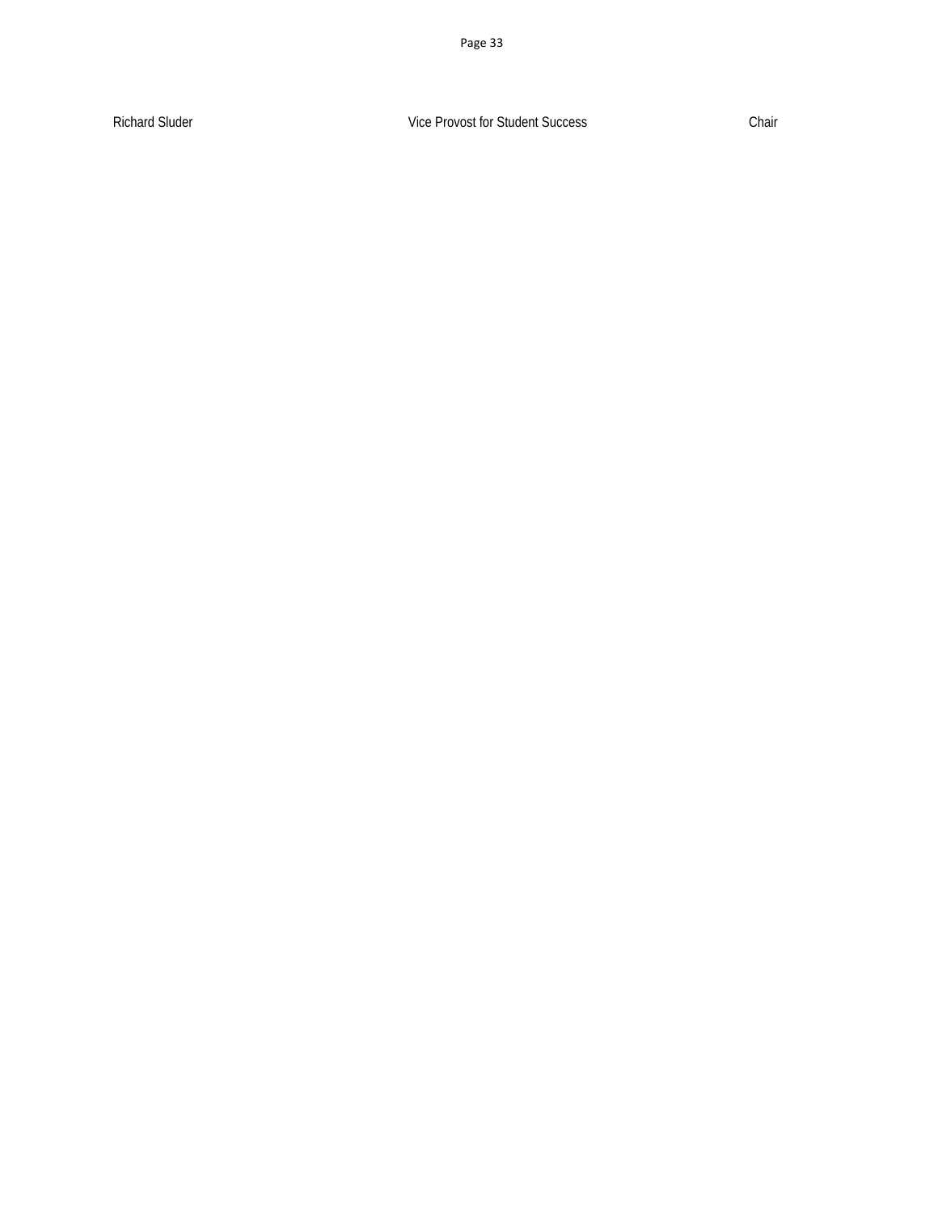| Richard Sluder | Vice Provost for Student Success | Chair |
|---|---|---|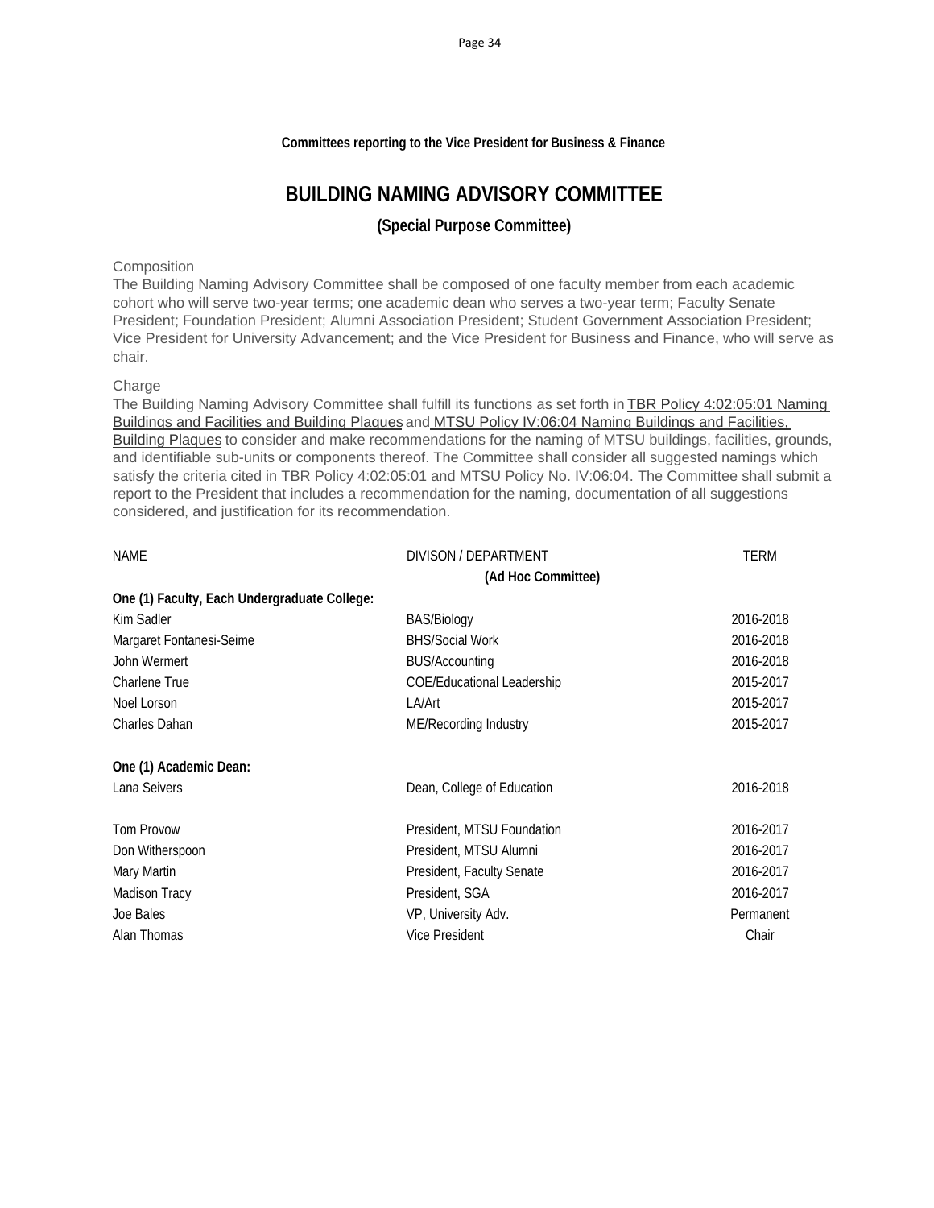**Committees reporting to the Vice President for Business & Finance**

# BUILDING NAMING ADVISORY COMMITTEE

### (Special Purpose Committee)

Composition

The Building Naming Advisory Committee shall be composed of one faculty member from each academic cohort who will serve two-year terms; one academic dean who serves a two-year term; Faculty Senate President; Foundation President; Alumni Association President; Student Government Association President; Vice President for University Advancement; and the Vice President for Business and Finance, who will serve as chair.

Charge

The Building Naming Advisory Committee shall fulfill its functions as set forth in TBR Policy 4:02:05:01 Naming Buildings and Facilities and Building Plaques and MTSU Policy IV:06:04 Naming Buildings and Facilities, Building Plaques to consider and make recommendations for the naming of MTSU buildings, facilities, grounds, and identifiable sub-units or components thereof. The Committee shall consider all suggested namings which satisfy the criteria cited in TBR Policy 4:02:05:01 and MTSU Policy No. IV:06:04. The Committee shall submit a report to the President that includes a recommendation for the naming, documentation of all suggestions considered, and justification for its recommendation.

| NAME | DIVISON / DEPARTMENT | TERM |
|---|---|---|
| | **(Ad Hoc Committee)** | |
| **One (1) Faculty, Each Undergraduate College:** | | |
| Kim Sadler | BAS/Biology | 2016-2018 |
| Margaret Fontanesi-Seime | BHS/Social Work | 2016-2018 |
| John Wermert | BUS/Accounting | 2016-2018 |
| Charlene True | COE/Educational Leadership | 2015-2017 |
| Noel Lorson | LA/Art | 2015-2017 |
| Charles Dahan | ME/Recording Industry | 2015-2017 |
| **One (1) Academic Dean:** | | |
| Lana Seivers | Dean, College of Education | 2016-2018 |
| Tom Provow | President, MTSU Foundation | 2016-2017 |
| Don Witherspoon | President, MTSU Alumni | 2016-2017 |
| Mary Martin | President, Faculty Senate | 2016-2017 |
| Madison Tracy | President, SGA | 2016-2017 |
| Joe Bales | VP, University Adv. | Permanent |
| Alan Thomas | Vice President | Chair |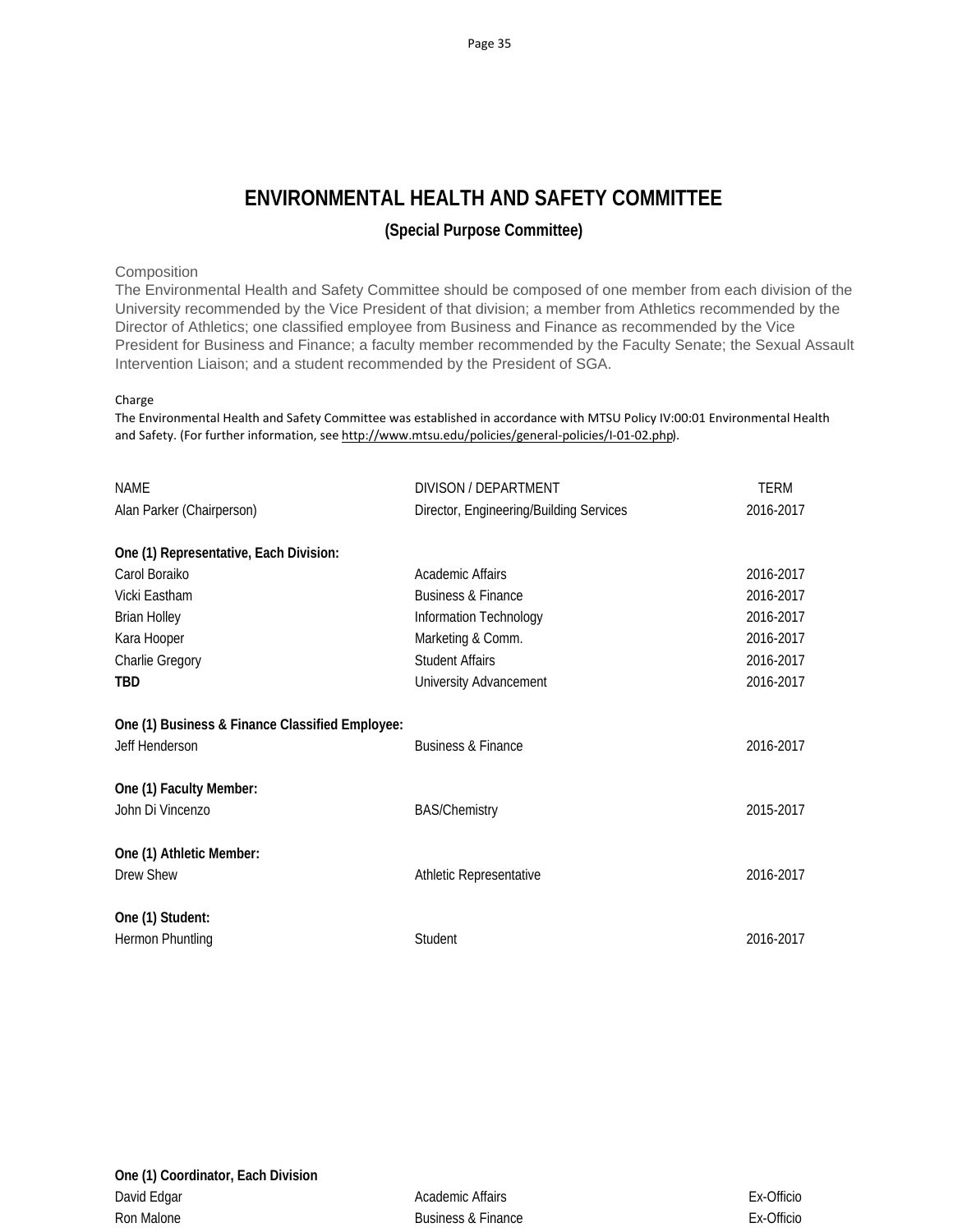# ENVIRONMENTAL HEALTH AND SAFETY COMMITTEE

### (Special Purpose Committee)

Composition

The Environmental Health and Safety Committee should be composed of one member from each division of the University recommended by the Vice President of that division; a member from Athletics recommended by the Director of Athletics; one classified employee from Business and Finance as recommended by the Vice President for Business and Finance; a faculty member recommended by the Faculty Senate; the Sexual Assault Intervention Liaison; and a student recommended by the President of SGA.

Charge

The Environmental Health and Safety Committee was established in accordance with MTSU Policy IV:00:01 Environmental Health and Safety. (For further information, see http://www.mtsu.edu/policies/general-policies/I-01-02.php).

| NAME | DIVISON / DEPARTMENT | TERM |
|---|---|---|
| Alan Parker (Chairperson) | Director, Engineering/Building Services | 2016-2017 |
| **One (1) Representative, Each Division:** | | |
| Carol Boraiko | Academic Affairs | 2016-2017 |
| Vicki Eastham | Business & Finance | 2016-2017 |
| Brian Holley | Information Technology | 2016-2017 |
| Kara Hooper | Marketing & Comm. | 2016-2017 |
| Charlie Gregory | Student Affairs | 2016-2017 |
| **TBD** | University Advancement | 2016-2017 |
| **One (1) Business & Finance Classified Employee:** | | |
| Jeff Henderson | Business & Finance | 2016-2017 |
| **One (1) Faculty Member:** | | |
| John Di Vincenzo | BAS/Chemistry | 2015-2017 |
| **One (1) Athletic Member:** | | |
| Drew Shew | Athletic Representative | 2016-2017 |
| **One (1) Student:** | | |
| Hermon Phuntling | Student | 2016-2017 |
| **One (1) Coordinator, Each Division** | | |
| David Edgar | Academic Affairs | Ex-Officio |
| Ron Malone | Business & Finance | Ex-Officio |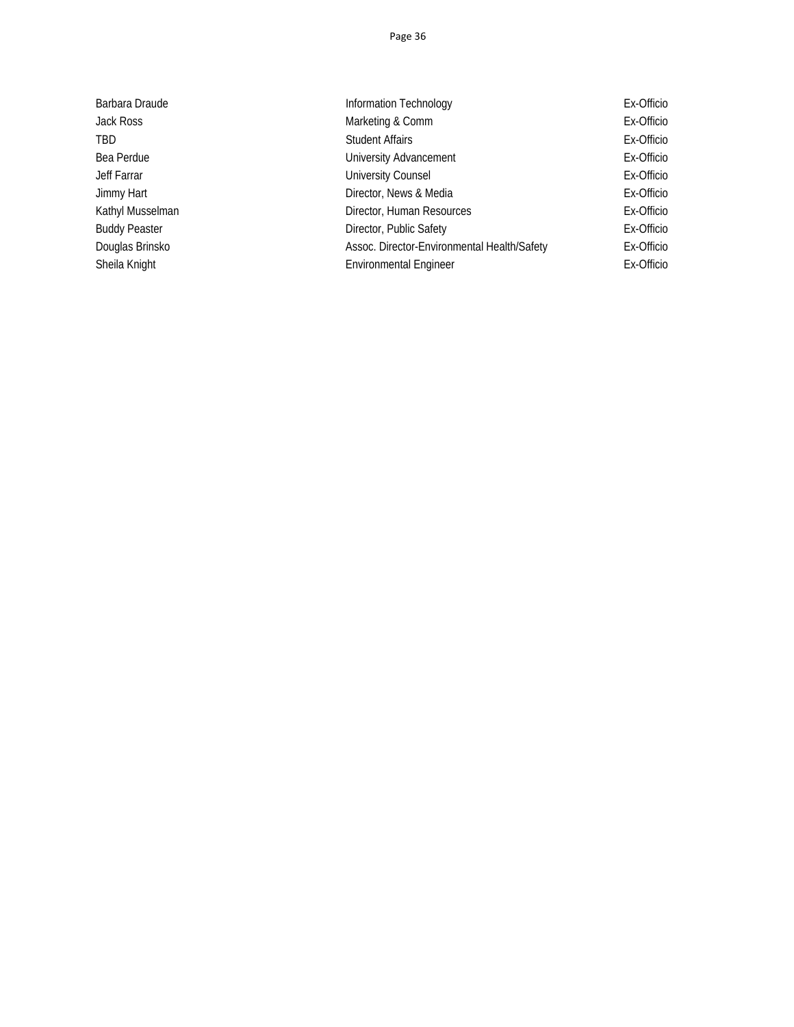| | | |
|---|---|---|
| Barbara Draude | Information Technology | Ex-Officio |
| Jack Ross | Marketing & Comm | Ex-Officio |
| TBD | Student Affairs | Ex-Officio |
| Bea Perdue | University Advancement | Ex-Officio |
| Jeff Farrar | University Counsel | Ex-Officio |
| Jimmy Hart | Director, News & Media | Ex-Officio |
| Kathyl Musselman | Director, Human Resources | Ex-Officio |
| Buddy Peaster | Director, Public Safety | Ex-Officio |
| Douglas Brinsko | Assoc. Director-Environmental Health/Safety | Ex-Officio |
| Sheila Knight | Environmental Engineer | Ex-Officio |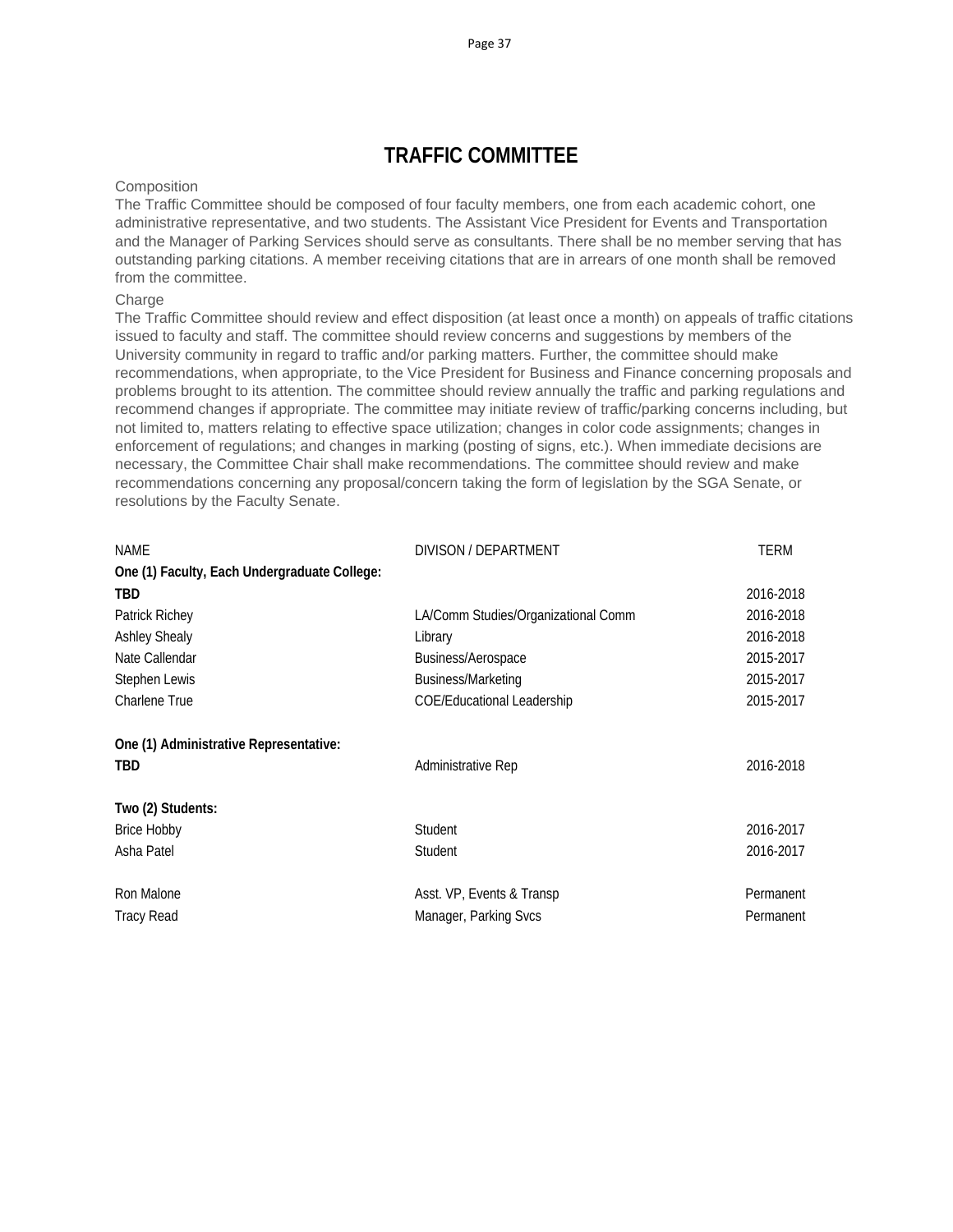# TRAFFIC COMMITTEE

Composition

The Traffic Committee should be composed of four faculty members, one from each academic cohort, one administrative representative, and two students. The Assistant Vice President for Events and Transportation and the Manager of Parking Services should serve as consultants. There shall be no member serving that has outstanding parking citations. A member receiving citations that are in arrears of one month shall be removed from the committee.

Charge

The Traffic Committee should review and effect disposition (at least once a month) on appeals of traffic citations issued to faculty and staff. The committee should review concerns and suggestions by members of the University community in regard to traffic and/or parking matters. Further, the committee should make recommendations, when appropriate, to the Vice President for Business and Finance concerning proposals and problems brought to its attention. The committee should review annually the traffic and parking regulations and recommend changes if appropriate. The committee may initiate review of traffic/parking concerns including, but not limited to, matters relating to effective space utilization; changes in color code assignments; changes in enforcement of regulations; and changes in marking (posting of signs, etc.). When immediate decisions are necessary, the Committee Chair shall make recommendations. The committee should review and make recommendations concerning any proposal/concern taking the form of legislation by the SGA Senate, or resolutions by the Faculty Senate.

| NAME | DIVISON / DEPARTMENT | TERM |
|---|---|---|
| **One (1) Faculty, Each Undergraduate College:** | | |
| **TBD** | | 2016-2018 |
| Patrick Richey | LA/Comm Studies/Organizational Comm | 2016-2018 |
| Ashley Shealy | Library | 2016-2018 |
| Nate Callendar | Business/Aerospace | 2015-2017 |
| Stephen Lewis | Business/Marketing | 2015-2017 |
| Charlene True | COE/Educational Leadership | 2015-2017 |
| | | |
| **One (1) Administrative Representative:** | | |
| **TBD** | Administrative Rep | 2016-2018 |
| | | |
| **Two (2) Students:** | | |
| Brice Hobby | Student | 2016-2017 |
| Asha Patel | Student | 2016-2017 |
| | | |
| Ron Malone | Asst. VP, Events & Transp | Permanent |
| Tracy Read | Manager, Parking Svcs | Permanent |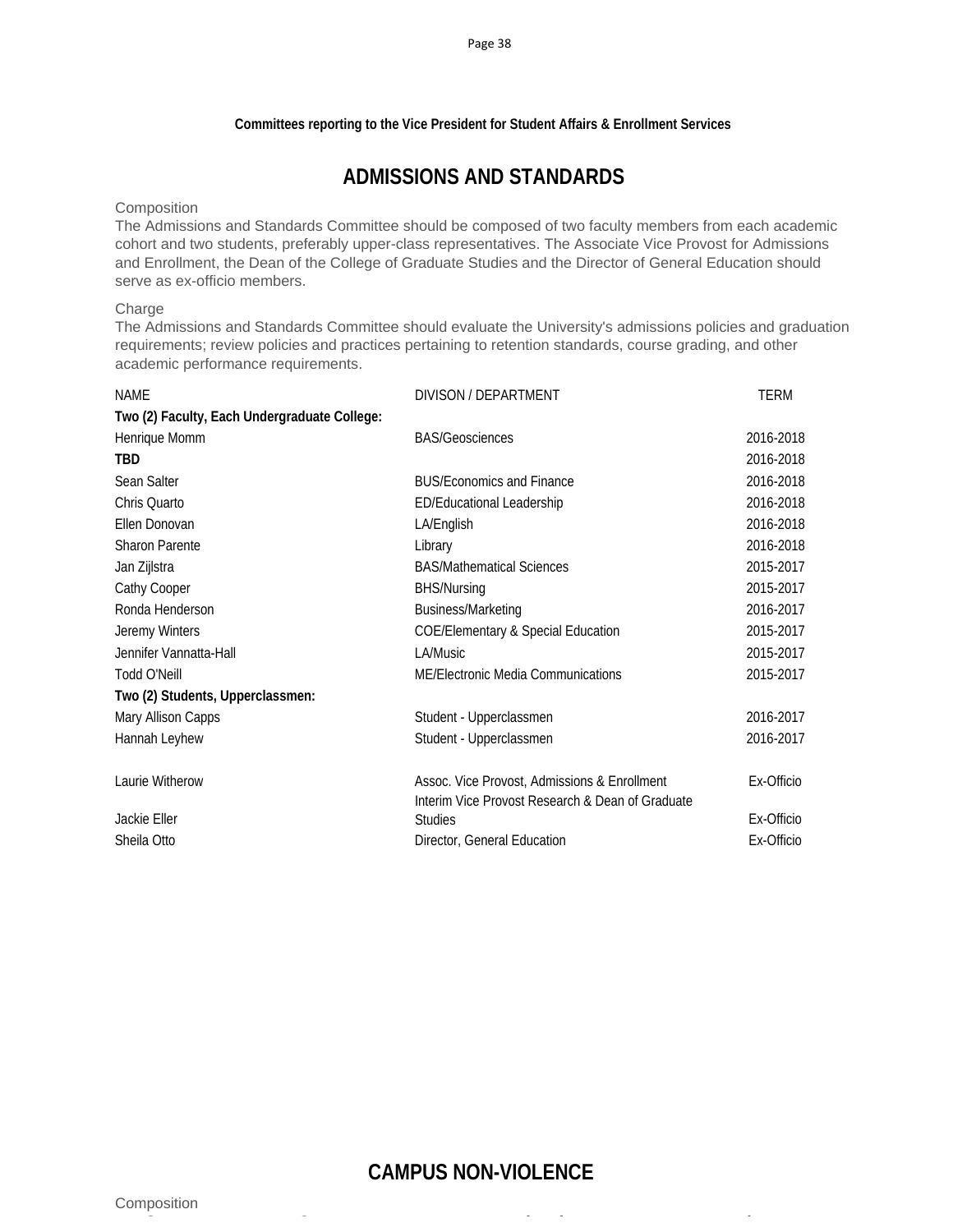**Committees reporting to the Vice President for Student Affairs & Enrollment Services**

# ADMISSIONS AND STANDARDS

Composition

The Admissions and Standards Committee should be composed of two faculty members from each academic cohort and two students, preferably upper-class representatives. The Associate Vice Provost for Admissions and Enrollment, the Dean of the College of Graduate Studies and the Director of General Education should serve as ex-officio members.

Charge

The Admissions and Standards Committee should evaluate the University's admissions policies and graduation requirements; review policies and practices pertaining to retention standards, course grading, and other academic performance requirements.

| NAME | DIVISON / DEPARTMENT | TERM |
|---|---|---|
| **Two (2) Faculty, Each Undergraduate College:** | | |
| Henrique Momm | BAS/Geosciences | 2016-2018 |
| **TBD** | | 2016-2018 |
| Sean Salter | BUS/Economics and Finance | 2016-2018 |
| Chris Quarto | ED/Educational Leadership | 2016-2018 |
| Ellen Donovan | LA/English | 2016-2018 |
| Sharon Parente | Library | 2016-2018 |
| Jan Zijlstra | BAS/Mathematical Sciences | 2015-2017 |
| Cathy Cooper | BHS/Nursing | 2015-2017 |
| Ronda Henderson | Business/Marketing | 2016-2017 |
| Jeremy Winters | COE/Elementary & Special Education | 2015-2017 |
| Jennifer Vannatta-Hall | LA/Music | 2015-2017 |
| Todd O'Neill | ME/Electronic Media Communications | 2015-2017 |
| **Two (2) Students, Upperclassmen:** | | |
| Mary Allison Capps | Student - Upperclassmen | 2016-2017 |
| Hannah Leyhew | Student - Upperclassmen | 2016-2017 |
| Laurie Witherow | Assoc. Vice Provost, Admissions & Enrollment | Ex-Officio |
| Jackie Eller | Interim Vice Provost Research & Dean of Graduate Studies | Ex-Officio |
| Sheila Otto | Director, General Education | Ex-Officio |

# CAMPUS NON-VIOLENCE

Composition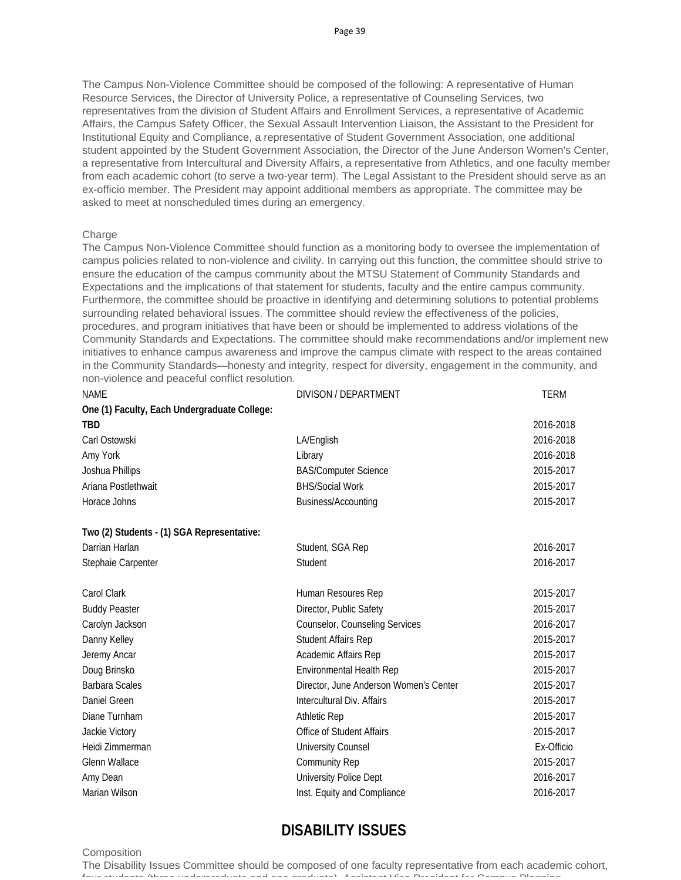The Campus Non-Violence Committee should be composed of the following: A representative of Human Resource Services, the Director of University Police, a representative of Counseling Services, two representatives from the division of Student Affairs and Enrollment Services, a representative of Academic Affairs, the Campus Safety Officer, the Sexual Assault Intervention Liaison, the Assistant to the President for Institutional Equity and Compliance, a representative of Student Government Association, one additional student appointed by the Student Government Association, the Director of the June Anderson Women's Center, a representative from Intercultural and Diversity Affairs, a representative from Athletics, and one faculty member from each academic cohort (to serve a two-year term). The Legal Assistant to the President should serve as an ex-officio member. The President may appoint additional members as appropriate. The committee may be asked to meet at nonscheduled times during an emergency.

Charge
The Campus Non-Violence Committee should function as a monitoring body to oversee the implementation of campus policies related to non-violence and civility. In carrying out this function, the committee should strive to ensure the education of the campus community about the MTSU Statement of Community Standards and Expectations and the implications of that statement for students, faculty and the entire campus community. Furthermore, the committee should be proactive in identifying and determining solutions to potential problems surrounding related behavioral issues. The committee should review the effectiveness of the policies, procedures, and program initiatives that have been or should be implemented to address violations of the Community Standards and Expectations. The committee should make recommendations and/or implement new initiatives to enhance campus awareness and improve the campus climate with respect to the areas contained in the Community Standards—honesty and integrity, respect for diversity, engagement in the community, and non-violence and peaceful conflict resolution.

| NAME | DIVISON / DEPARTMENT | TERM |
|---|---|---|
| **One (1) Faculty, Each Undergraduate College:** | | |
| **TBD** | | 2016-2018 |
| Carl Ostowski | LA/English | 2016-2018 |
| Amy York | Library | 2016-2018 |
| Joshua Phillips | BAS/Computer Science | 2015-2017 |
| Ariana Postlethwait | BHS/Social Work | 2015-2017 |
| Horace Johns | Business/Accounting | 2015-2017 |
| | | |
| **Two (2) Students - (1) SGA Representative:** | | |
| Darrian Harlan | Student, SGA Rep | 2016-2017 |
| Stephaie Carpenter | Student | 2016-2017 |
| | | |
| Carol Clark | Human Resoures Rep | 2015-2017 |
| Buddy Peaster | Director, Public Safety | 2015-2017 |
| Carolyn Jackson | Counselor, Counseling Services | 2016-2017 |
| Danny Kelley | Student Affairs Rep | 2015-2017 |
| Jeremy Ancar | Academic Affairs Rep | 2015-2017 |
| Doug Brinsko | Environmental Health Rep | 2015-2017 |
| Barbara Scales | Director, June Anderson Women's Center | 2015-2017 |
| Daniel Green | Intercultural Div. Affairs | 2015-2017 |
| Diane Turnham | Athletic Rep | 2015-2017 |
| Jackie Victory | Office of Student Affairs | 2015-2017 |
| Heidi Zimmerman | University Counsel | Ex-Officio |
| Glenn Wallace | Community Rep | 2015-2017 |
| Amy Dean | University Police Dept | 2016-2017 |
| Marian Wilson | Inst. Equity and Compliance | 2016-2017 |

## DISABILITY ISSUES

Composition
The Disability Issues Committee should be composed of one faculty representative from each academic cohort,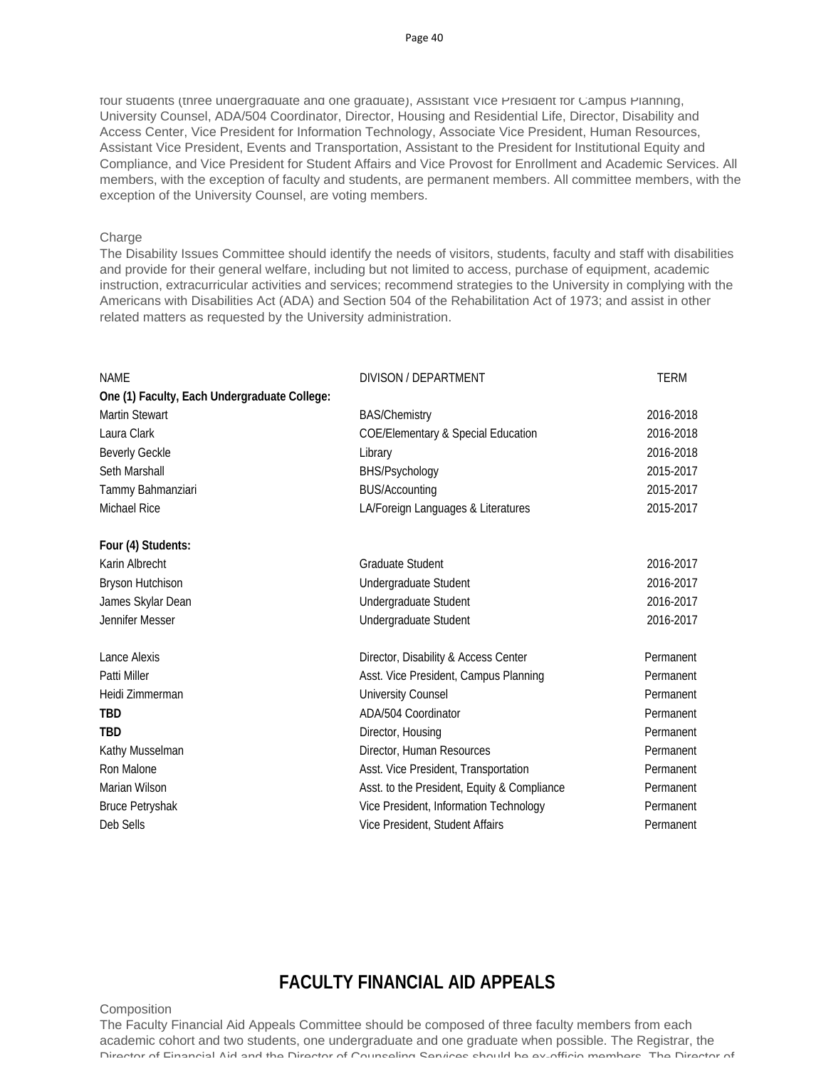four students (three undergraduate and one graduate), Assistant Vice President for Campus Planning, University Counsel, ADA/504 Coordinator, Director, Housing and Residential Life, Director, Disability and Access Center, Vice President for Information Technology, Associate Vice President, Human Resources, Assistant Vice President, Events and Transportation, Assistant to the President for Institutional Equity and Compliance, and Vice President for Student Affairs and Vice Provost for Enrollment and Academic Services. All members, with the exception of faculty and students, are permanent members. All committee members, with the exception of the University Counsel, are voting members.

Charge

The Disability Issues Committee should identify the needs of visitors, students, faculty and staff with disabilities and provide for their general welfare, including but not limited to access, purchase of equipment, academic instruction, extracurricular activities and services; recommend strategies to the University in complying with the Americans with Disabilities Act (ADA) and Section 504 of the Rehabilitation Act of 1973; and assist in other related matters as requested by the University administration.

| NAME | DIVISON / DEPARTMENT | TERM |
|---|---|---|
| **One (1) Faculty, Each Undergraduate College:** | | |
| Martin Stewart | BAS/Chemistry | 2016-2018 |
| Laura Clark | COE/Elementary & Special Education | 2016-2018 |
| Beverly Geckle | Library | 2016-2018 |
| Seth Marshall | BHS/Psychology | 2015-2017 |
| Tammy Bahmanziari | BUS/Accounting | 2015-2017 |
| Michael Rice | LA/Foreign Languages & Literatures | 2015-2017 |
| | | |
| **Four (4) Students:** | | |
| Karin Albrecht | Graduate Student | 2016-2017 |
| Bryson Hutchison | Undergraduate Student | 2016-2017 |
| James Skylar Dean | Undergraduate Student | 2016-2017 |
| Jennifer Messer | Undergraduate Student | 2016-2017 |
| | | |
| Lance Alexis | Director, Disability & Access Center | Permanent |
| Patti Miller | Asst. Vice President, Campus Planning | Permanent |
| Heidi Zimmerman | University Counsel | Permanent |
| **TBD** | ADA/504 Coordinator | Permanent |
| **TBD** | Director, Housing | Permanent |
| Kathy Musselman | Director, Human Resources | Permanent |
| Ron Malone | Asst. Vice President, Transportation | Permanent |
| Marian Wilson | Asst. to the President, Equity & Compliance | Permanent |
| Bruce Petryshak | Vice President, Information Technology | Permanent |
| Deb Sells | Vice President, Student Affairs | Permanent |

## FACULTY FINANCIAL AID APPEALS

Composition

The Faculty Financial Aid Appeals Committee should be composed of three faculty members from each academic cohort and two students, one undergraduate and one graduate when possible. The Registrar, the Director of Financial Aid and the Director of Counseling Services should be ex-officio members. The Director of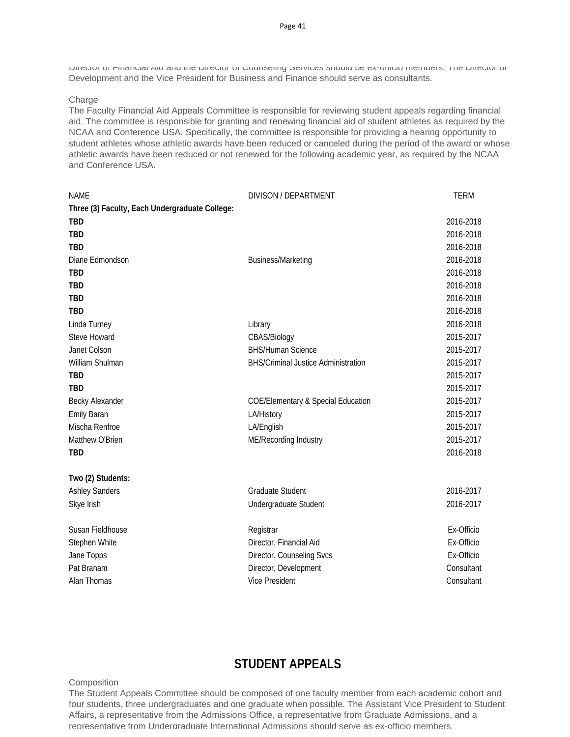Director of Financial Aid and the Director of Counseling Services should be ex-officio members. The Director of Development and the Vice President for Business and Finance should serve as consultants.

Charge

The Faculty Financial Aid Appeals Committee is responsible for reviewing student appeals regarding financial aid. The committee is responsible for granting and renewing financial aid of student athletes as required by the NCAA and Conference USA. Specifically, the committee is responsible for providing a hearing opportunity to student athletes whose athletic awards have been reduced or canceled during the period of the award or whose athletic awards have been reduced or not renewed for the following academic year, as required by the NCAA and Conference USA.

| NAME | DIVISON / DEPARTMENT | TERM |
|---|---|---|
| **Three (3) Faculty, Each Undergraduate College:** | | |
| **TBD** | | 2016-2018 |
| **TBD** | | 2016-2018 |
| **TBD** | | 2016-2018 |
| Diane Edmondson | Business/Marketing | 2016-2018 |
| **TBD** | | 2016-2018 |
| **TBD** | | 2016-2018 |
| **TBD** | | 2016-2018 |
| **TBD** | | 2016-2018 |
| Linda Turney | Library | 2016-2018 |
| Steve Howard | CBAS/Biology | 2015-2017 |
| Janet Colson | BHS/Human Science | 2015-2017 |
| William Shulman | BHS/Criminal Justice Administration | 2015-2017 |
| **TBD** | | 2015-2017 |
| **TBD** | | 2015-2017 |
| Becky Alexander | COE/Elementary & Special Education | 2015-2017 |
| Emily Baran | LA/History | 2015-2017 |
| Mischa Renfroe | LA/English | 2015-2017 |
| Matthew O'Brien | ME/Recording Industry | 2015-2017 |
| **TBD** | | 2016-2018 |
| | | |
| **Two (2) Students:** | | |
| Ashley Sanders | Graduate Student | 2016-2017 |
| Skye Irish | Undergraduate Student | 2016-2017 |
| | | |
| Susan Fieldhouse | Registrar | Ex-Officio |
| Stephen White | Director, Financial Aid | Ex-Officio |
| Jane Topps | Director, Counseling Svcs | Ex-Officio |
| Pat Branam | Director, Development | Consultant |
| Alan Thomas | Vice President | Consultant |

## STUDENT APPEALS

Composition

The Student Appeals Committee should be composed of one faculty member from each academic cohort and four students, three undergraduates and one graduate when possible. The Assistant Vice President to Student Affairs, a representative from the Admissions Office, a representative from Graduate Admissions, and a representative from Undergraduate International Admissions should serve as ex-officio members.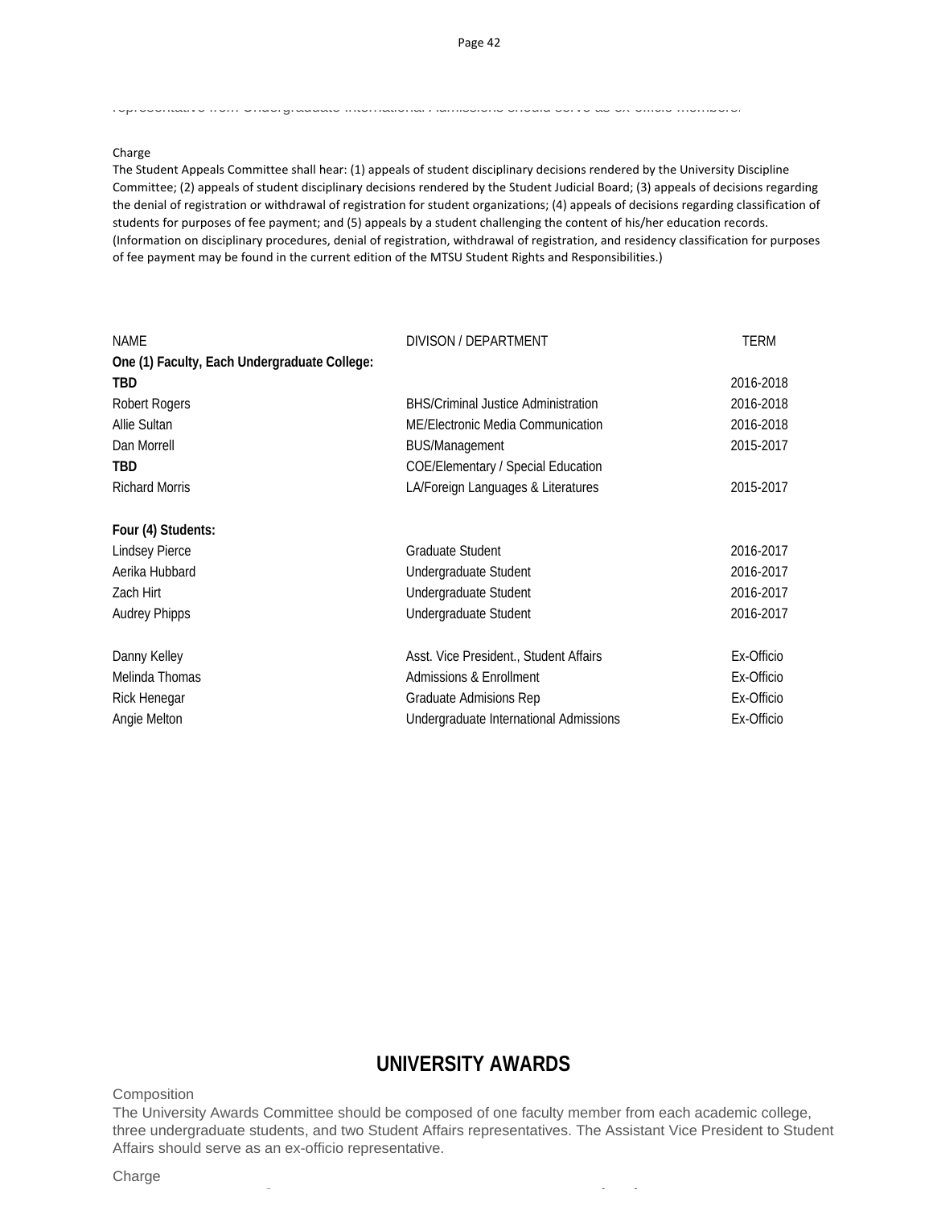representative from Undergraduate International Admissions should serve as ex-officio members.

Charge

The Student Appeals Committee shall hear: (1) appeals of student disciplinary decisions rendered by the University Discipline Committee; (2) appeals of student disciplinary decisions rendered by the Student Judicial Board; (3) appeals of decisions regarding the denial of registration or withdrawal of registration for student organizations; (4) appeals of decisions regarding classification of students for purposes of fee payment; and (5) appeals by a student challenging the content of his/her education records. (Information on disciplinary procedures, denial of registration, withdrawal of registration, and residency classification for purposes of fee payment may be found in the current edition of the MTSU Student Rights and Responsibilities.)

| NAME | DIVISON / DEPARTMENT | TERM |
|---|---|---|
| **One (1) Faculty, Each Undergraduate College:** | | |
| **TBD** | | 2016-2018 |
| Robert Rogers | BHS/Criminal Justice Administration | 2016-2018 |
| Allie Sultan | ME/Electronic Media Communication | 2016-2018 |
| Dan Morrell | BUS/Management | 2015-2017 |
| **TBD** | COE/Elementary / Special Education | |
| Richard Morris | LA/Foreign Languages & Literatures | 2015-2017 |
| | | |
| **Four (4) Students:** | | |
| Lindsey Pierce | Graduate Student | 2016-2017 |
| Aerika Hubbard | Undergraduate Student | 2016-2017 |
| Zach Hirt | Undergraduate Student | 2016-2017 |
| Audrey Phipps | Undergraduate Student | 2016-2017 |
| | | |
| Danny Kelley | Asst. Vice President., Student Affairs | Ex-Officio |
| Melinda Thomas | Admissions & Enrollment | Ex-Officio |
| Rick Henegar | Graduate Admisions Rep | Ex-Officio |
| Angie Melton | Undergraduate International Admissions | Ex-Officio |

## UNIVERSITY AWARDS

Composition

The University Awards Committee should be composed of one faculty member from each academic college, three undergraduate students, and two Student Affairs representatives. The Assistant Vice President to Student Affairs should serve as an ex-officio representative.

Charge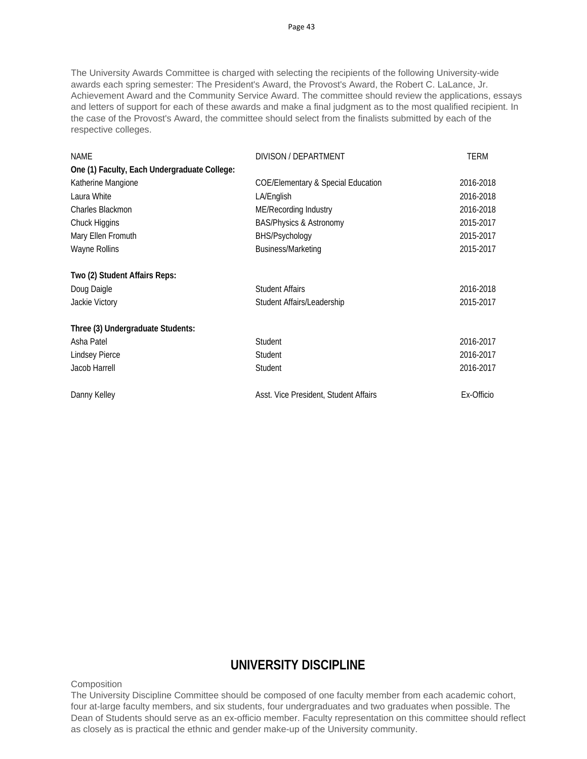The University Awards Committee is charged with selecting the recipients of the following University-wide awards each spring semester: The President's Award, the Provost's Award, the Robert C. LaLance, Jr. Achievement Award and the Community Service Award. The committee should review the applications, essays and letters of support for each of these awards and make a final judgment as to the most qualified recipient. In the case of the Provost's Award, the committee should select from the finalists submitted by each of the respective colleges.

| NAME | DIVISON / DEPARTMENT | TERM |
|---|---|---|
| **One (1) Faculty, Each Undergraduate College:** | | |
| Katherine Mangione | COE/Elementary & Special Education | 2016-2018 |
| Laura White | LA/English | 2016-2018 |
| Charles Blackmon | ME/Recording Industry | 2016-2018 |
| Chuck Higgins | BAS/Physics & Astronomy | 2015-2017 |
| Mary Ellen Fromuth | BHS/Psychology | 2015-2017 |
| Wayne Rollins | Business/Marketing | 2015-2017 |
| | | |
| **Two (2) Student Affairs Reps:** | | |
| Doug Daigle | Student Affairs | 2016-2018 |
| Jackie Victory | Student Affairs/Leadership | 2015-2017 |
| | | |
| **Three (3) Undergraduate Students:** | | |
| Asha Patel | Student | 2016-2017 |
| Lindsey Pierce | Student | 2016-2017 |
| Jacob Harrell | Student | 2016-2017 |
| | | |
| Danny Kelley | Asst. Vice President, Student Affairs | Ex-Officio |

## UNIVERSITY DISCIPLINE

Composition

The University Discipline Committee should be composed of one faculty member from each academic cohort, four at-large faculty members, and six students, four undergraduates and two graduates when possible. The Dean of Students should serve as an ex-officio member. Faculty representation on this committee should reflect as closely as is practical the ethnic and gender make-up of the University community.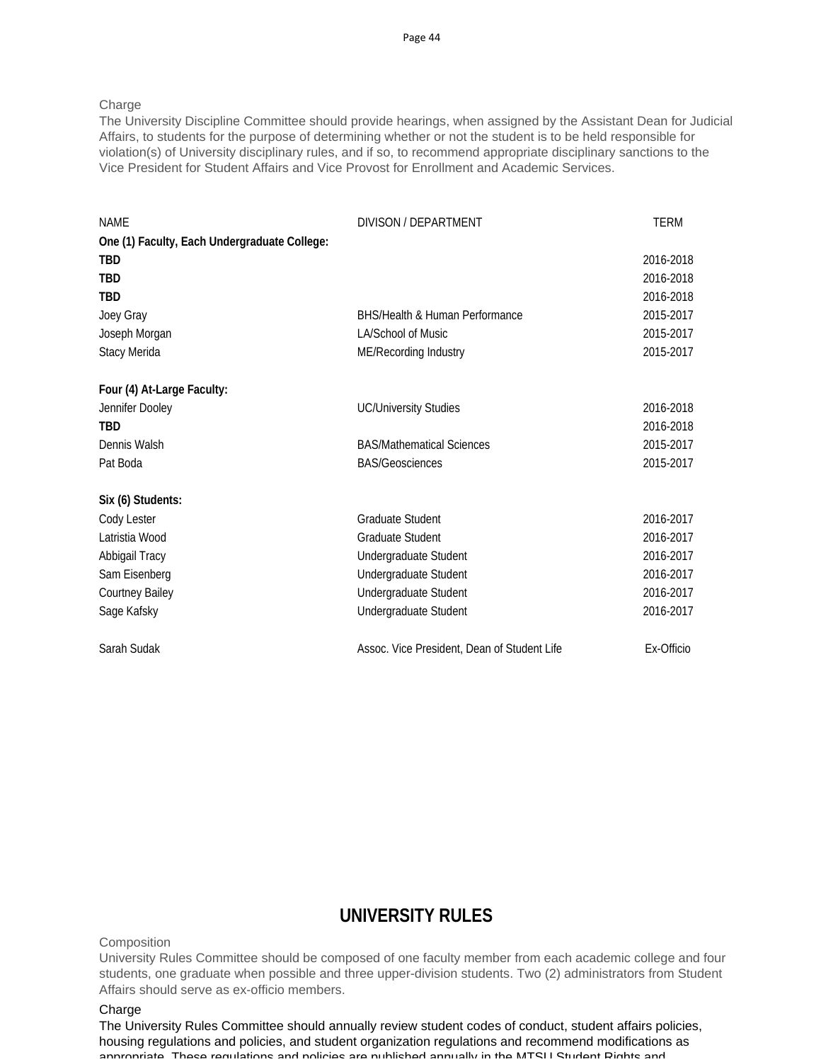Charge

The University Discipline Committee should provide hearings, when assigned by the Assistant Dean for Judicial Affairs, to students for the purpose of determining whether or not the student is to be held responsible for violation(s) of University disciplinary rules, and if so, to recommend appropriate disciplinary sanctions to the Vice President for Student Affairs and Vice Provost for Enrollment and Academic Services.

| NAME | DIVISON / DEPARTMENT | TERM |
|---|---|---|
| **One (1) Faculty, Each Undergraduate College:** | | |
| **TBD** | | 2016-2018 |
| **TBD** | | 2016-2018 |
| **TBD** | | 2016-2018 |
| Joey Gray | BHS/Health & Human Performance | 2015-2017 |
| Joseph Morgan | LA/School of Music | 2015-2017 |
| Stacy Merida | ME/Recording Industry | 2015-2017 |
| | | |
| **Four (4) At-Large Faculty:** | | |
| Jennifer Dooley | UC/University Studies | 2016-2018 |
| **TBD** | | 2016-2018 |
| Dennis Walsh | BAS/Mathematical Sciences | 2015-2017 |
| Pat Boda | BAS/Geosciences | 2015-2017 |
| | | |
| **Six (6) Students:** | | |
| Cody Lester | Graduate Student | 2016-2017 |
| Latristia Wood | Graduate Student | 2016-2017 |
| Abbigail Tracy | Undergraduate Student | 2016-2017 |
| Sam Eisenberg | Undergraduate Student | 2016-2017 |
| Courtney Bailey | Undergraduate Student | 2016-2017 |
| Sage Kafsky | Undergraduate Student | 2016-2017 |
| | | |
| Sarah Sudak | Assoc. Vice President, Dean of Student Life | Ex-Officio |

# UNIVERSITY RULES

Composition

University Rules Committee should be composed of one faculty member from each academic college and four students, one graduate when possible and three upper-division students. Two (2) administrators from Student Affairs should serve as ex-officio members.

Charge

The University Rules Committee should annually review student codes of conduct, student affairs policies, housing regulations and policies, and student organization regulations and recommend modifications as appropriate. These regulations and policies are published annually in the MTSU Student Rights and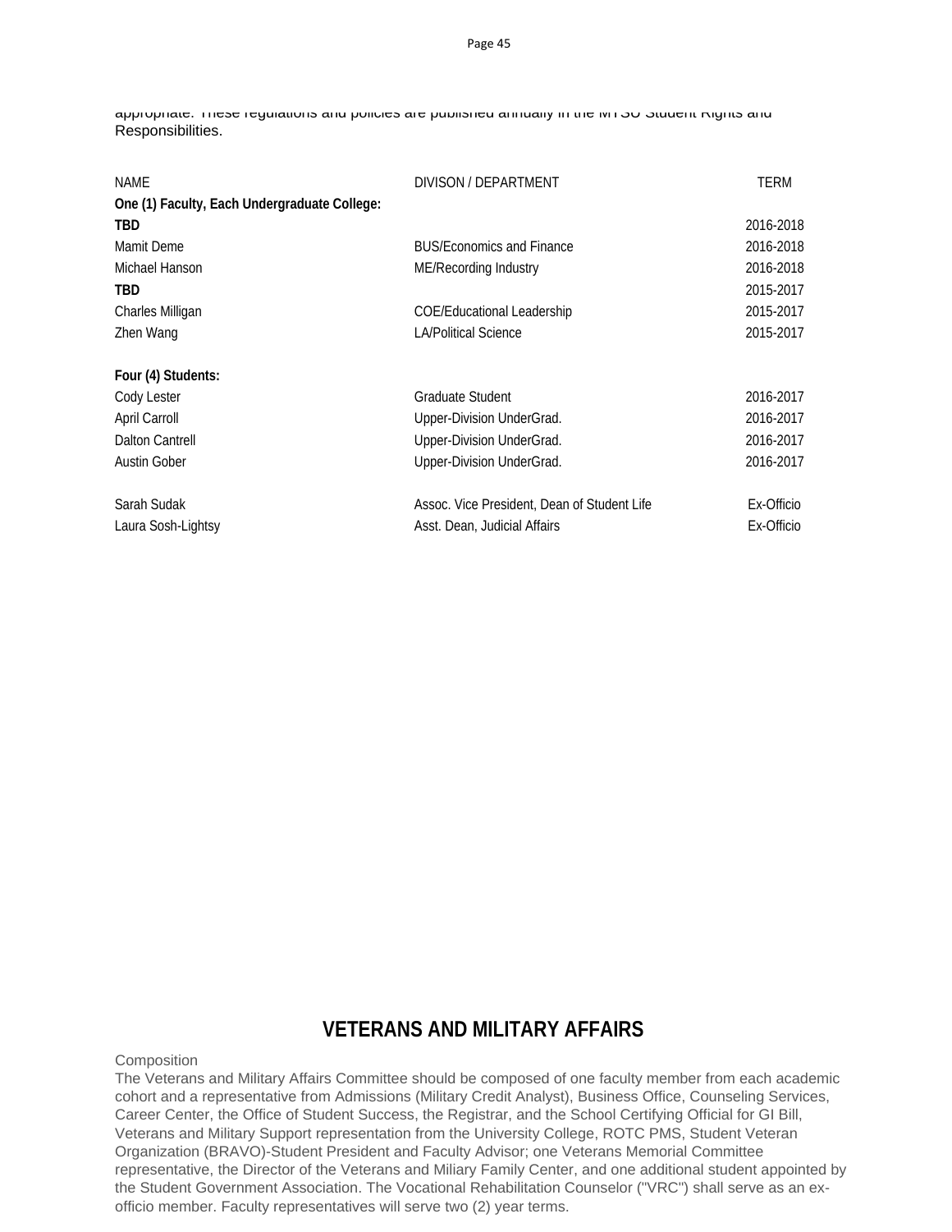appropriate. These regulations and policies are published annually in the MTSU Student Rights and Responsibilities.

| NAME | DIVISON / DEPARTMENT | TERM |
|---|---|---|
| **One (1) Faculty, Each Undergraduate College:** | | |
| **TBD** | | 2016-2018 |
| Mamit Deme | BUS/Economics and Finance | 2016-2018 |
| Michael Hanson | ME/Recording Industry | 2016-2018 |
| **TBD** | | 2015-2017 |
| Charles Milligan | COE/Educational Leadership | 2015-2017 |
| Zhen Wang | LA/Political Science | 2015-2017 |
| | | |
| **Four (4) Students:** | | |
| Cody Lester | Graduate Student | 2016-2017 |
| April Carroll | Upper-Division UnderGrad. | 2016-2017 |
| Dalton Cantrell | Upper-Division UnderGrad. | 2016-2017 |
| Austin Gober | Upper-Division UnderGrad. | 2016-2017 |
| | | |
| Sarah Sudak | Assoc. Vice President, Dean of Student Life | Ex-Officio |
| Laura Sosh-Lightsy | Asst. Dean, Judicial Affairs | Ex-Officio |

## VETERANS AND MILITARY AFFAIRS

Composition

The Veterans and Military Affairs Committee should be composed of one faculty member from each academic cohort and a representative from Admissions (Military Credit Analyst), Business Office, Counseling Services, Career Center, the Office of Student Success, the Registrar, and the School Certifying Official for GI Bill, Veterans and Military Support representation from the University College, ROTC PMS, Student Veteran Organization (BRAVO)-Student President and Faculty Advisor; one Veterans Memorial Committee representative, the Director of the Veterans and Miliary Family Center, and one additional student appointed by the Student Government Association. The Vocational Rehabilitation Counselor ("VRC") shall serve as an ex-officio member. Faculty representatives will serve two (2) year terms.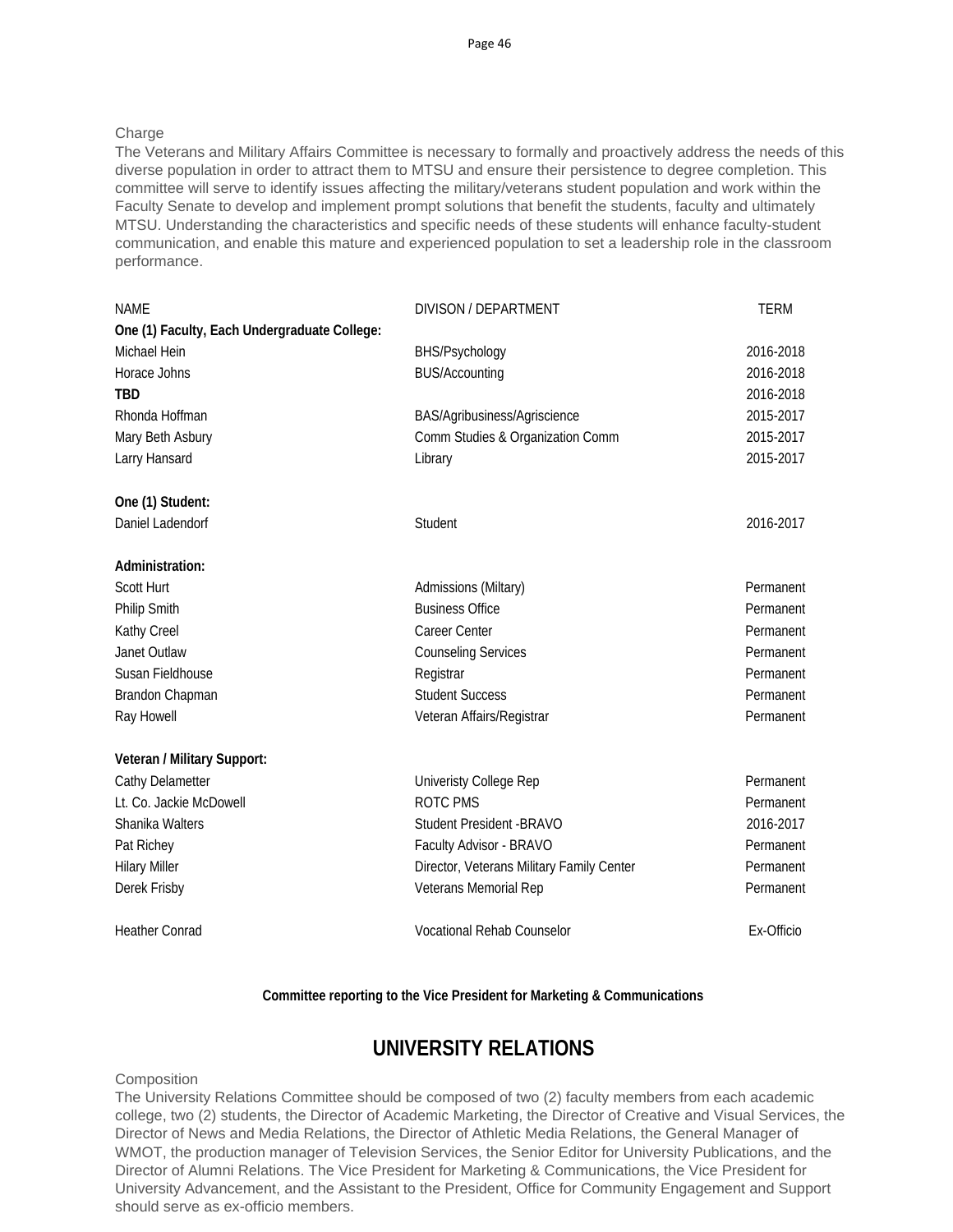Charge

The Veterans and Military Affairs Committee is necessary to formally and proactively address the needs of this diverse population in order to attract them to MTSU and ensure their persistence to degree completion. This committee will serve to identify issues affecting the military/veterans student population and work within the Faculty Senate to develop and implement prompt solutions that benefit the students, faculty and ultimately MTSU. Understanding the characteristics and specific needs of these students will enhance faculty-student communication, and enable this mature and experienced population to set a leadership role in the classroom performance.

| NAME | DIVISON / DEPARTMENT | TERM |
|---|---|---|
| **One (1) Faculty, Each Undergraduate College:** | | |
| Michael Hein | BHS/Psychology | 2016-2018 |
| Horace Johns | BUS/Accounting | 2016-2018 |
| **TBD** | | 2016-2018 |
| Rhonda Hoffman | BAS/Agribusiness/Agriscience | 2015-2017 |
| Mary Beth Asbury | Comm Studies & Organization Comm | 2015-2017 |
| Larry Hansard | Library | 2015-2017 |
| **One (1) Student:** | | |
| Daniel Ladendorf | Student | 2016-2017 |
| **Administration:** | | |
| Scott Hurt | Admissions (Miltary) | Permanent |
| Philip Smith | Business Office | Permanent |
| Kathy Creel | Career Center | Permanent |
| Janet Outlaw | Counseling Services | Permanent |
| Susan Fieldhouse | Registrar | Permanent |
| Brandon Chapman | Student Success | Permanent |
| Ray Howell | Veteran Affairs/Registrar | Permanent |
| **Veteran / Military Support:** | | |
| Cathy Delametter | Univeristy College Rep | Permanent |
| Lt. Co. Jackie McDowell | ROTC PMS | Permanent |
| Shanika Walters | Student President -BRAVO | 2016-2017 |
| Pat Richey | Faculty Advisor - BRAVO | Permanent |
| Hilary Miller | Director, Veterans Military Family Center | Permanent |
| Derek Frisby | Veterans Memorial Rep | Permanent |
| Heather Conrad | Vocational Rehab Counselor | Ex-Officio |

**Committee reporting to the Vice President for Marketing & Communications**

## UNIVERSITY RELATIONS

Composition

The University Relations Committee should be composed of two (2) faculty members from each academic college, two (2) students, the Director of Academic Marketing, the Director of Creative and Visual Services, the Director of News and Media Relations, the Director of Athletic Media Relations, the General Manager of WMOT, the production manager of Television Services, the Senior Editor for University Publications, and the Director of Alumni Relations. The Vice President for Marketing & Communications, the Vice President for University Advancement, and the Assistant to the President, Office for Community Engagement and Support should serve as ex-officio members.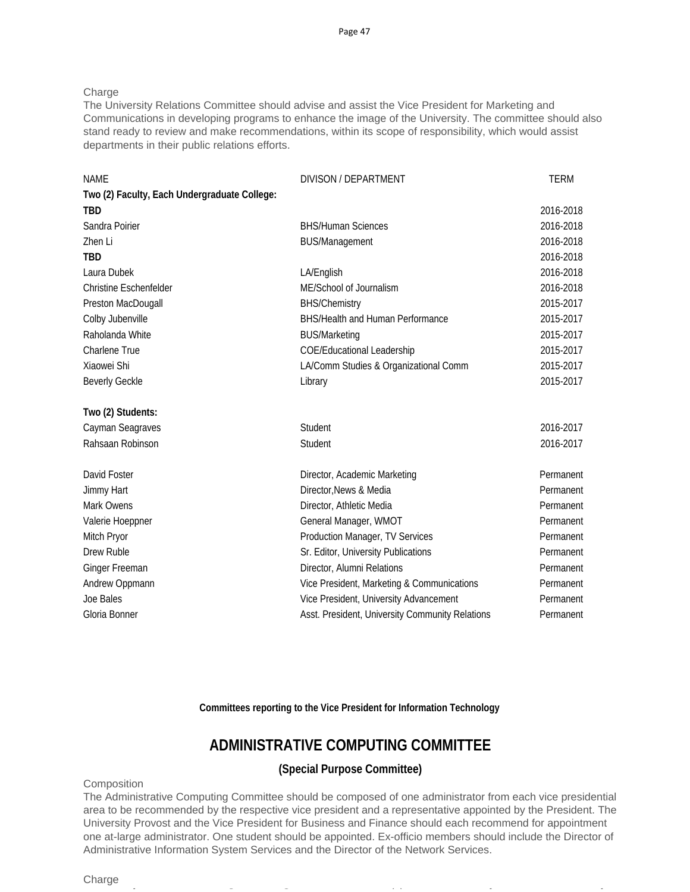Charge
The University Relations Committee should advise and assist the Vice President for Marketing and Communications in developing programs to enhance the image of the University. The committee should also stand ready to review and make recommendations, within its scope of responsibility, which would assist departments in their public relations efforts.

| NAME | DIVISON / DEPARTMENT | TERM |
|---|---|---|
| **Two (2) Faculty, Each Undergraduate College:** | | |
| **TBD** | | 2016-2018 |
| Sandra Poirier | BHS/Human Sciences | 2016-2018 |
| Zhen Li | BUS/Management | 2016-2018 |
| **TBD** | | 2016-2018 |
| Laura Dubek | LA/English | 2016-2018 |
| Christine Eschenfelder | ME/School of Journalism | 2016-2018 |
| Preston MacDougall | BHS/Chemistry | 2015-2017 |
| Colby Jubenville | BHS/Health and Human Performance | 2015-2017 |
| Raholanda White | BUS/Marketing | 2015-2017 |
| Charlene True | COE/Educational Leadership | 2015-2017 |
| Xiaowei Shi | LA/Comm Studies & Organizational Comm | 2015-2017 |
| Beverly Geckle | Library | 2015-2017 |
| **Two (2) Students:** | | |
| Cayman Seagraves | Student | 2016-2017 |
| Rahsaan Robinson | Student | 2016-2017 |
| David Foster | Director, Academic Marketing | Permanent |
| Jimmy Hart | Director,News & Media | Permanent |
| Mark Owens | Director, Athletic Media | Permanent |
| Valerie Hoeppner | General Manager, WMOT | Permanent |
| Mitch Pryor | Production Manager, TV Services | Permanent |
| Drew Ruble | Sr. Editor, University Publications | Permanent |
| Ginger Freeman | Director, Alumni Relations | Permanent |
| Andrew Oppmann | Vice President, Marketing & Communications | Permanent |
| Joe Bales | Vice President, University Advancement | Permanent |
| Gloria Bonner | Asst. President, University Community Relations | Permanent |

**Committees reporting to the Vice President for Information Technology**

# ADMINISTRATIVE COMPUTING COMMITTEE

**(Special Purpose Committee)**

Composition
The Administrative Computing Committee should be composed of one administrator from each vice presidential area to be recommended by the respective vice president and a representative appointed by the President. The University Provost and the Vice President for Business and Finance should each recommend for appointment one at-large administrator. One student should be appointed. Ex-officio members should include the Director of Administrative Information System Services and the Director of the Network Services.

Charge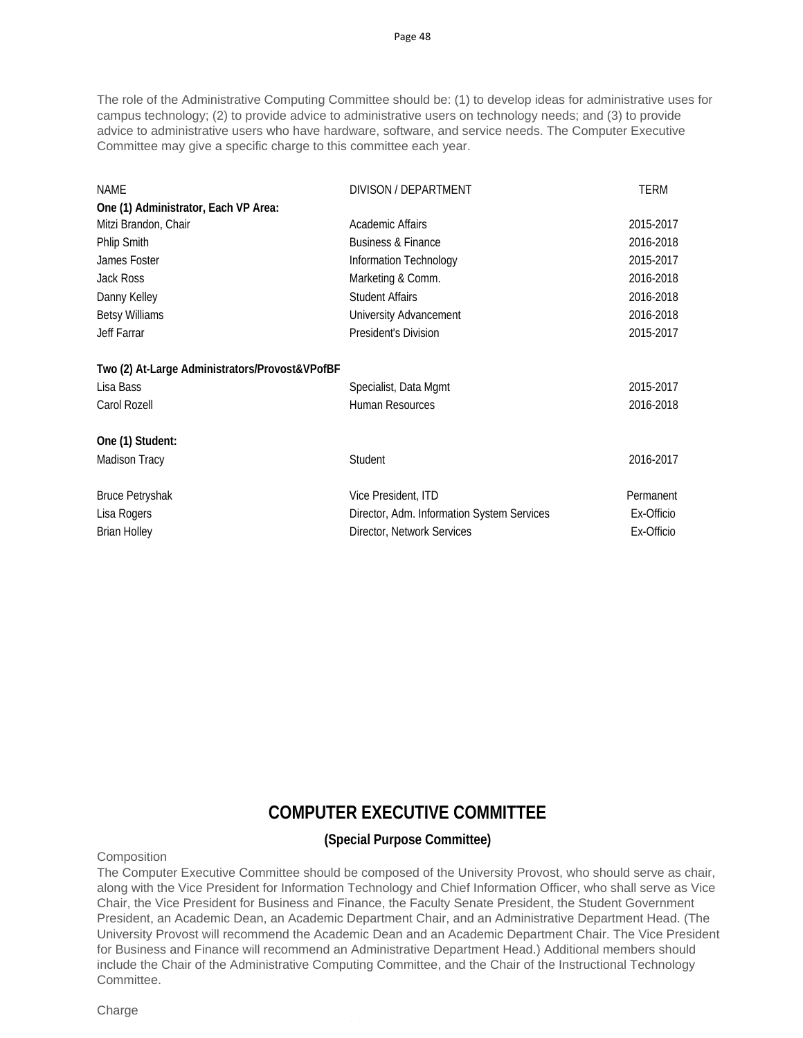The role of the Administrative Computing Committee should be: (1) to develop ideas for administrative uses for campus technology; (2) to provide advice to administrative users on technology needs; and (3) to provide advice to administrative users who have hardware, software, and service needs. The Computer Executive Committee may give a specific charge to this committee each year.

| NAME | DIVISON / DEPARTMENT | TERM |
|---|---|---|
| **One (1) Administrator, Each VP Area:** | | |
| Mitzi Brandon, Chair | Academic Affairs | 2015-2017 |
| Phlip Smith | Business & Finance | 2016-2018 |
| James Foster | Information Technology | 2015-2017 |
| Jack Ross | Marketing & Comm. | 2016-2018 |
| Danny Kelley | Student Affairs | 2016-2018 |
| Betsy Williams | University Advancement | 2016-2018 |
| Jeff Farrar | President's Division | 2015-2017 |
| **Two (2) At-Large Administrators/Provost&VPofBF** | | |
| Lisa Bass | Specialist, Data Mgmt | 2015-2017 |
| Carol Rozell | Human Resources | 2016-2018 |
| **One (1) Student:** | | |
| Madison Tracy | Student | 2016-2017 |
| Bruce Petryshak | Vice President, ITD | Permanent |
| Lisa Rogers | Director, Adm. Information System Services | Ex-Officio |
| Brian Holley | Director, Network Services | Ex-Officio |

# COMPUTER EXECUTIVE COMMITTEE

**(Special Purpose Committee)**

Composition

The Computer Executive Committee should be composed of the University Provost, who should serve as chair, along with the Vice President for Information Technology and Chief Information Officer, who shall serve as Vice Chair, the Vice President for Business and Finance, the Faculty Senate President, the Student Government President, an Academic Dean, an Academic Department Chair, and an Administrative Department Head. (The University Provost will recommend the Academic Dean and an Academic Department Chair. The Vice President for Business and Finance will recommend an Administrative Department Head.) Additional members should include the Chair of the Administrative Computing Committee, and the Chair of the Instructional Technology Committee.

Charge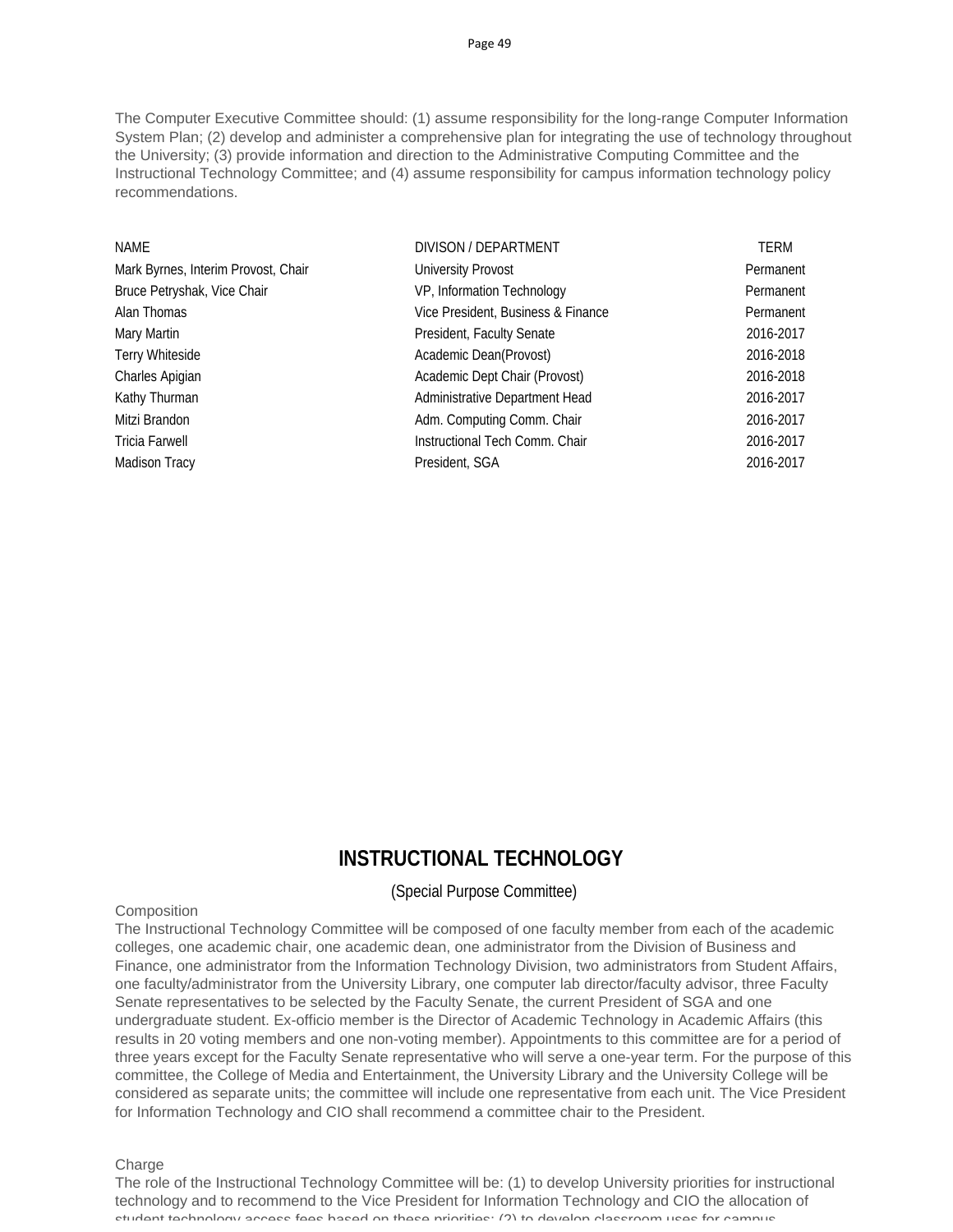The Computer Executive Committee should: (1) assume responsibility for the long-range Computer Information System Plan; (2) develop and administer a comprehensive plan for integrating the use of technology throughout the University; (3) provide information and direction to the Administrative Computing Committee and the Instructional Technology Committee; and (4) assume responsibility for campus information technology policy recommendations.

| NAME | DIVISON / DEPARTMENT | TERM |
|---|---|---|
| Mark Byrnes, Interim Provost, Chair | University Provost | Permanent |
| Bruce Petryshak, Vice Chair | VP, Information Technology | Permanent |
| Alan Thomas | Vice President, Business & Finance | Permanent |
| Mary Martin | President, Faculty Senate | 2016-2017 |
| Terry Whiteside | Academic Dean(Provost) | 2016-2018 |
| Charles Apigian | Academic Dept Chair (Provost) | 2016-2018 |
| Kathy Thurman | Administrative Department Head | 2016-2017 |
| Mitzi Brandon | Adm. Computing Comm. Chair | 2016-2017 |
| Tricia Farwell | Instructional Tech Comm. Chair | 2016-2017 |
| Madison Tracy | President, SGA | 2016-2017 |

# INSTRUCTIONAL TECHNOLOGY

(Special Purpose Committee)

Composition

The Instructional Technology Committee will be composed of one faculty member from each of the academic colleges, one academic chair, one academic dean, one administrator from the Division of Business and Finance, one administrator from the Information Technology Division, two administrators from Student Affairs, one faculty/administrator from the University Library, one computer lab director/faculty advisor, three Faculty Senate representatives to be selected by the Faculty Senate, the current President of SGA and one undergraduate student. Ex-officio member is the Director of Academic Technology in Academic Affairs (this results in 20 voting members and one non-voting member). Appointments to this committee are for a period of three years except for the Faculty Senate representative who will serve a one-year term. For the purpose of this committee, the College of Media and Entertainment, the University Library and the University College will be considered as separate units; the committee will include one representative from each unit. The Vice President for Information Technology and CIO shall recommend a committee chair to the President.

Charge

The role of the Instructional Technology Committee will be: (1) to develop University priorities for instructional technology and to recommend to the Vice President for Information Technology and CIO the allocation of student technology access fees based on these priorities; (2) to develop classroom uses for campus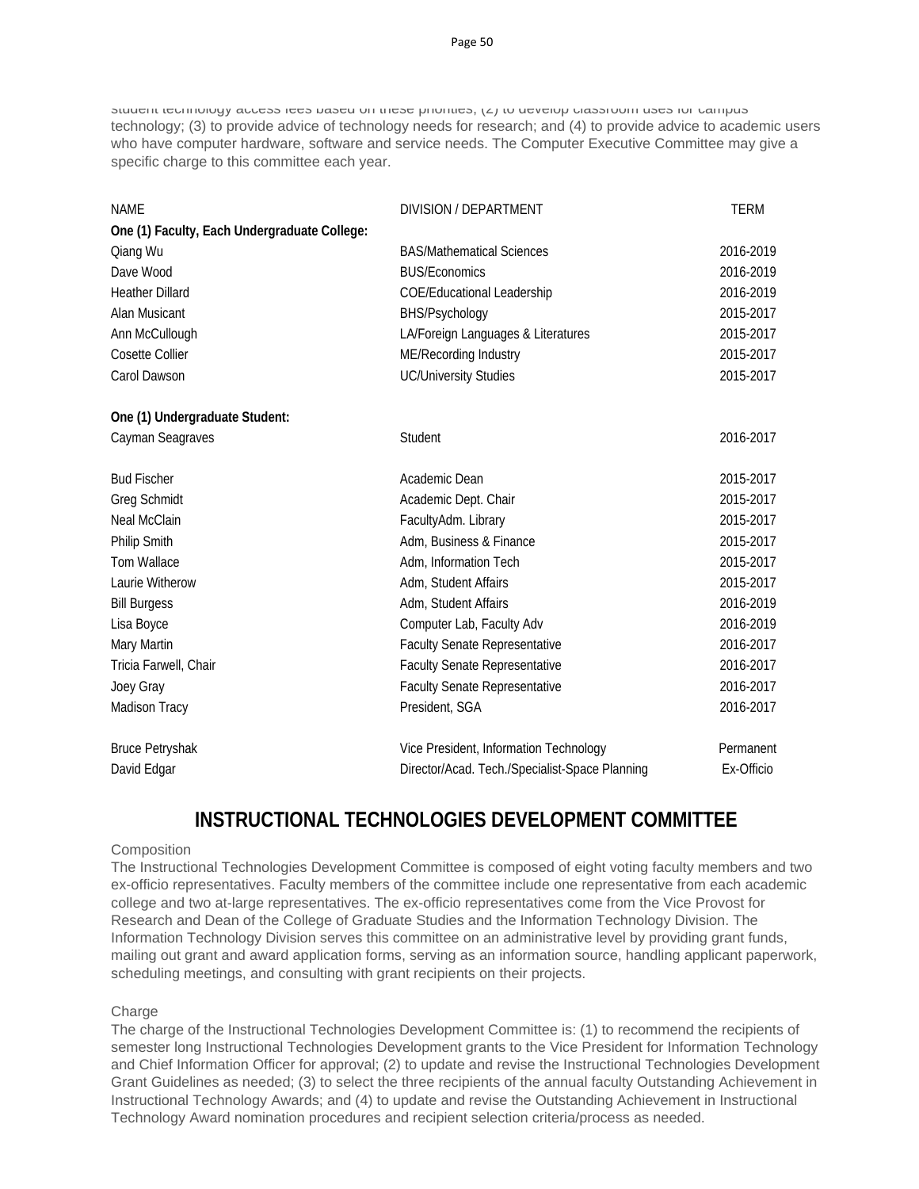student technology access fees based on these priorities; (2) to develop classroom uses for campus technology; (3) to provide advice of technology needs for research; and (4) to provide advice to academic users who have computer hardware, software and service needs. The Computer Executive Committee may give a specific charge to this committee each year.

| NAME | DIVISION / DEPARTMENT | TERM |
|---|---|---|
| **One (1) Faculty, Each Undergraduate College:** | | |
| Qiang Wu | BAS/Mathematical Sciences | 2016-2019 |
| Dave Wood | BUS/Economics | 2016-2019 |
| Heather Dillard | COE/Educational Leadership | 2016-2019 |
| Alan Musicant | BHS/Psychology | 2015-2017 |
| Ann McCullough | LA/Foreign Languages & Literatures | 2015-2017 |
| Cosette Collier | ME/Recording Industry | 2015-2017 |
| Carol Dawson | UC/University Studies | 2015-2017 |
| **One (1) Undergraduate Student:** | | |
| Cayman Seagraves | Student | 2016-2017 |
| Bud Fischer | Academic Dean | 2015-2017 |
| Greg Schmidt | Academic Dept. Chair | 2015-2017 |
| Neal McClain | FacultyAdm. Library | 2015-2017 |
| Philip Smith | Adm, Business & Finance | 2015-2017 |
| Tom Wallace | Adm, Information Tech | 2015-2017 |
| Laurie Witherow | Adm, Student Affairs | 2015-2017 |
| Bill Burgess | Adm, Student Affairs | 2016-2019 |
| Lisa Boyce | Computer Lab, Faculty Adv | 2016-2019 |
| Mary Martin | Faculty Senate Representative | 2016-2017 |
| Tricia Farwell, Chair | Faculty Senate Representative | 2016-2017 |
| Joey Gray | Faculty Senate Representative | 2016-2017 |
| Madison Tracy | President, SGA | 2016-2017 |
| Bruce Petryshak | Vice President, Information Technology | Permanent |
| David Edgar | Director/Acad. Tech./Specialist-Space Planning | Ex-Officio |

## INSTRUCTIONAL TECHNOLOGIES DEVELOPMENT COMMITTEE

Composition

The Instructional Technologies Development Committee is composed of eight voting faculty members and two ex-officio representatives. Faculty members of the committee include one representative from each academic college and two at-large representatives. The ex-officio representatives come from the Vice Provost for Research and Dean of the College of Graduate Studies and the Information Technology Division. The Information Technology Division serves this committee on an administrative level by providing grant funds, mailing out grant and award application forms, serving as an information source, handling applicant paperwork, scheduling meetings, and consulting with grant recipients on their projects.

Charge

The charge of the Instructional Technologies Development Committee is: (1) to recommend the recipients of semester long Instructional Technologies Development grants to the Vice President for Information Technology and Chief Information Officer for approval; (2) to update and revise the Instructional Technologies Development Grant Guidelines as needed; (3) to select the three recipients of the annual faculty Outstanding Achievement in Instructional Technology Awards; and (4) to update and revise the Outstanding Achievement in Instructional Technology Award nomination procedures and recipient selection criteria/process as needed.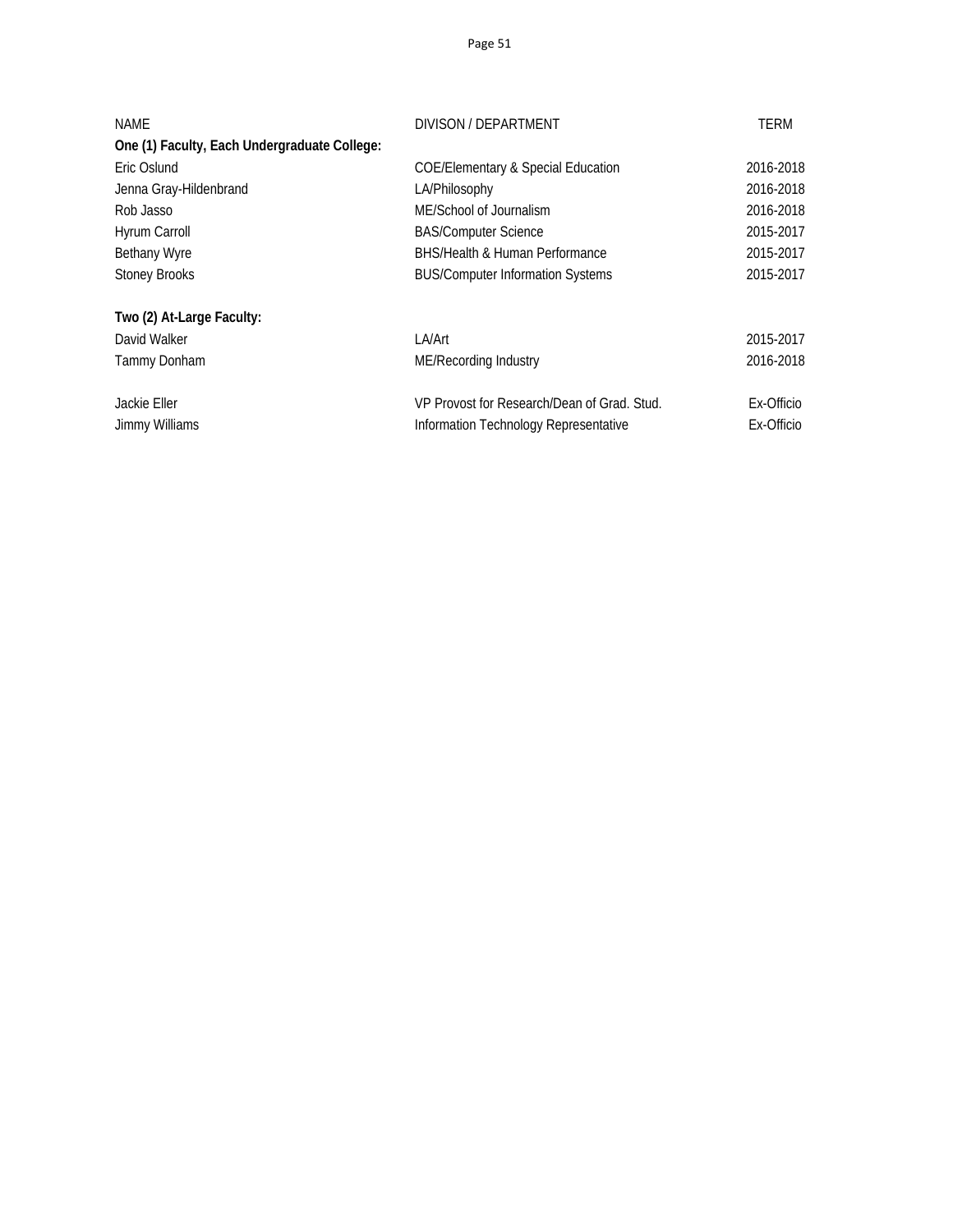| NAME | DIVISON / DEPARTMENT | TERM |
|---|---|---|
| **One (1) Faculty, Each Undergraduate College:** | | |
| Eric Oslund | COE/Elementary & Special Education | 2016-2018 |
| Jenna Gray-Hildenbrand | LA/Philosophy | 2016-2018 |
| Rob Jasso | ME/School of Journalism | 2016-2018 |
| Hyrum Carroll | BAS/Computer Science | 2015-2017 |
| Bethany Wyre | BHS/Health & Human Performance | 2015-2017 |
| Stoney Brooks | BUS/Computer Information Systems | 2015-2017 |
| | | |
| **Two (2) At-Large Faculty:** | | |
| David Walker | LA/Art | 2015-2017 |
| Tammy Donham | ME/Recording Industry | 2016-2018 |
| | | |
| Jackie Eller | VP Provost for Research/Dean of Grad. Stud. | Ex-Officio |
| Jimmy Williams | Information Technology Representative | Ex-Officio |